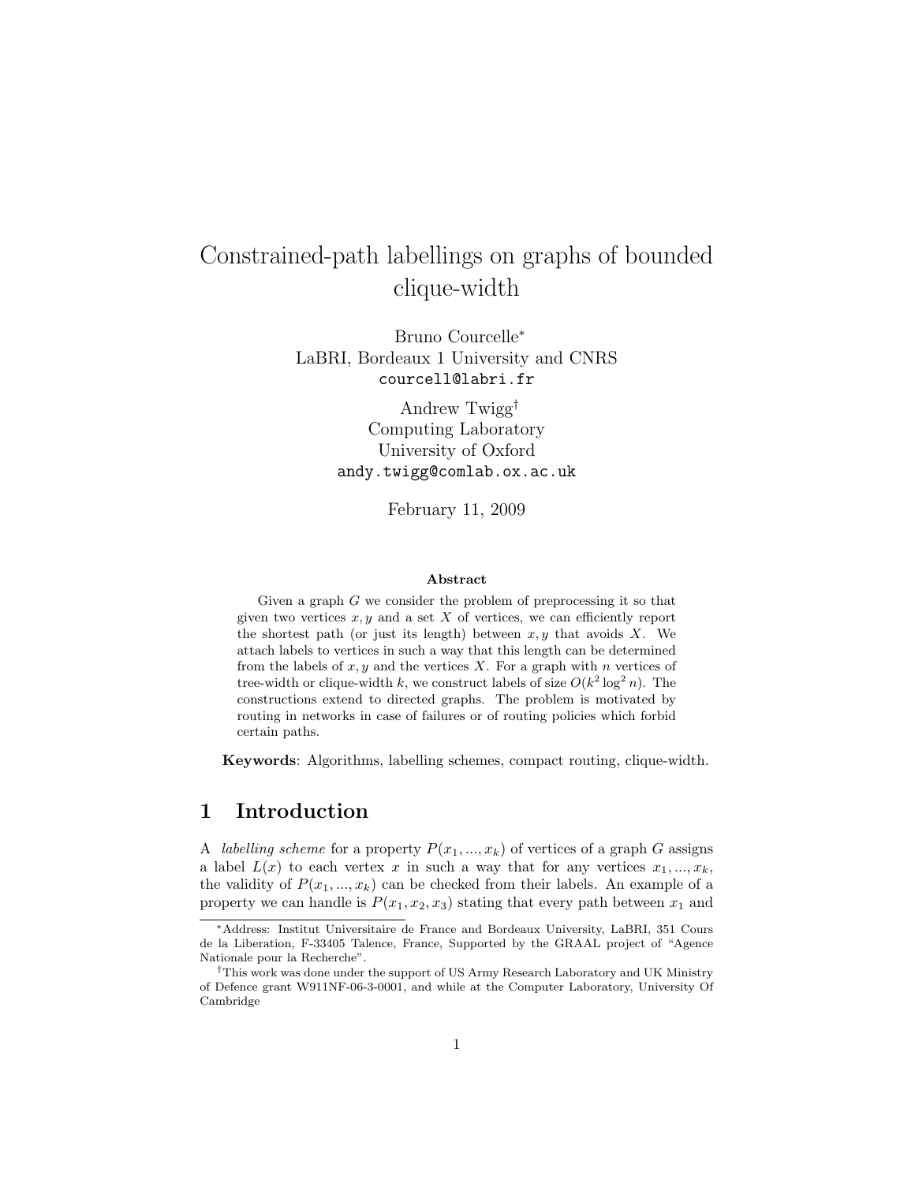# Constrained-path labellings on graphs of bounded clique-width

Bruno Courcelle*
LaBRI, Bordeaux 1 University and CNRS
courcell@labri.fr

Andrew Twigg†
Computing Laboratory
University of Oxford
andy.twigg@comlab.ox.ac.uk

February 11, 2009

### Abstract

Given a graph $G$ we consider the problem of preprocessing it so that given two vertices $x, y$ and a set $X$ of vertices, we can efficiently report the shortest path (or just its length) between $x, y$ that avoids $X$. We attach labels to vertices in such a way that this length can be determined from the labels of $x, y$ and the vertices $X$. For a graph with $n$ vertices of tree-width or clique-width $k$, we construct labels of size $O(k^2 \log^2 n)$. The constructions extend to directed graphs. The problem is motivated by routing in networks in case of failures or of routing policies which forbid certain paths.

**Keywords**: Algorithms, labelling schemes, compact routing, clique-width.

## 1 Introduction

A *labelling scheme* for a property $P(x_1, ..., x_k)$ of vertices of a graph $G$ assigns a label $L(x)$ to each vertex $x$ in such a way that for any vertices $x_1, ..., x_k$, the validity of $P(x_1, ..., x_k)$ can be checked from their labels. An example of a property we can handle is $P(x_1, x_2, x_3)$ stating that every path between $x_1$ and

---

*Address: Institut Universitaire de France and Bordeaux University, LaBRI, 351 Cours de la Liberation, F-33405 Talence, France, Supported by the GRAAL project of "Agence Nationale pour la Recherche".

†This work was done under the support of US Army Research Laboratory and UK Ministry of Defence grant W911NF-06-3-0001, and while at the Computer Laboratory, University Of Cambridge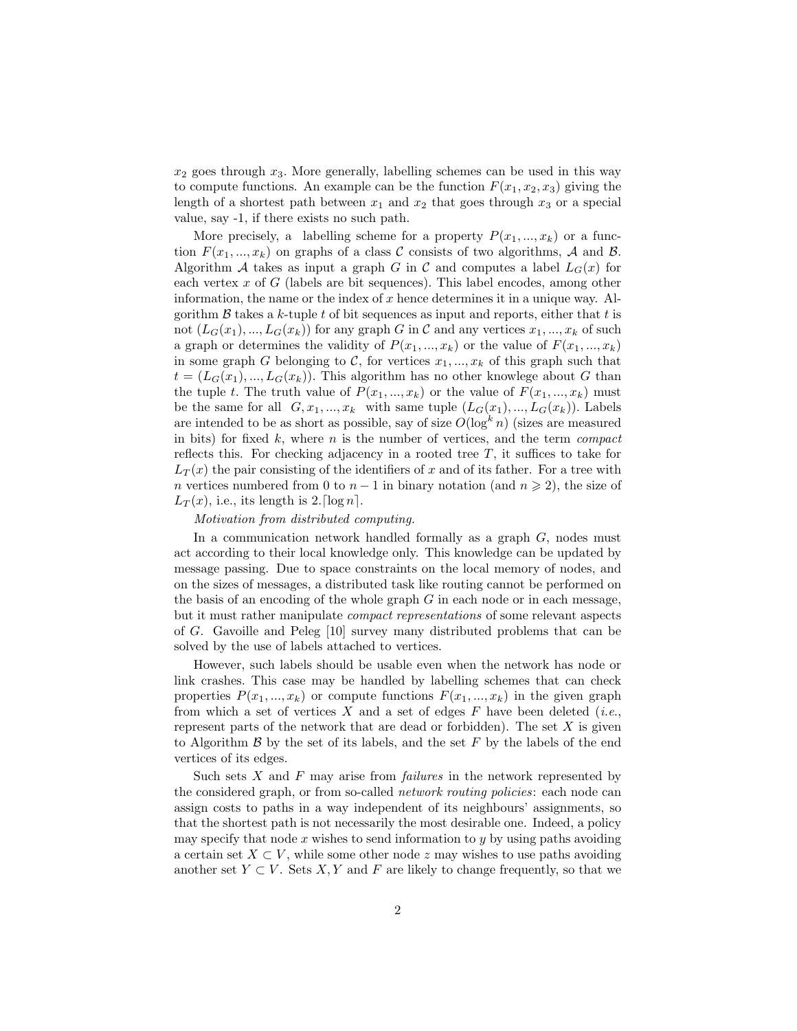$x_2$ goes through $x_3$. More generally, labelling schemes can be used in this way to compute functions. An example can be the function $F(x_1, x_2, x_3)$ giving the length of a shortest path between $x_1$ and $x_2$ that goes through $x_3$ or a special value, say -1, if there exists no such path.

More precisely, a labelling scheme for a property $P(x_1, ..., x_k)$ or a function $F(x_1, ..., x_k)$ on graphs of a class $\mathcal{C}$ consists of two algorithms, $\mathcal{A}$ and $\mathcal{B}$. Algorithm $\mathcal{A}$ takes as input a graph $G$ in $\mathcal{C}$ and computes a label $L_G(x)$ for each vertex $x$ of $G$ (labels are bit sequences). This label encodes, among other information, the name or the index of $x$ hence determines it in a unique way. Algorithm $\mathcal{B}$ takes a $k$-tuple $t$ of bit sequences as input and reports, either that $t$ is not $(L_G(x_1), ..., L_G(x_k))$ for any graph $G$ in $\mathcal{C}$ and any vertices $x_1, ..., x_k$ of such a graph or determines the validity of $P(x_1, ..., x_k)$ or the value of $F(x_1, ..., x_k)$ in some graph $G$ belonging to $\mathcal{C}$, for vertices $x_1, ..., x_k$ of this graph such that $t = (L_G(x_1), ..., L_G(x_k))$. This algorithm has no other knowlege about $G$ than the tuple $t$. The truth value of $P(x_1, ..., x_k)$ or the value of $F(x_1, ..., x_k)$ must be the same for all $G, x_1, ..., x_k$ with same tuple $(L_G(x_1), ..., L_G(x_k))$. Labels are intended to be as short as possible, say of size $O(\log^k n)$ (sizes are measured in bits) for fixed $k$, where $n$ is the number of vertices, and the term *compact* reflects this. For checking adjacency in a rooted tree $T$, it suffices to take for $L_T(x)$ the pair consisting of the identifiers of $x$ and of its father. For a tree with $n$ vertices numbered from 0 to $n-1$ in binary notation (and $n \geqslant 2$), the size of $L_T(x)$, i.e., its length is $2.\lceil \log n \rceil$.

*Motivation from distributed computing.*

In a communication network handled formally as a graph $G$, nodes must act according to their local knowledge only. This knowledge can be updated by message passing. Due to space constraints on the local memory of nodes, and on the sizes of messages, a distributed task like routing cannot be performed on the basis of an encoding of the whole graph $G$ in each node or in each message, but it must rather manipulate *compact representations* of some relevant aspects of $G$. Gavoille and Peleg [10] survey many distributed problems that can be solved by the use of labels attached to vertices.

However, such labels should be usable even when the network has node or link crashes. This case may be handled by labelling schemes that can check properties $P(x_1, ..., x_k)$ or compute functions $F(x_1, ..., x_k)$ in the given graph from which a set of vertices $X$ and a set of edges $F$ have been deleted (*i.e.*, represent parts of the network that are dead or forbidden). The set $X$ is given to Algorithm $\mathcal{B}$ by the set of its labels, and the set $F$ by the labels of the end vertices of its edges.

Such sets $X$ and $F$ may arise from *failures* in the network represented by the considered graph, or from so-called *network routing policies*: each node can assign costs to paths in a way independent of its neighbours' assignments, so that the shortest path is not necessarily the most desirable one. Indeed, a policy may specify that node $x$ wishes to send information to $y$ by using paths avoiding a certain set $X \subset V$, while some other node $z$ may wishes to use paths avoiding another set $Y \subset V$. Sets $X, Y$ and $F$ are likely to change frequently, so that we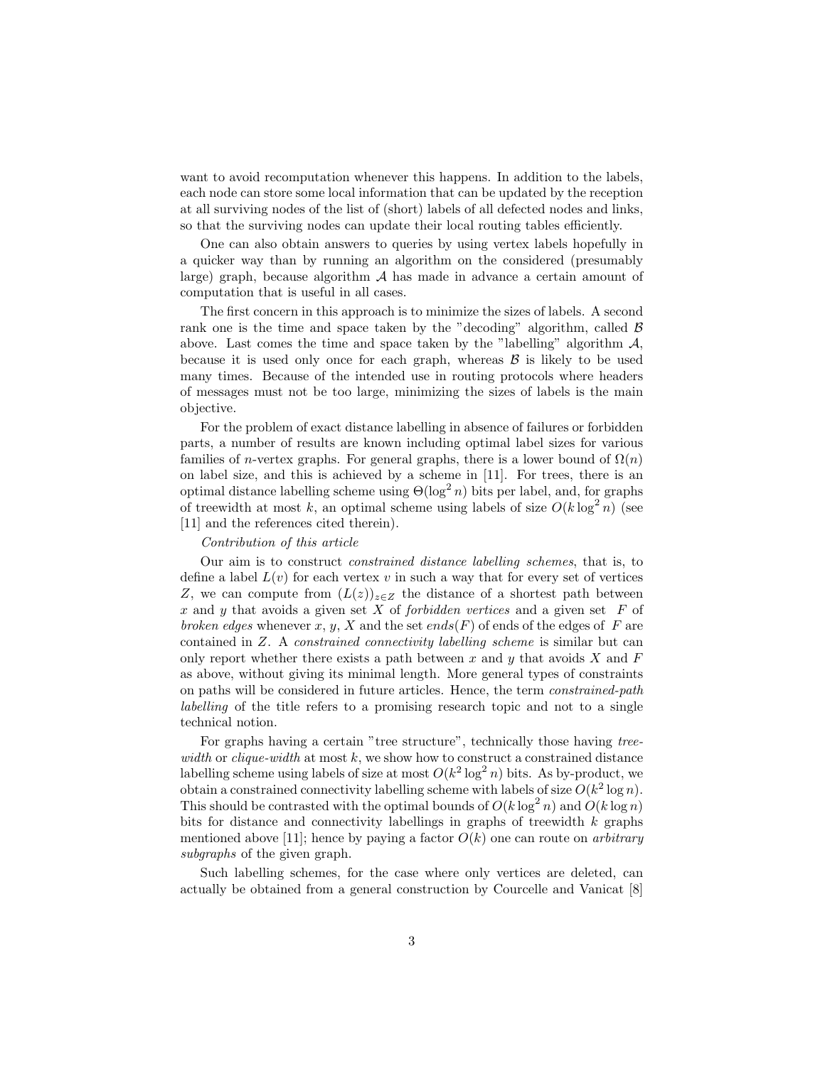want to avoid recomputation whenever this happens. In addition to the labels, each node can store some local information that can be updated by the reception at all surviving nodes of the list of (short) labels of all defected nodes and links, so that the surviving nodes can update their local routing tables efficiently.

One can also obtain answers to queries by using vertex labels hopefully in a quicker way than by running an algorithm on the considered (presumably large) graph, because algorithm $\mathcal{A}$ has made in advance a certain amount of computation that is useful in all cases.

The first concern in this approach is to minimize the sizes of labels. A second rank one is the time and space taken by the "decoding" algorithm, called $\mathcal{B}$ above. Last comes the time and space taken by the "labelling" algorithm $\mathcal{A}$, because it is used only once for each graph, whereas $\mathcal{B}$ is likely to be used many times. Because of the intended use in routing protocols where headers of messages must not be too large, minimizing the sizes of labels is the main objective.

For the problem of exact distance labelling in absence of failures or forbidden parts, a number of results are known including optimal label sizes for various families of $n$-vertex graphs. For general graphs, there is a lower bound of $\Omega(n)$ on label size, and this is achieved by a scheme in [11]. For trees, there is an optimal distance labelling scheme using $\Theta(\log^2 n)$ bits per label, and, for graphs of treewidth at most $k$, an optimal scheme using labels of size $O(k \log^2 n)$ (see [11] and the references cited therein).

*Contribution of this article*

Our aim is to construct *constrained distance labelling schemes*, that is, to define a label $L(v)$ for each vertex $v$ in such a way that for every set of vertices $Z$, we can compute from $(L(z))_{z \in Z}$ the distance of a shortest path between $x$ and $y$ that avoids a given set $X$ of *forbidden vertices* and a given set $F$ of *broken edges* whenever $x$, $y$, $X$ and the set $ends(F)$ of ends of the edges of $F$ are contained in $Z$. A *constrained connectivity labelling scheme* is similar but can only report whether there exists a path between $x$ and $y$ that avoids $X$ and $F$ as above, without giving its minimal length. More general types of constraints on paths will be considered in future articles. Hence, the term *constrained-path labelling* of the title refers to a promising research topic and not to a single technical notion.

For graphs having a certain "tree structure", technically those having *tree-width* or *clique-width* at most $k$, we show how to construct a constrained distance labelling scheme using labels of size at most $O(k^2 \log^2 n)$ bits. As by-product, we obtain a constrained connectivity labelling scheme with labels of size $O(k^2 \log n)$. This should be contrasted with the optimal bounds of $O(k \log^2 n)$ and $O(k \log n)$ bits for distance and connectivity labellings in graphs of treewidth $k$ graphs mentioned above [11]; hence by paying a factor $O(k)$ one can route on *arbitrary subgraphs* of the given graph.

Such labelling schemes, for the case where only vertices are deleted, can actually be obtained from a general construction by Courcelle and Vanicat [8]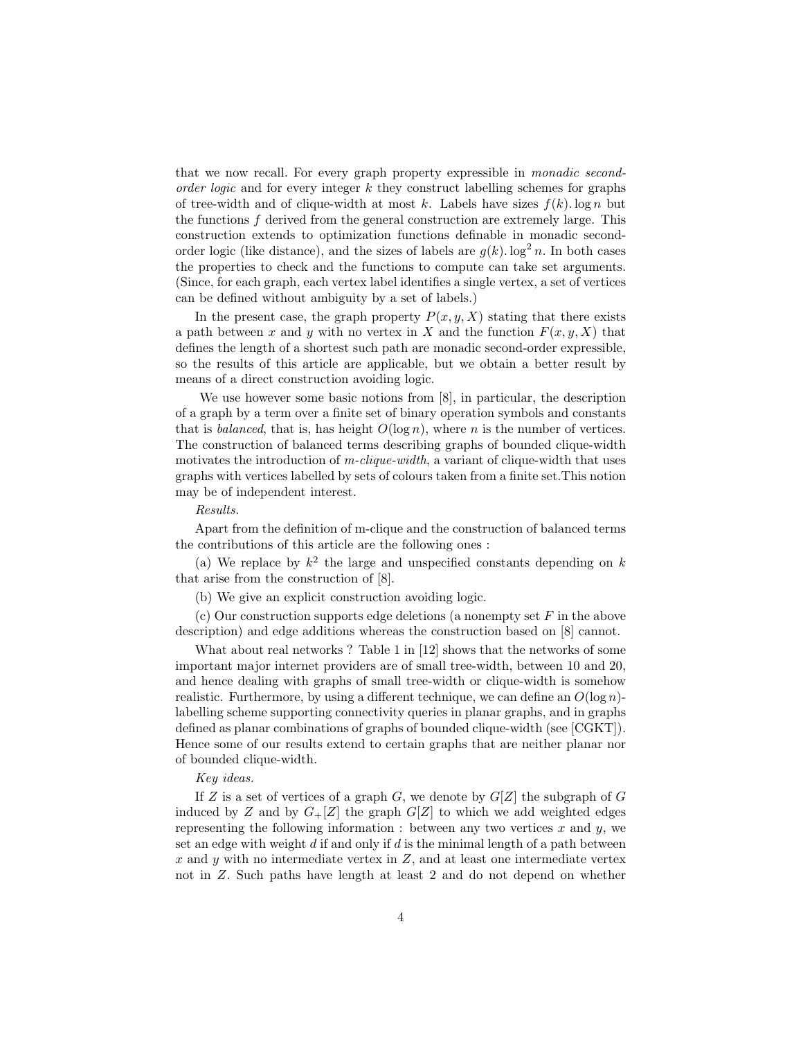that we now recall. For every graph property expressible in *monadic second-order logic* and for every integer $k$ they construct labelling schemes for graphs of tree-width and of clique-width at most $k$. Labels have sizes $f(k).\log n$ but the functions $f$ derived from the general construction are extremely large. This construction extends to optimization functions definable in monadic second-order logic (like distance), and the sizes of labels are $g(k).\log^2 n$. In both cases the properties to check and the functions to compute can take set arguments. (Since, for each graph, each vertex label identifies a single vertex, a set of vertices can be defined without ambiguity by a set of labels.)

In the present case, the graph property $P(x, y, X)$ stating that there exists a path between $x$ and $y$ with no vertex in $X$ and the function $F(x, y, X)$ that defines the length of a shortest such path are monadic second-order expressible, so the results of this article are applicable, but we obtain a better result by means of a direct construction avoiding logic.

We use however some basic notions from [8], in particular, the description of a graph by a term over a finite set of binary operation symbols and constants that is *balanced*, that is, has height $O(\log n)$, where $n$ is the number of vertices. The construction of balanced terms describing graphs of bounded clique-width motivates the introduction of *m-clique-width*, a variant of clique-width that uses graphs with vertices labelled by sets of colours taken from a finite set.This notion may be of independent interest.

*Results.*

Apart from the definition of m-clique and the construction of balanced terms the contributions of this article are the following ones :

(a) We replace by $k^2$ the large and unspecified constants depending on $k$ that arise from the construction of [8].

(b) We give an explicit construction avoiding logic.

(c) Our construction supports edge deletions (a nonempty set $F$ in the above description) and edge additions whereas the construction based on [8] cannot.

What about real networks ? Table 1 in [12] shows that the networks of some important major internet providers are of small tree-width, between 10 and 20, and hence dealing with graphs of small tree-width or clique-width is somehow realistic. Furthermore, by using a different technique, we can define an $O(\log n)$-labelling scheme supporting connectivity queries in planar graphs, and in graphs defined as planar combinations of graphs of bounded clique-width (see [CGKT]). Hence some of our results extend to certain graphs that are neither planar nor of bounded clique-width.

*Key ideas.*

If $Z$ is a set of vertices of a graph $G$, we denote by $G[Z]$ the subgraph of $G$ induced by $Z$ and by $G_+[Z]$ the graph $G[Z]$ to which we add weighted edges representing the following information : between any two vertices $x$ and $y$, we set an edge with weight $d$ if and only if $d$ is the minimal length of a path between $x$ and $y$ with no intermediate vertex in $Z$, and at least one intermediate vertex not in $Z$. Such paths have length at least 2 and do not depend on whether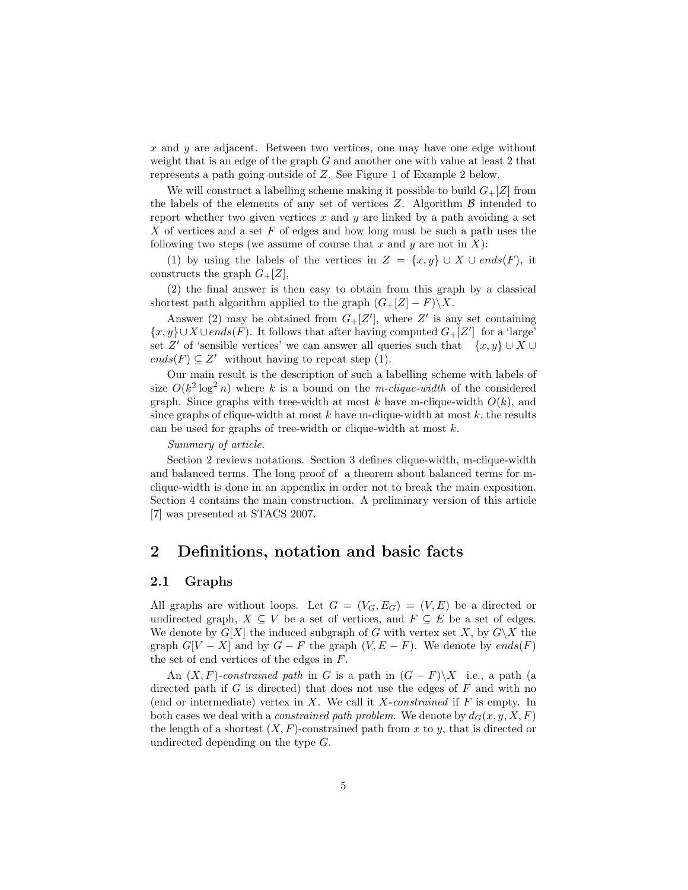$x$ and $y$ are adjacent. Between two vertices, one may have one edge without weight that is an edge of the graph $G$ and another one with value at least 2 that represents a path going outside of $Z$. See Figure 1 of Example 2 below.

We will construct a labelling scheme making it possible to build $G_+[Z]$ from the labels of the elements of any set of vertices $Z$. Algorithm $\mathcal{B}$ intended to report whether two given vertices $x$ and $y$ are linked by a path avoiding a set $X$ of vertices and a set $F$ of edges and how long must be such a path uses the following two steps (we assume of course that $x$ and $y$ are not in $X$):

(1) by using the labels of the vertices in $Z = \{x, y\} \cup X \cup ends(F)$, it constructs the graph $G_+[Z]$,

(2) the final answer is then easy to obtain from this graph by a classical shortest path algorithm applied to the graph $(G_+[Z] - F)\backslash X$.

Answer (2) may be obtained from $G_+[Z']$, where $Z'$ is any set containing $\{x, y\} \cup X \cup ends(F)$. It follows that after having computed $G_+[Z']$ for a 'large' set $Z'$ of 'sensible vertices' we can answer all queries such that $\{x, y\} \cup X \cup ends(F) \subseteq Z'$ without having to repeat step (1).

Our main result is the description of such a labelling scheme with labels of size $O(k^2 \log^2 n)$ where $k$ is a bound on the *m-clique-width* of the considered graph. Since graphs with tree-width at most $k$ have m-clique-width $O(k)$, and since graphs of clique-width at most $k$ have m-clique-width at most $k$, the results can be used for graphs of tree-width or clique-width at most $k$.

*Summary of article.*

Section 2 reviews notations. Section 3 defines clique-width, m-clique-width and balanced terms. The long proof of a theorem about balanced terms for m-clique-width is done in an appendix in order not to break the main exposition. Section 4 contains the main construction. A preliminary version of this article [7] was presented at STACS 2007.

## 2 Definitions, notation and basic facts

### 2.1 Graphs

All graphs are without loops. Let $G = (V_G, E_G) = (V, E)$ be a directed or undirected graph, $X \subseteq V$ be a set of vertices, and $F \subseteq E$ be a set of edges. We denote by $G[X]$ the induced subgraph of $G$ with vertex set $X$, by $G\backslash X$ the graph $G[V - X]$ and by $G - F$ the graph $(V, E - F)$. We denote by $ends(F)$ the set of end vertices of the edges in $F$.

An $(X, F)$-*constrained path* in $G$ is a path in $(G - F)\backslash X$ i.e., a path (a directed path if $G$ is directed) that does not use the edges of $F$ and with no (end or intermediate) vertex in $X$. We call it $X$-*constrained* if $F$ is empty. In both cases we deal with a *constrained path problem*. We denote by $d_G(x, y, X, F)$ the length of a shortest $(X, F)$-constrained path from $x$ to $y$, that is directed or undirected depending on the type $G$.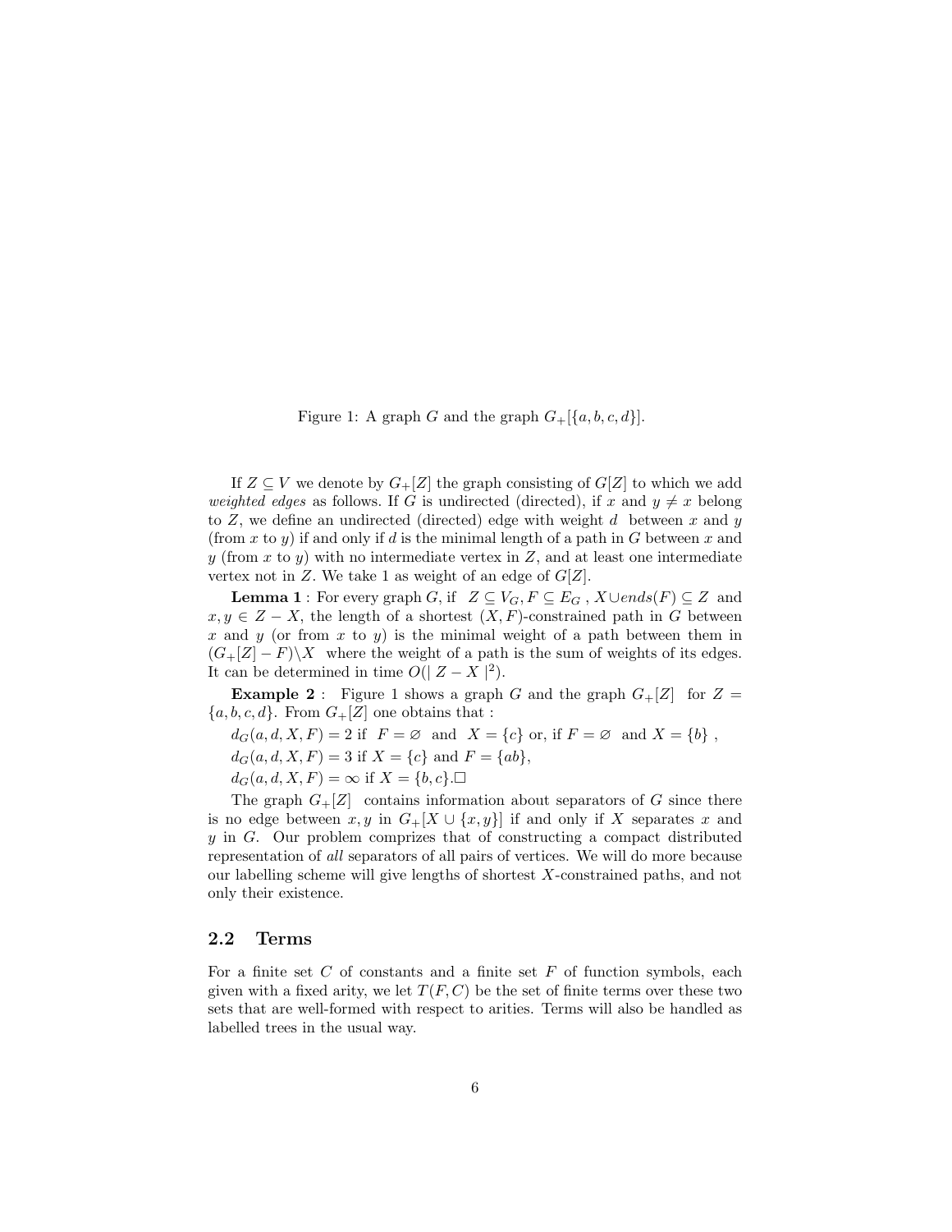Figure 1: A graph $G$ and the graph $G_+[\{a, b, c, d\}]$.

If $Z \subseteq V$ we denote by $G_+[Z]$ the graph consisting of $G[Z]$ to which we add *weighted edges* as follows. If $G$ is undirected (directed), if $x$ and $y \neq x$ belong to $Z$, we define an undirected (directed) edge with weight $d$ between $x$ and $y$ (from $x$ to $y$) if and only if $d$ is the minimal length of a path in $G$ between $x$ and $y$ (from $x$ to $y$) with no intermediate vertex in $Z$, and at least one intermediate vertex not in $Z$. We take 1 as weight of an edge of $G[Z]$.

**Lemma 1** : For every graph $G$, if $Z \subseteq V_G, F \subseteq E_G$ , $X \cup ends(F) \subseteq Z$ and $x, y \in Z - X$, the length of a shortest $(X, F)$-constrained path in $G$ between $x$ and $y$ (or from $x$ to $y$) is the minimal weight of a path between them in $(G_+[Z] - F)\backslash X$ where the weight of a path is the sum of weights of its edges. It can be determined in time $O(|\, Z - X\,|^2)$.

**Example 2** : Figure 1 shows a graph $G$ and the graph $G_+[Z]$ for $Z = \{a, b, c, d\}$. From $G_+[Z]$ one obtains that :

$d_G(a, d, X, F) = 2$ if $F = \varnothing$ and $X = \{c\}$ or, if $F = \varnothing$ and $X = \{b\}$ ,

$d_G(a, d, X, F) = 3$ if $X = \{c\}$ and $F = \{ab\}$,

$d_G(a, d, X, F) = \infty$ if $X = \{b, c\}$.$\square$

The graph $G_+[Z]$ contains information about separators of $G$ since there is no edge between $x, y$ in $G_+[X \cup \{x, y\}]$ if and only if $X$ separates $x$ and $y$ in $G$. Our problem comprizes that of constructing a compact distributed representation of *all* separators of all pairs of vertices. We will do more because our labelling scheme will give lengths of shortest $X$-constrained paths, and not only their existence.

## 2.2 Terms

For a finite set $C$ of constants and a finite set $F$ of function symbols, each given with a fixed arity, we let $T(F, C)$ be the set of finite terms over these two sets that are well-formed with respect to arities. Terms will also be handled as labelled trees in the usual way.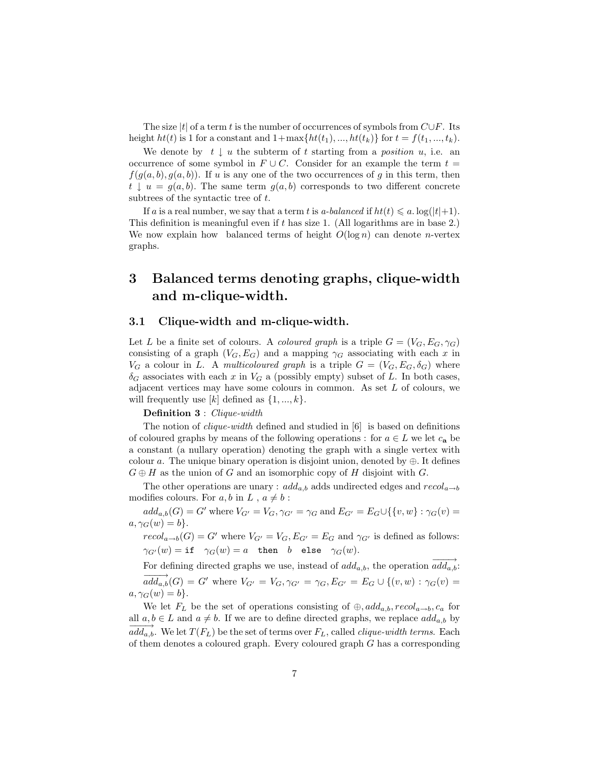The size $|t|$ of a term $t$ is the number of occurrences of symbols from $C \cup F$. Its height $ht(t)$ is 1 for a constant and $1+\max\{ht(t_1), ..., ht(t_k)\}$ for $t = f(t_1, ..., t_k)$.

We denote by $t \downarrow u$ the subterm of $t$ starting from a *position* $u$, i.e. an occurrence of some symbol in $F \cup C$. Consider for an example the term $t = f(g(a,b), g(a,b))$. If $u$ is any one of the two occurrences of $g$ in this term, then $t \downarrow u = g(a,b)$. The same term $g(a,b)$ corresponds to two different concrete subtrees of the syntactic tree of $t$.

If $a$ is a real number, we say that a term $t$ is *a-balanced* if $ht(t) \leqslant a.\log(|t|+1)$. This definition is meaningful even if $t$ has size 1. (All logarithms are in base 2.) We now explain how balanced terms of height $O(\log n)$ can denote $n$-vertex graphs.

# 3 Balanced terms denoting graphs, clique-width and m-clique-width.

## 3.1 Clique-width and m-clique-width.

Let $L$ be a finite set of colours. A *coloured graph* is a triple $G = (V_G, E_G, \gamma_G)$ consisting of a graph $(V_G, E_G)$ and a mapping $\gamma_G$ associating with each $x$ in $V_G$ a colour in $L$. A *multicoloured graph* is a triple $G = (V_G, E_G, \delta_G)$ where $\delta_G$ associates with each $x$ in $V_G$ a (possibly empty) subset of $L$. In both cases, adjacent vertices may have some colours in common. As set $L$ of colours, we will frequently use $[k]$ defined as $\{1, ..., k\}$.

**Definition 3** : *Clique-width*

The notion of *clique-width* defined and studied in [6] is based on definitions of coloured graphs by means of the following operations : for $a \in L$ we let $c_{\mathbf{a}}$ be a constant (a nullary operation) denoting the graph with a single vertex with colour $a$. The unique binary operation is disjoint union, denoted by $\oplus$. It defines $G \oplus H$ as the union of $G$ and an isomorphic copy of $H$ disjoint with $G$.

The other operations are unary : $add_{a,b}$ adds undirected edges and $recol_{a \to b}$ modifies colours. For $a, b$ in $L$ , $a \neq b$ :

$add_{a,b}(G) = G'$ where $V_{G'} = V_G, \gamma_{G'} = \gamma_G$ and $E_{G'} = E_G \cup \{\{v,w\} : \gamma_G(v) = a, \gamma_G(w) = b\}$.

$recol_{a \to b}(G) = G'$ where $V_{G'} = V_G, E_{G'} = E_G$ and $\gamma_{G'}$ is defined as follows: $\gamma_{G'}(w) = \texttt{if} \ \ \gamma_G(w) = a \ \ \texttt{then} \ \ b \ \ \texttt{else} \ \ \gamma_G(w)$.

For defining directed graphs we use, instead of $add_{a,b}$, the operation $\overrightarrow{add_{a,b}}$: $\overrightarrow{add_{a,b}}(G) = G'$ where $V_{G'} = V_G, \gamma_{G'} = \gamma_G, E_{G'} = E_G \cup \{(v,w) : \gamma_G(v) = a, \gamma_G(w) = b\}$.

We let $F_L$ be the set of operations consisting of $\oplus, add_{a,b}, recol_{a \to b}, c_a$ for all $a, b \in L$ and $a \neq b$. If we are to define directed graphs, we replace $add_{a,b}$ by $\overrightarrow{add_{a,b}}$. We let $T(F_L)$ be the set of terms over $F_L$, called *clique-width terms*. Each of them denotes a coloured graph. Every coloured graph $G$ has a corresponding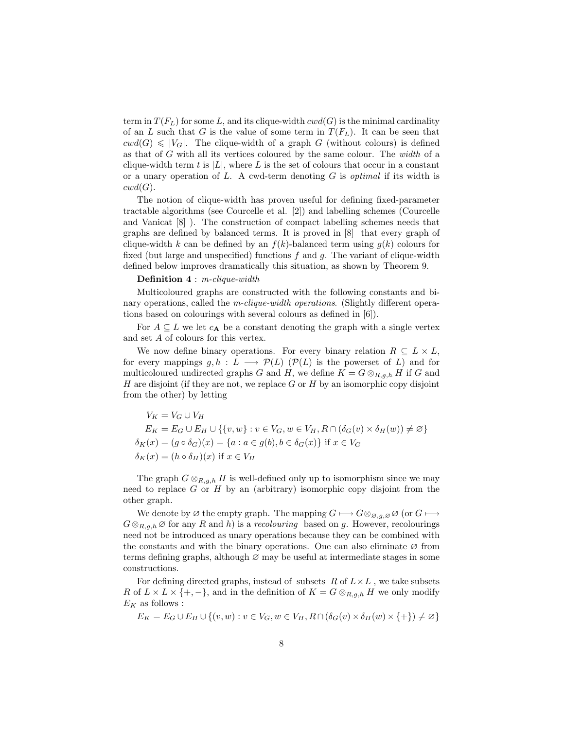term in $T(F_L)$ for some $L$, and its clique-width $cwd(G)$ is the minimal cardinality of an $L$ such that $G$ is the value of some term in $T(F_L)$. It can be seen that $cwd(G) \leqslant |V_G|$. The clique-width of a graph $G$ (without colours) is defined as that of $G$ with all its vertices coloured by the same colour. The *width* of a clique-width term $t$ is $|L|$, where $L$ is the set of colours that occur in a constant or a unary operation of $L$. A cwd-term denoting $G$ is *optimal* if its width is $cwd(G)$.

The notion of clique-width has proven useful for defining fixed-parameter tractable algorithms (see Courcelle et al. [2]) and labelling schemes (Courcelle and Vanicat [8] ). The construction of compact labelling schemes needs that graphs are defined by balanced terms. It is proved in [8] that every graph of clique-width $k$ can be defined by an $f(k)$-balanced term using $g(k)$ colours for fixed (but large and unspecified) functions $f$ and $g$. The variant of clique-width defined below improves dramatically this situation, as shown by Theorem 9.

**Definition 4** : *m-clique-width*

Multicoloured graphs are constructed with the following constants and binary operations, called the *m-clique-width operations*. (Slightly different operations based on colourings with several colours as defined in [6]).

For $A \subseteq L$ we let $c_{\mathbf{A}}$ be a constant denoting the graph with a single vertex and set $A$ of colours for this vertex.

We now define binary operations. For every binary relation $R \subseteq L \times L$, for every mappings $g, h : L \longrightarrow \mathcal{P}(L)$ ($\mathcal{P}(L)$ is the powerset of $L$) and for multicoloured undirected graphs $G$ and $H$, we define $K = G \otimes_{R,g,h} H$ if $G$ and $H$ are disjoint (if they are not, we replace $G$ or $H$ by an isomorphic copy disjoint from the other) by letting

$$V_K = V_G \cup V_H$$

$$E_K = E_G \cup E_H \cup \{\{v, w\} : v \in V_G, w \in V_H, R \cap (\delta_G(v) \times \delta_H(w)) \neq \varnothing\}$$

$$\delta_K(x) = (g \circ \delta_G)(x) = \{a : a \in g(b), b \in \delta_G(x)\} \text{ if } x \in V_G$$

$$\delta_K(x) = (h \circ \delta_H)(x) \text{ if } x \in V_H$$

The graph $G \otimes_{R,g,h} H$ is well-defined only up to isomorphism since we may need to replace $G$ or $H$ by an (arbitrary) isomorphic copy disjoint from the other graph.

We denote by $\varnothing$ the empty graph. The mapping $G \longmapsto G \otimes_{\varnothing,g,\varnothing} \varnothing$ (or $G \longmapsto G \otimes_{R,g,h} \varnothing$ for any $R$ and $h$) is a *recolouring* based on $g$. However, recolourings need not be introduced as unary operations because they can be combined with the constants and with the binary operations. One can also eliminate $\varnothing$ from terms defining graphs, although $\varnothing$ may be useful at intermediate stages in some constructions.

For defining directed graphs, instead of subsets $R$ of $L \times L$, we take subsets $R$ of $L \times L \times \{+, -\}$, and in the definition of $K = G \otimes_{R,g,h} H$ we only modify $E_K$ as follows :

$$E_K = E_G \cup E_H \cup \{(v, w) : v \in V_G, w \in V_H, R \cap (\delta_G(v) \times \delta_H(w) \times \{+\}) \neq \varnothing\}$$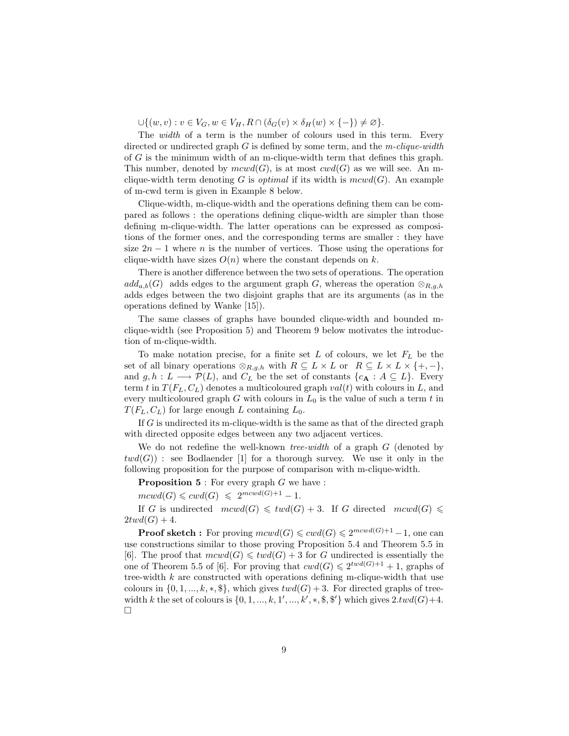$\cup\{(w,v) : v \in V_G, w \in V_H, R \cap (\delta_G(v) \times \delta_H(w) \times \{-\}) \neq \varnothing\}$.

The *width* of a term is the number of colours used in this term. Every directed or undirected graph $G$ is defined by some term, and the *m-clique-width* of $G$ is the minimum width of an m-clique-width term that defines this graph. This number, denoted by $mcwd(G)$, is at most $cwd(G)$ as we will see. An m-clique-width term denoting $G$ is *optimal* if its width is $mcwd(G)$. An example of m-cwd term is given in Example 8 below.

Clique-width, m-clique-width and the operations defining them can be compared as follows : the operations defining clique-width are simpler than those defining m-clique-width. The latter operations can be expressed as compositions of the former ones, and the corresponding terms are smaller : they have size $2n-1$ where $n$ is the number of vertices. Those using the operations for clique-width have sizes $O(n)$ where the constant depends on $k$.

There is another difference between the two sets of operations. The operation $add_{a,b}(G)$ adds edges to the argument graph $G$, whereas the operation $\otimes_{R,g,h}$ adds edges between the two disjoint graphs that are its arguments (as in the operations defined by Wanke [15]).

The same classes of graphs have bounded clique-width and bounded m-clique-width (see Proposition 5) and Theorem 9 below motivates the introduction of m-clique-width.

To make notation precise, for a finite set $L$ of colours, we let $F_L$ be the set of all binary operations $\otimes_{R,g,h}$ with $R \subseteq L \times L$ or $R \subseteq L \times L \times \{+,-\}$, and $g,h : L \longrightarrow \mathcal{P}(L)$, and $C_L$ be the set of constants $\{c_{\mathbf{A}} : A \subseteq L\}$. Every term $t$ in $T(F_L, C_L)$ denotes a multicoloured graph $val(t)$ with colours in $L$, and every multicoloured graph $G$ with colours in $L_0$ is the value of such a term $t$ in $T(F_L, C_L)$ for large enough $L$ containing $L_0$.

If $G$ is undirected its m-clique-width is the same as that of the directed graph with directed opposite edges between any two adjacent vertices.

We do not redefine the well-known *tree-width* of a graph $G$ (denoted by $twd(G)$) : see Bodlaender [1] for a thorough survey. We use it only in the following proposition for the purpose of comparison with m-clique-width.

**Proposition 5** : For every graph $G$ we have :

$mcwd(G) \leqslant cwd(G) \leqslant 2^{mcwd(G)+1} - 1$.

If $G$ is undirected $mcwd(G) \leqslant twd(G) + 3$. If $G$ directed $mcwd(G) \leqslant 2twd(G) + 4$.

**Proof sketch :** For proving $mcwd(G) \leqslant cwd(G) \leqslant 2^{mcwd(G)+1} - 1$, one can use constructions similar to those proving Proposition 5.4 and Theorem 5.5 in [6]. The proof that $mcwd(G) \leqslant twd(G) + 3$ for $G$ undirected is essentially the one of Theorem 5.5 of [6]. For proving that $cwd(G) \leqslant 2^{twd(G)+1} + 1$, graphs of tree-width $k$ are constructed with operations defining m-clique-width that use colours in $\{0, 1, ..., k, *, \$\}$, which gives $twd(G) + 3$. For directed graphs of tree-width $k$ the set of colours is $\{0, 1, ..., k, 1', ..., k', *, \$, \$'\}$ which gives $2.twd(G)+4$. □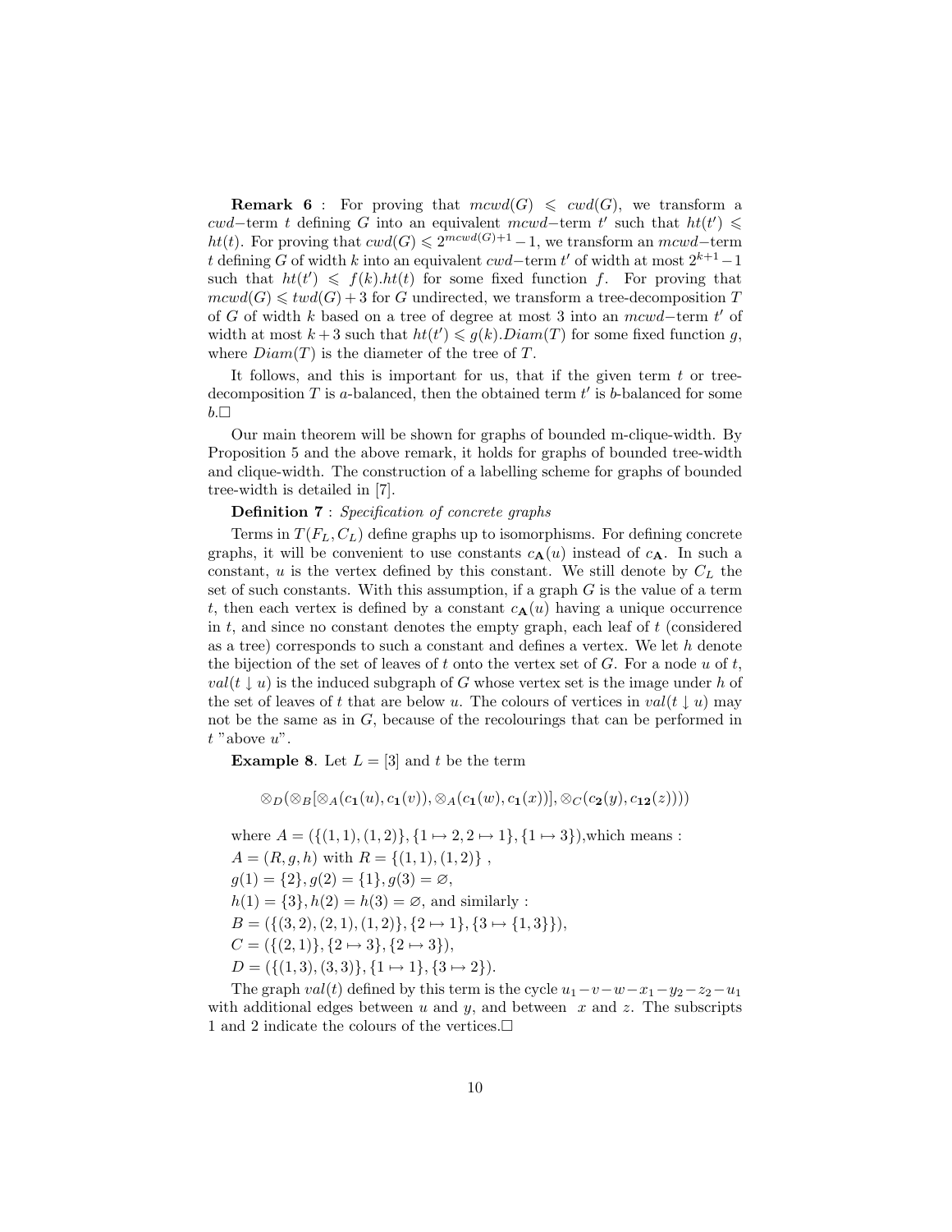**Remark 6** : For proving that $mcwd(G) \leqslant cwd(G)$, we transform a $cwd-$term $t$ defining $G$ into an equivalent $mcwd-$term $t'$ such that $ht(t') \leqslant ht(t)$. For proving that $cwd(G) \leqslant 2^{mcwd(G)+1}-1$, we transform an $mcwd-$term $t$ defining $G$ of width $k$ into an equivalent $cwd-$term $t'$ of width at most $2^{k+1}-1$ such that $ht(t') \leqslant f(k).ht(t)$ for some fixed function $f$. For proving that $mcwd(G) \leqslant twd(G)+3$ for $G$ undirected, we transform a tree-decomposition $T$ of $G$ of width $k$ based on a tree of degree at most 3 into an $mcwd-$term $t'$ of width at most $k+3$ such that $ht(t') \leqslant g(k).Diam(T)$ for some fixed function $g$, where $Diam(T)$ is the diameter of the tree of $T$.

It follows, and this is important for us, that if the given term $t$ or tree-decomposition $T$ is $a$-balanced, then the obtained term $t'$ is $b$-balanced for some $b$.□

Our main theorem will be shown for graphs of bounded m-clique-width. By Proposition 5 and the above remark, it holds for graphs of bounded tree-width and clique-width. The construction of a labelling scheme for graphs of bounded tree-width is detailed in [7].

**Definition 7** : *Specification of concrete graphs*

Terms in $T(F_L, C_L)$ define graphs up to isomorphisms. For defining concrete graphs, it will be convenient to use constants $c_{\mathbf{A}}(u)$ instead of $c_{\mathbf{A}}$. In such a constant, $u$ is the vertex defined by this constant. We still denote by $C_L$ the set of such constants. With this assumption, if a graph $G$ is the value of a term $t$, then each vertex is defined by a constant $c_{\mathbf{A}}(u)$ having a unique occurrence in $t$, and since no constant denotes the empty graph, each leaf of $t$ (considered as a tree) corresponds to such a constant and defines a vertex. We let $h$ denote the bijection of the set of leaves of $t$ onto the vertex set of $G$. For a node $u$ of $t$, $val(t \downarrow u)$ is the induced subgraph of $G$ whose vertex set is the image under $h$ of the set of leaves of $t$ that are below $u$. The colours of vertices in $val(t \downarrow u)$ may not be the same as in $G$, because of the recolourings that can be performed in $t$ "above $u$".

**Example 8**. Let $L = [3]$ and $t$ be the term

$$\otimes_D(\otimes_B[\otimes_A(c_{\mathbf{1}}(u), c_{\mathbf{1}}(v)), \otimes_A(c_{\mathbf{1}}(w), c_{\mathbf{1}}(x))], \otimes_C(c_{\mathbf{2}}(y), c_{\mathbf{12}}(z))))$$

where $A = (\{(1,1),(1,2)\}, \{1 \mapsto 2, 2 \mapsto 1\}, \{1 \mapsto 3\})$,which means :
$A = (R, g, h)$ with $R = \{(1,1),(1,2)\}$ ,
$g(1) = \{2\}, g(2) = \{1\}, g(3) = \varnothing$,
$h(1) = \{3\}, h(2) = h(3) = \varnothing$, and similarly :
$B = (\{(3,2),(2,1),(1,2)\}, \{2 \mapsto 1\}, \{3 \mapsto \{1,3\}\})$,
$C = (\{(2,1)\}, \{2 \mapsto 3\}, \{2 \mapsto 3\})$,
$D = (\{(1,3),(3,3)\}, \{1 \mapsto 1\}, \{3 \mapsto 2\})$.

The graph $val(t)$ defined by this term is the cycle $u_1 - v - w - x_1 - y_2 - z_2 - u_1$ with additional edges between $u$ and $y$, and between $x$ and $z$. The subscripts 1 and 2 indicate the colours of the vertices.□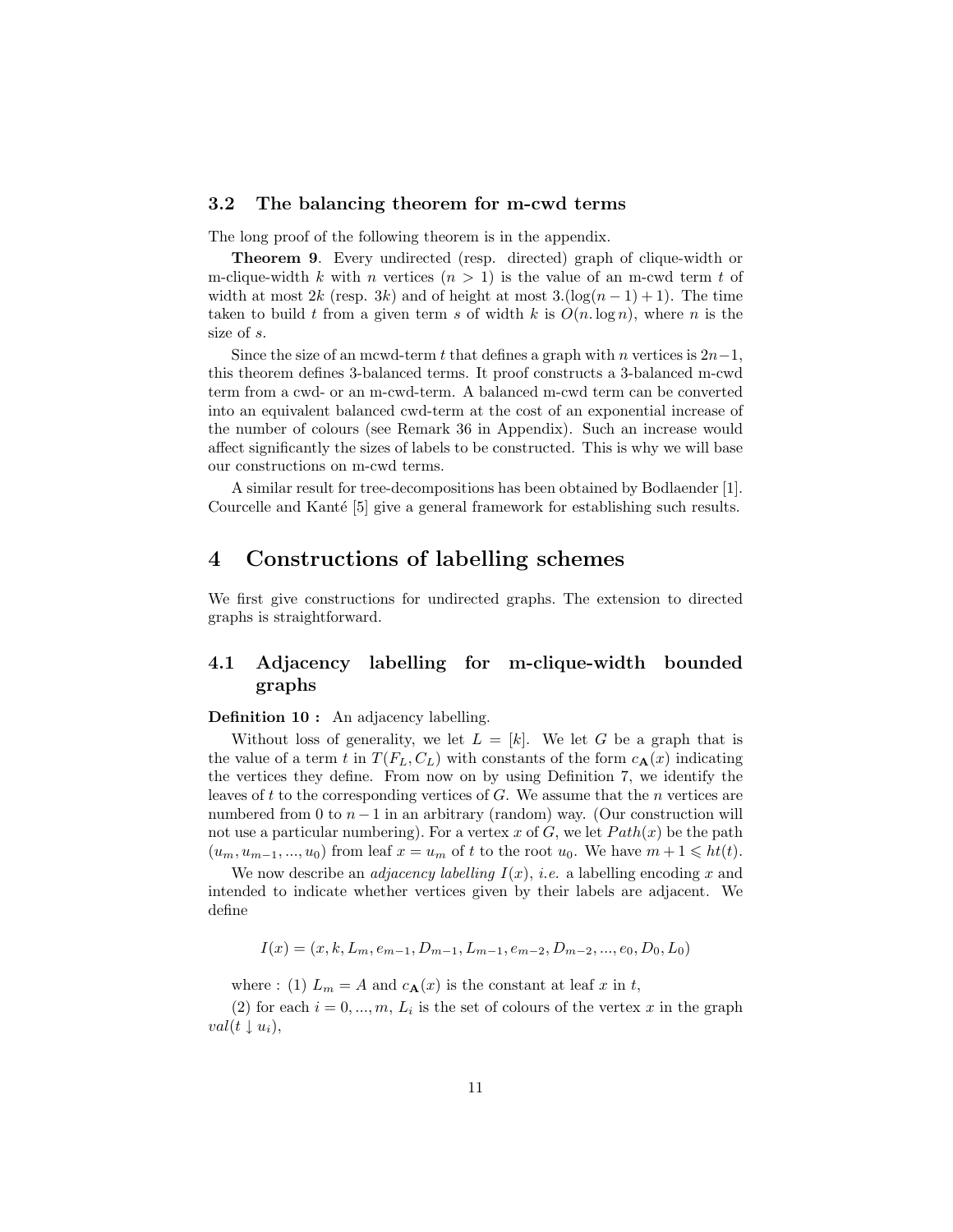### 3.2 The balancing theorem for m-cwd terms

The long proof of the following theorem is in the appendix.

**Theorem 9**. Every undirected (resp. directed) graph of clique-width or m-clique-width $k$ with $n$ vertices ($n > 1$) is the value of an m-cwd term $t$ of width at most $2k$ (resp. $3k$) and of height at most $3.(\log(n-1)+1)$. The time taken to build $t$ from a given term $s$ of width $k$ is $O(n.\log n)$, where $n$ is the size of $s$.

Since the size of an mcwd-term $t$ that defines a graph with $n$ vertices is $2n-1$, this theorem defines 3-balanced terms. It proof constructs a 3-balanced m-cwd term from a cwd- or an m-cwd-term. A balanced m-cwd term can be converted into an equivalent balanced cwd-term at the cost of an exponential increase of the number of colours (see Remark 36 in Appendix). Such an increase would affect significantly the sizes of labels to be constructed. This is why we will base our constructions on m-cwd terms.

A similar result for tree-decompositions has been obtained by Bodlaender [1]. Courcelle and Kanté [5] give a general framework for establishing such results.

## 4 Constructions of labelling schemes

We first give constructions for undirected graphs. The extension to directed graphs is straightforward.

### 4.1 Adjacency labelling for m-clique-width bounded graphs

**Definition 10 :** An adjacency labelling.

Without loss of generality, we let $L = [k]$. We let $G$ be a graph that is the value of a term $t$ in $T(F_L, C_L)$ with constants of the form $c_{\mathbf{A}}(x)$ indicating the vertices they define. From now on by using Definition 7, we identify the leaves of $t$ to the corresponding vertices of $G$. We assume that the $n$ vertices are numbered from 0 to $n-1$ in an arbitrary (random) way. (Our construction will not use a particular numbering). For a vertex $x$ of $G$, we let $Path(x)$ be the path $(u_m, u_{m-1}, ..., u_0)$ from leaf $x = u_m$ of $t$ to the root $u_0$. We have $m+1 \leqslant ht(t)$.

We now describe an *adjacency labelling* $I(x)$, *i.e.* a labelling encoding $x$ and intended to indicate whether vertices given by their labels are adjacent. We define

$$I(x) = (x, k, L_m, e_{m-1}, D_{m-1}, L_{m-1}, e_{m-2}, D_{m-2}, ..., e_0, D_0, L_0)$$

where : (1) $L_m = A$ and $c_{\mathbf{A}}(x)$ is the constant at leaf $x$ in $t$,

(2) for each $i = 0, ..., m$, $L_i$ is the set of colours of the vertex $x$ in the graph $val(t \downarrow u_i)$,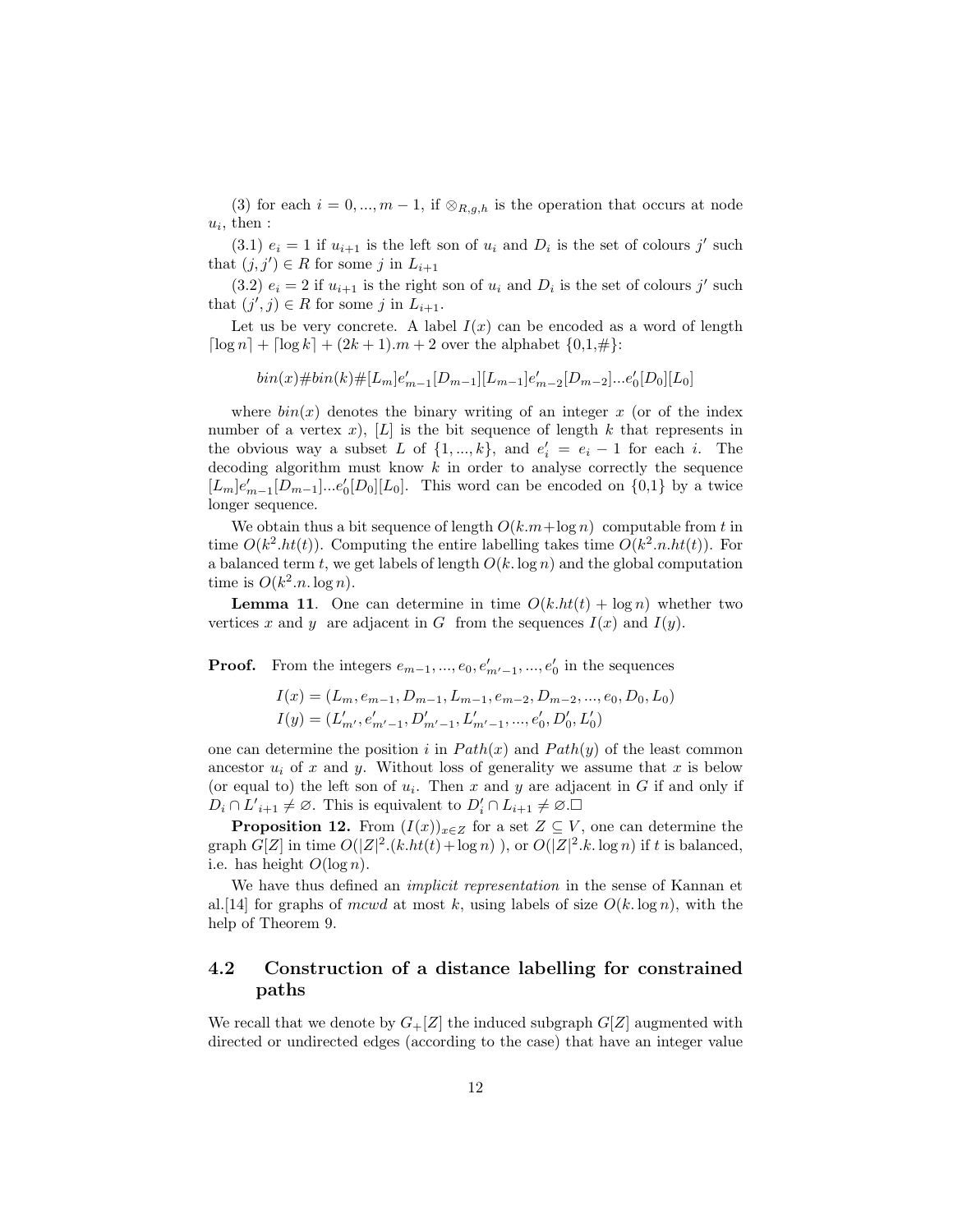(3) for each $i = 0, ..., m-1$, if $\otimes_{R,g,h}$ is the operation that occurs at node $u_i$, then :

(3.1) $e_i = 1$ if $u_{i+1}$ is the left son of $u_i$ and $D_i$ is the set of colours $j'$ such that $(j, j') \in R$ for some $j$ in $L_{i+1}$

(3.2) $e_i = 2$ if $u_{i+1}$ is the right son of $u_i$ and $D_i$ is the set of colours $j'$ such that $(j', j) \in R$ for some $j$ in $L_{i+1}$.

Let us be very concrete. A label $I(x)$ can be encoded as a word of length $\lceil \log n \rceil + \lceil \log k \rceil + (2k+1).m + 2$ over the alphabet {0,1,#}:

$$bin(x)\#bin(k)\#[L_m]e'_{m-1}[D_{m-1}][L_{m-1}]e'_{m-2}[D_{m-2}]...e'_0[D_0][L_0]$$

where $bin(x)$ denotes the binary writing of an integer $x$ (or of the index number of a vertex $x$), $[L]$ is the bit sequence of length $k$ that represents in the obvious way a subset $L$ of $\{1, ..., k\}$, and $e'_i = e_i - 1$ for each $i$. The decoding algorithm must know $k$ in order to analyse correctly the sequence $[L_m]e'_{m-1}[D_{m-1}]...e'_0[D_0][L_0]$. This word can be encoded on {0,1} by a twice longer sequence.

We obtain thus a bit sequence of length $O(k.m+\log n)$ computable from $t$ in time $O(k^2.ht(t))$. Computing the entire labelling takes time $O(k^2.n.ht(t))$. For a balanced term $t$, we get labels of length $O(k.\log n)$ and the global computation time is $O(k^2.n.\log n)$.

**Lemma 11**. One can determine in time $O(k.ht(t) + \log n)$ whether two vertices $x$ and $y$ are adjacent in $G$ from the sequences $I(x)$ and $I(y)$.

**Proof.** From the integers $e_{m-1}, ..., e_0, e'_{m'-1}, ..., e'_0$ in the sequences

$$I(x) = (L_m, e_{m-1}, D_{m-1}, L_{m-1}, e_{m-2}, D_{m-2}, ..., e_0, D_0, L_0)$$
$$I(y) = (L'_{m'}, e'_{m'-1}, D'_{m'-1}, L'_{m'-1}, ..., e'_0, D'_0, L'_0)$$

one can determine the position $i$ in $Path(x)$ and $Path(y)$ of the least common ancestor $u_i$ of $x$ and $y$. Without loss of generality we assume that $x$ is below (or equal to) the left son of $u_i$. Then $x$ and $y$ are adjacent in $G$ if and only if $D_i \cap L'_{i+1} \neq \varnothing$. This is equivalent to $D'_i \cap L_{i+1} \neq \varnothing$.□

**Proposition 12.** From $(I(x))_{x \in Z}$ for a set $Z \subseteq V$, one can determine the graph $G[Z]$ in time $O(|Z|^2.(k.ht(t) + \log n))$, or $O(|Z|^2.k.\log n)$ if $t$ is balanced, i.e. has height $O(\log n)$.

We have thus defined an *implicit representation* in the sense of Kannan et al.[14] for graphs of *mcwd* at most $k$, using labels of size $O(k.\log n)$, with the help of Theorem 9.

## 4.2 Construction of a distance labelling for constrained paths

We recall that we denote by $G_+[Z]$ the induced subgraph $G[Z]$ augmented with directed or undirected edges (according to the case) that have an integer value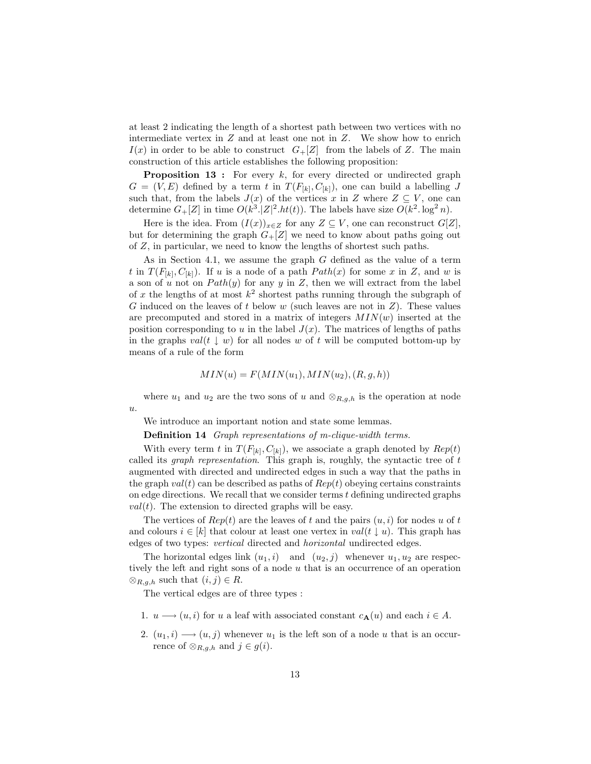at least 2 indicating the length of a shortest path between two vertices with no intermediate vertex in $Z$ and at least one not in $Z$. We show how to enrich $I(x)$ in order to be able to construct $G_+[Z]$ from the labels of $Z$. The main construction of this article establishes the following proposition:

**Proposition 13 :** For every $k$, for every directed or undirected graph $G = (V, E)$ defined by a term $t$ in $T(F_{[k]}, C_{[k]})$, one can build a labelling $J$ such that, from the labels $J(x)$ of the vertices $x$ in $Z$ where $Z \subseteq V$, one can determine $G_+[Z]$ in time $O(k^3.|Z|^2.ht(t))$. The labels have size $O(k^2. \log^2 n)$.

Here is the idea. From $(I(x))_{x \in Z}$ for any $Z \subseteq V$, one can reconstruct $G[Z]$, but for determining the graph $G_+[Z]$ we need to know about paths going out of $Z$, in particular, we need to know the lengths of shortest such paths.

As in Section 4.1, we assume the graph $G$ defined as the value of a term $t$ in $T(F_{[k]}, C_{[k]})$. If $u$ is a node of a path $Path(x)$ for some $x$ in $Z$, and $w$ is a son of $u$ not on $Path(y)$ for any $y$ in $Z$, then we will extract from the label of $x$ the lengths of at most $k^2$ shortest paths running through the subgraph of $G$ induced on the leaves of $t$ below $w$ (such leaves are not in $Z$). These values are precomputed and stored in a matrix of integers $MIN(w)$ inserted at the position corresponding to $u$ in the label $J(x)$. The matrices of lengths of paths in the graphs $val(t \downarrow w)$ for all nodes $w$ of $t$ will be computed bottom-up by means of a rule of the form

$$MIN(u) = F(MIN(u_1), MIN(u_2), (R, g, h))$$

where $u_1$ and $u_2$ are the two sons of $u$ and $\otimes_{R,g,h}$ is the operation at node $u$.

We introduce an important notion and state some lemmas.

**Definition 14** *Graph representations of m-clique-width terms.*

With every term $t$ in $T(F_{[k]}, C_{[k]})$, we associate a graph denoted by $Rep(t)$ called its *graph representation*. This graph is, roughly, the syntactic tree of $t$ augmented with directed and undirected edges in such a way that the paths in the graph $val(t)$ can be described as paths of $Rep(t)$ obeying certains constraints on edge directions. We recall that we consider terms $t$ defining undirected graphs $val(t)$. The extension to directed graphs will be easy.

The vertices of $Rep(t)$ are the leaves of $t$ and the pairs $(u, i)$ for nodes $u$ of $t$ and colours $i \in [k]$ that colour at least one vertex in $val(t \downarrow u)$. This graph has edges of two types: *vertical* directed and *horizontal* undirected edges.

The horizontal edges link $(u_1, i)$ and $(u_2, j)$ whenever $u_1, u_2$ are respectively the left and right sons of a node $u$ that is an occurrence of an operation $\otimes_{R,g,h}$ such that $(i, j) \in R$.

The vertical edges are of three types :

1. $u \longrightarrow (u, i)$ for $u$ a leaf with associated constant $c_{\mathbf{A}}(u)$ and each $i \in A$.
2. $(u_1, i) \longrightarrow (u, j)$ whenever $u_1$ is the left son of a node $u$ that is an occurrence of $\otimes_{R,g,h}$ and $j \in g(i)$.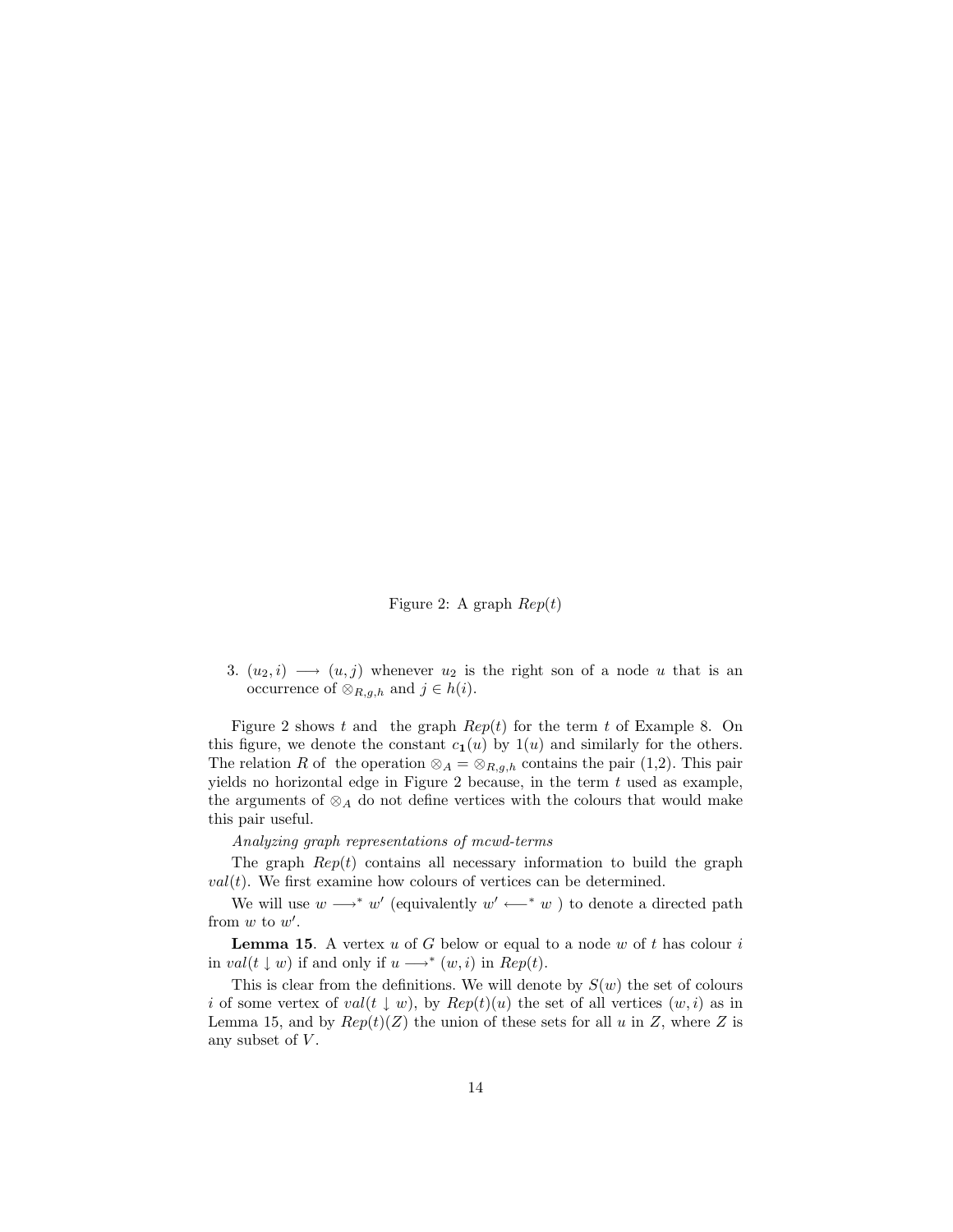Figure 2: A graph $Rep(t)$

3. $(u_2, i) \longrightarrow (u, j)$ whenever $u_2$ is the right son of a node $u$ that is an occurrence of $\otimes_{R,g,h}$ and $j \in h(i)$.

Figure 2 shows $t$ and the graph $Rep(t)$ for the term $t$ of Example 8. On this figure, we denote the constant $c_{\mathbf{1}}(u)$ by $1(u)$ and similarly for the others. The relation $R$ of the operation $\otimes_A = \otimes_{R,g,h}$ contains the pair (1,2). This pair yields no horizontal edge in Figure 2 because, in the term $t$ used as example, the arguments of $\otimes_A$ do not define vertices with the colours that would make this pair useful.

*Analyzing graph representations of mcwd-terms*

The graph $Rep(t)$ contains all necessary information to build the graph $val(t)$. We first examine how colours of vertices can be determined.

We will use $w \longrightarrow^* w'$ (equivalently $w' \longleftarrow^* w$ ) to denote a directed path from $w$ to $w'$.

**Lemma 15**. A vertex $u$ of $G$ below or equal to a node $w$ of $t$ has colour $i$ in $val(t \downarrow w)$ if and only if $u \longrightarrow^* (w, i)$ in $Rep(t)$.

This is clear from the definitions. We will denote by $S(w)$ the set of colours $i$ of some vertex of $val(t \downarrow w)$, by $Rep(t)(u)$ the set of all vertices $(w, i)$ as in Lemma 15, and by $Rep(t)(Z)$ the union of these sets for all $u$ in $Z$, where $Z$ is any subset of $V$.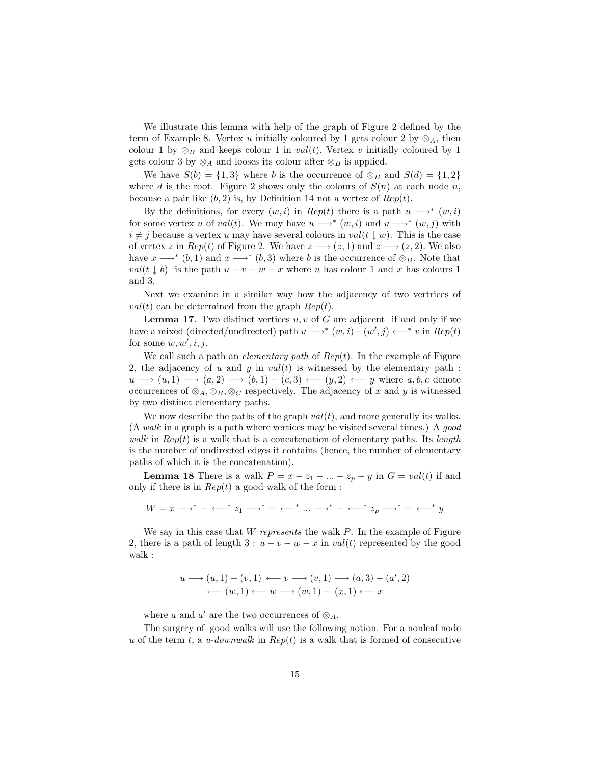We illustrate this lemma with help of the graph of Figure 2 defined by the term of Example 8. Vertex $u$ initially coloured by 1 gets colour 2 by $\otimes_A$, then colour 1 by $\otimes_B$ and keeps colour 1 in $val(t)$. Vertex $v$ initially coloured by 1 gets colour 3 by $\otimes_A$ and looses its colour after $\otimes_B$ is applied.

We have $S(b) = \{1,3\}$ where $b$ is the occurrence of $\otimes_B$ and $S(d) = \{1,2\}$ where $d$ is the root. Figure 2 shows only the colours of $S(n)$ at each node $n$, because a pair like $(b,2)$ is, by Definition 14 not a vertex of $Rep(t)$.

By the definitions, for every $(w,i)$ in $Rep(t)$ there is a path $u \longrightarrow^* (w,i)$ for some vertex $u$ of $val(t)$. We may have $u \longrightarrow^* (w,i)$ and $u \longrightarrow^* (w,j)$ with $i \neq j$ because a vertex $u$ may have several colours in $val(t \downarrow w)$. This is the case of vertex $z$ in $Rep(t)$ of Figure 2. We have $z \longrightarrow (z,1)$ and $z \longrightarrow (z,2)$. We also have $x \longrightarrow^* (b,1)$ and $x \longrightarrow^* (b,3)$ where $b$ is the occurrence of $\otimes_B$. Note that $val(t \downarrow b)$ is the path $u - v - w - x$ where $u$ has colour 1 and $x$ has colours 1 and 3.

Next we examine in a similar way how the adjacency of two vertrices of $val(t)$ can be determined from the graph $Rep(t)$.

**Lemma 17**. Two distinct vertices $u, v$ of $G$ are adjacent if and only if we have a mixed (directed/undirected) path $u \longrightarrow^* (w,i) - (w',j) \longleftarrow^* v$ in $Rep(t)$ for some $w, w', i, j$.

We call such a path an *elementary path* of $Rep(t)$. In the example of Figure 2, the adjacency of $u$ and $y$ in $val(t)$ is witnessed by the elementary path : $u \longrightarrow (u,1) \longrightarrow (a,2) \longrightarrow (b,1) - (c,3) \longleftarrow (y,2) \longleftarrow y$ where $a, b, c$ denote occurrences of $\otimes_A, \otimes_B, \otimes_C$ respectively. The adjacency of $x$ and $y$ is witnessed by two distinct elementary paths.

We now describe the paths of the graph $val(t)$, and more generally its walks. (A *walk* in a graph is a path where vertices may be visited several times.) A *good walk* in $Rep(t)$ is a walk that is a concatenation of elementary paths. Its *length* is the number of undirected edges it contains (hence, the number of elementary paths of which it is the concatenation).

**Lemma 18** There is a walk $P = x - z_1 - ... - z_p - y$ in $G = val(t)$ if and only if there is in $Rep(t)$ a good walk of the form :

$$W = x \longrightarrow^* - \longleftarrow^* z_1 \longrightarrow^* - \longleftarrow^* ... \longrightarrow^* - \longleftarrow^* z_p \longrightarrow^* - \longleftarrow^* y$$

We say in this case that $W$ *represents* the walk $P$. In the example of Figure 2, there is a path of length 3 : $u - v - w - x$ in $val(t)$ represented by the good walk :

$$u \longrightarrow (u,1) - (v,1) \longleftarrow v \longrightarrow (v,1) \longrightarrow (a,3) - (a',2)$$
$$\longleftarrow (w,1) \longleftarrow w \longrightarrow (w,1) - (x,1) \longleftarrow x$$

where $a$ and $a'$ are the two occurrences of $\otimes_A$.

The surgery of good walks will use the following notion. For a nonleaf node $u$ of the term $t$, a *$u$-downwalk* in $Rep(t)$ is a walk that is formed of consecutive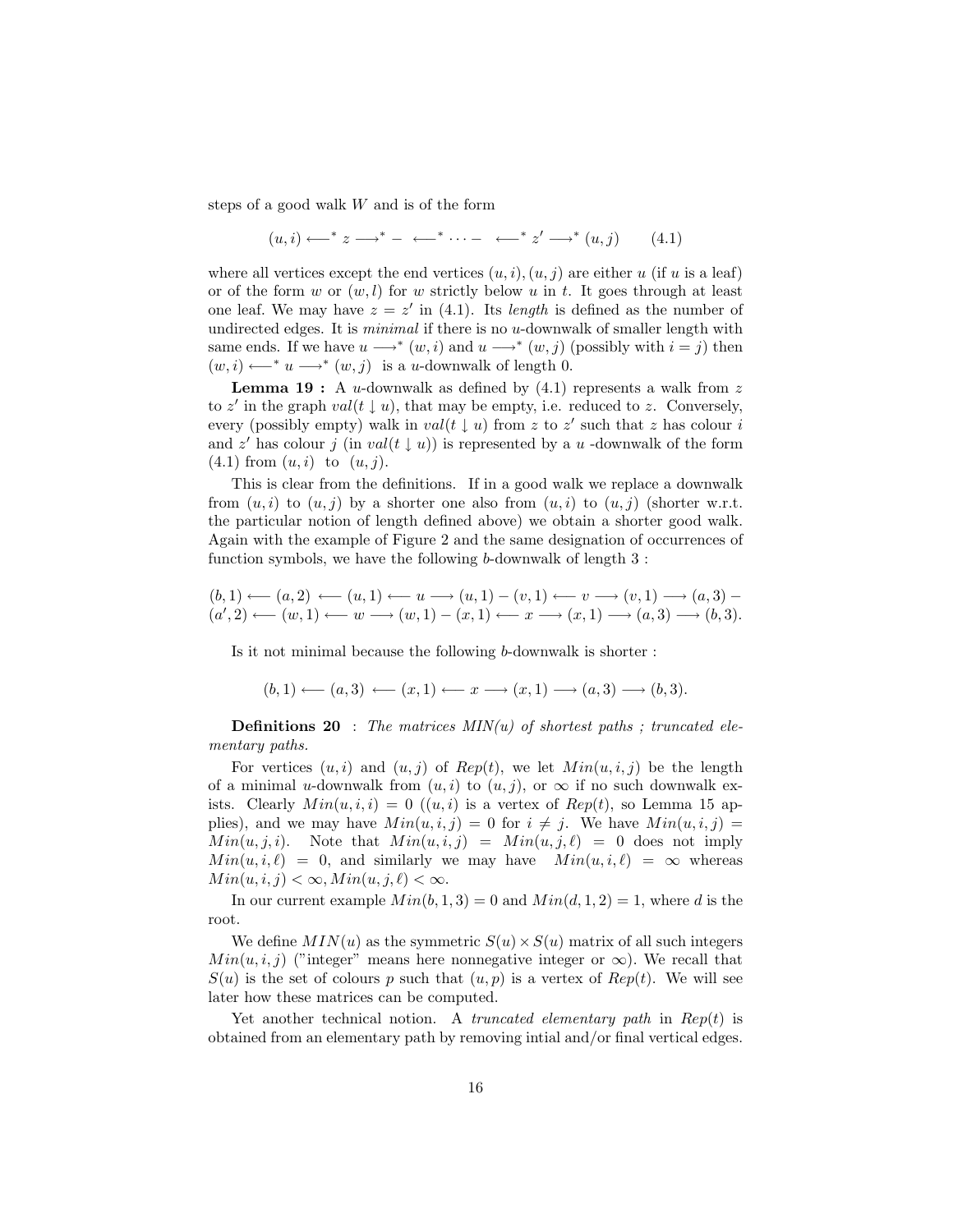steps of a good walk $W$ and is of the form

$$(u,i) \longleftarrow^* z \longrightarrow^* - \longleftarrow^* \cdots - \longleftarrow^* z' \longrightarrow^* (u,j) \qquad (4.1)$$

where all vertices except the end vertices $(u,i),(u,j)$ are either $u$ (if $u$ is a leaf) or of the form $w$ or $(w,l)$ for $w$ strictly below $u$ in $t$. It goes through at least one leaf. We may have $z = z'$ in (4.1). Its *length* is defined as the number of undirected edges. It is *minimal* if there is no $u$-downwalk of smaller length with same ends. If we have $u \longrightarrow^* (w,i)$ and $u \longrightarrow^* (w,j)$ (possibly with $i = j$) then $(w,i) \longleftarrow^* u \longrightarrow^* (w,j)$ is a $u$-downwalk of length 0.

**Lemma 19 :** A $u$-downwalk as defined by (4.1) represents a walk from $z$ to $z'$ in the graph $val(t \downarrow u)$, that may be empty, i.e. reduced to $z$. Conversely, every (possibly empty) walk in $val(t \downarrow u)$ from $z$ to $z'$ such that $z$ has colour $i$ and $z'$ has colour $j$ (in $val(t \downarrow u)$) is represented by a $u$-downwalk of the form (4.1) from $(u,i)$ to $(u,j)$.

This is clear from the definitions. If in a good walk we replace a downwalk from $(u,i)$ to $(u,j)$ by a shorter one also from $(u,i)$ to $(u,j)$ (shorter w.r.t. the particular notion of length defined above) we obtain a shorter good walk. Again with the example of Figure 2 and the same designation of occurrences of function symbols, we have the following $b$-downwalk of length 3 :

$$(b,1) \longleftarrow (a,2) \longleftarrow (u,1) \longleftarrow u \longrightarrow (u,1) - (v,1) \longleftarrow v \longrightarrow (v,1) \longrightarrow (a,3) -$$
$$(a',2) \longleftarrow (w,1) \longleftarrow w \longrightarrow (w,1) - (x,1) \longleftarrow x \longrightarrow (x,1) \longrightarrow (a,3) \longrightarrow (b,3).$$

Is it not minimal because the following $b$-downwalk is shorter :

$$(b,1) \longleftarrow (a,3) \longleftarrow (x,1) \longleftarrow x \longrightarrow (x,1) \longrightarrow (a,3) \longrightarrow (b,3).$$

**Definitions 20** : *The matrices MIN(u) of shortest paths ; truncated elementary paths.*

For vertices $(u,i)$ and $(u,j)$ of $Rep(t)$, we let $Min(u,i,j)$ be the length of a minimal $u$-downwalk from $(u,i)$ to $(u,j)$, or $\infty$ if no such downwalk exists. Clearly $Min(u,i,i) = 0$ ($(u,i)$ is a vertex of $Rep(t)$, so Lemma 15 applies), and we may have $Min(u,i,j) = 0$ for $i \neq j$. We have $Min(u,i,j) = Min(u,j,i)$. Note that $Min(u,i,j) = Min(u,j,\ell) = 0$ does not imply $Min(u,i,\ell) = 0$, and similarly we may have $Min(u,i,\ell) = \infty$ whereas $Min(u,i,j) < \infty, Min(u,j,\ell) < \infty$.

In our current example $Min(b,1,3) = 0$ and $Min(d,1,2) = 1$, where $d$ is the root.

We define $MIN(u)$ as the symmetric $S(u) \times S(u)$ matrix of all such integers $Min(u,i,j)$ ("integer" means here nonnegative integer or $\infty$). We recall that $S(u)$ is the set of colours $p$ such that $(u,p)$ is a vertex of $Rep(t)$. We will see later how these matrices can be computed.

Yet another technical notion. A *truncated elementary path* in $Rep(t)$ is obtained from an elementary path by removing intial and/or final vertical edges.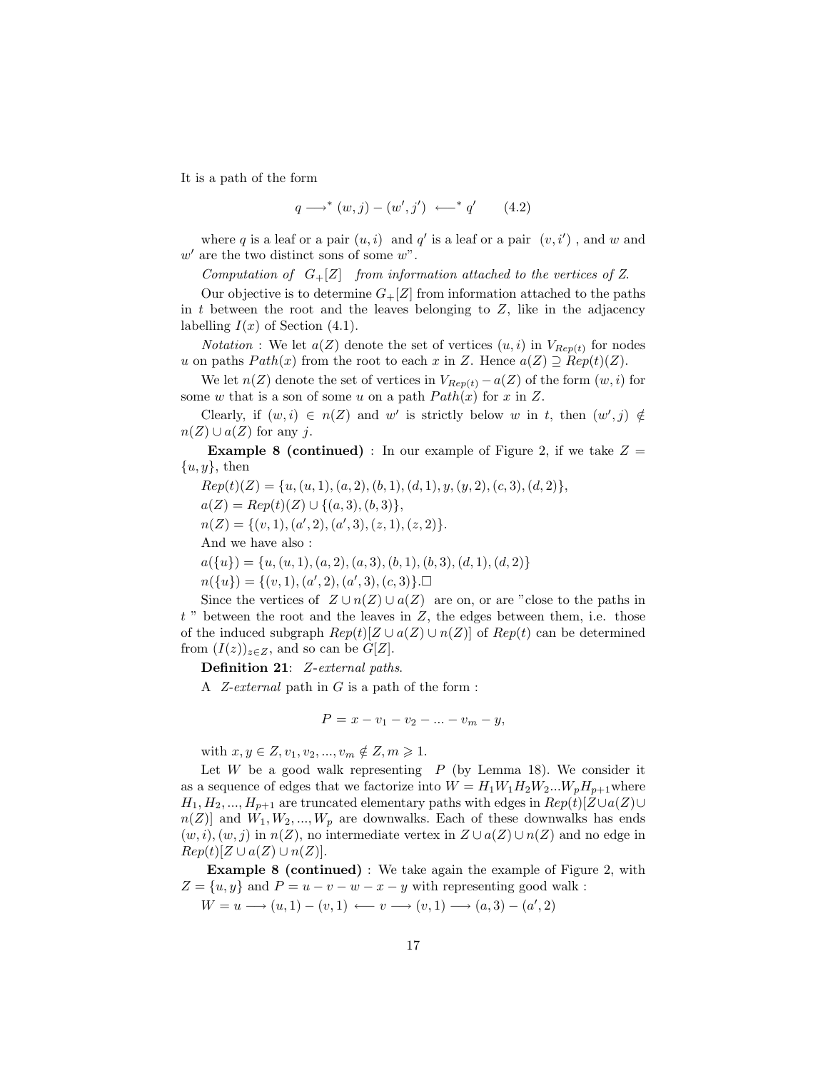It is a path of the form

$$q \longrightarrow^* (w,j) - (w',j') \longleftarrow^* q' \qquad (4.2)$$

where $q$ is a leaf or a pair $(u,i)$ and $q'$ is a leaf or a pair $(v,i')$ , and $w$ and $w'$ are the two distinct sons of some $w$".

*Computation of* $G_+[Z]$ *from information attached to the vertices of* $Z$.

Our objective is to determine $G_+[Z]$ from information attached to the paths in $t$ between the root and the leaves belonging to $Z$, like in the adjacency labelling $I(x)$ of Section (4.1).

*Notation* : We let $a(Z)$ denote the set of vertices $(u,i)$ in $V_{Rep(t)}$ for nodes $u$ on paths $Path(x)$ from the root to each $x$ in $Z$. Hence $a(Z) \supseteq Rep(t)(Z)$.

We let $n(Z)$ denote the set of vertices in $V_{Rep(t)} - a(Z)$ of the form $(w,i)$ for some $w$ that is a son of some $u$ on a path $Path(x)$ for $x$ in $Z$.

Clearly, if $(w,i) \in n(Z)$ and $w'$ is strictly below $w$ in $t$, then $(w',j) \notin n(Z) \cup a(Z)$ for any $j$.

**Example 8 (continued)** : In our example of Figure 2, if we take $Z = \{u,y\}$, then

$Rep(t)(Z) = \{u,(u,1),(a,2),(b,1),(d,1),y,(y,2),(c,3),(d,2)\}$,

$a(Z) = Rep(t)(Z) \cup \{(a,3),(b,3)\}$,

$n(Z) = \{(v,1),(a',2),(a',3),(z,1),(z,2)\}$.

And we have also :

$a(\{u\}) = \{u,(u,1),(a,2),(a,3),(b,1),(b,3),(d,1),(d,2)\}$

$n(\{u\}) = \{(v,1),(a',2),(a',3),(c,3)\}$.□

Since the vertices of $Z \cup n(Z) \cup a(Z)$ are on, or are "close to the paths in $t$ " between the root and the leaves in $Z$, the edges between them, i.e. those of the induced subgraph $Rep(t)[Z \cup a(Z) \cup n(Z)]$ of $Rep(t)$ can be determined from $(I(z))_{z \in Z}$, and so can be $G[Z]$.

**Definition 21**: *Z-external paths*.

A *Z-external* path in $G$ is a path of the form :

$$P = x - v_1 - v_2 - ... - v_m - y,$$

with $x,y \in Z, v_1,v_2,...,v_m \notin Z, m \geqslant 1$.

Let $W$ be a good walk representing $P$ (by Lemma 18). We consider it as a sequence of edges that we factorize into $W = H_1 W_1 H_2 W_2 ... W_p H_{p+1}$ where $H_1, H_2, ..., H_{p+1}$ are truncated elementary paths with edges in $Rep(t)[Z \cup a(Z) \cup n(Z)]$ and $W_1, W_2, ..., W_p$ are downwalks. Each of these downwalks has ends $(w,i),(w,j)$ in $n(Z)$, no intermediate vertex in $Z \cup a(Z) \cup n(Z)$ and no edge in $Rep(t)[Z \cup a(Z) \cup n(Z)]$.

**Example 8 (continued)** : We take again the example of Figure 2, with $Z = \{u,y\}$ and $P = u - v - w - x - y$ with representing good walk :

$W = u \longrightarrow (u,1) - (v,1) \longleftarrow v \longrightarrow (v,1) \longrightarrow (a,3) - (a',2)$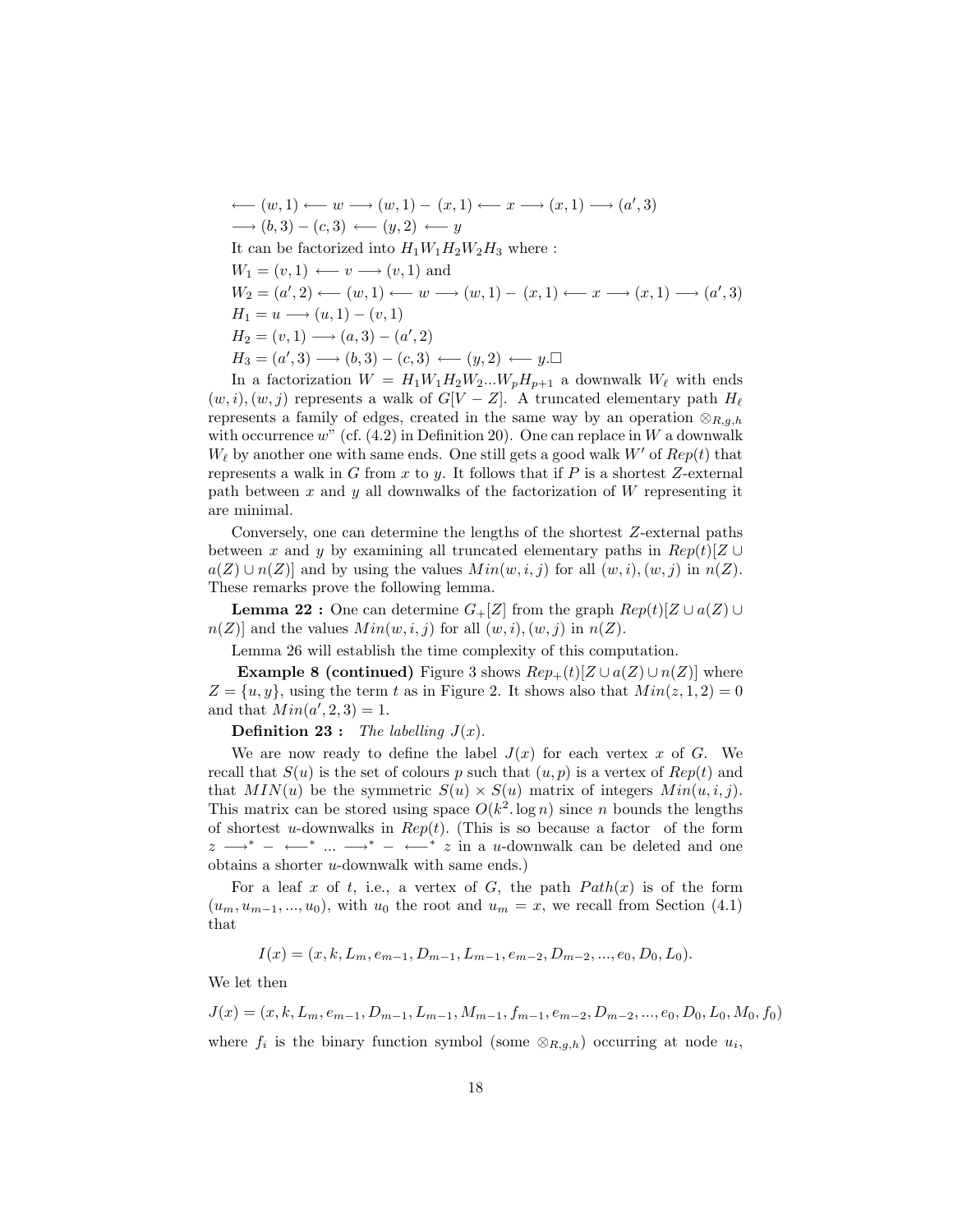$\longleftarrow (w,1) \longleftarrow w \longrightarrow (w,1) - (x,1) \longleftarrow x \longrightarrow (x,1) \longrightarrow (a',3)$
$\longrightarrow (b,3) - (c,3) \longleftarrow (y,2) \longleftarrow y$

It can be factorized into $H_1 W_1 H_2 W_2 H_3$ where :

$W_1 = (v,1) \longleftarrow v \longrightarrow (v,1)$ and

$W_2 = (a',2) \longleftarrow (w,1) \longleftarrow w \longrightarrow (w,1) - (x,1) \longleftarrow x \longrightarrow (x,1) \longrightarrow (a',3)$

$H_1 = u \longrightarrow (u,1) - (v,1)$

$H_2 = (v,1) \longrightarrow (a,3) - (a',2)$

$H_3 = (a',3) \longrightarrow (b,3) - (c,3) \longleftarrow (y,2) \longleftarrow y$.□

In a factorization $W = H_1 W_1 H_2 W_2 ... W_p H_{p+1}$ a downwalk $W_\ell$ with ends $(w,i),(w,j)$ represents a walk of $G[V-Z]$. A truncated elementary path $H_\ell$ represents a family of edges, created in the same way by an operation $\otimes_{R,g,h}$ with occurrence $w$" (cf. (4.2) in Definition 20). One can replace in $W$ a downwalk $W_\ell$ by another one with same ends. One still gets a good walk $W'$ of $Rep(t)$ that represents a walk in $G$ from $x$ to $y$. It follows that if $P$ is a shortest $Z$-external path between $x$ and $y$ all downwalks of the factorization of $W$ representing it are minimal.

Conversely, one can determine the lengths of the shortest $Z$-external paths between $x$ and $y$ by examining all truncated elementary paths in $Rep(t)[Z \cup a(Z) \cup n(Z)]$ and by using the values $Min(w,i,j)$ for all $(w,i),(w,j)$ in $n(Z)$. These remarks prove the following lemma.

**Lemma 22 :** One can determine $G_+[Z]$ from the graph $Rep(t)[Z \cup a(Z) \cup n(Z)]$ and the values $Min(w,i,j)$ for all $(w,i),(w,j)$ in $n(Z)$.

Lemma 26 will establish the time complexity of this computation.

**Example 8 (continued)** Figure 3 shows $Rep_+(t)[Z \cup a(Z) \cup n(Z)]$ where $Z = \{u,y\}$, using the term $t$ as in Figure 2. It shows also that $Min(z,1,2) = 0$ and that $Min(a',2,3) = 1$.

**Definition 23 :** *The labelling $J(x)$.*

We are now ready to define the label $J(x)$ for each vertex $x$ of $G$. We recall that $S(u)$ is the set of colours $p$ such that $(u,p)$ is a vertex of $Rep(t)$ and that $MIN(u)$ be the symmetric $S(u) \times S(u)$ matrix of integers $Min(u,i,j)$. This matrix can be stored using space $O(k^2.\log n)$ since $n$ bounds the lengths of shortest $u$-downwalks in $Rep(t)$. (This is so because a factor of the form $z \longrightarrow^* - \longleftarrow^* ... \longrightarrow^* - \longleftarrow^* z$ in a $u$-downwalk can be deleted and one obtains a shorter $u$-downwalk with same ends.)

For a leaf $x$ of $t$, i.e., a vertex of $G$, the path $Path(x)$ is of the form $(u_m, u_{m-1}, ..., u_0)$, with $u_0$ the root and $u_m = x$, we recall from Section (4.1) that

$$I(x) = (x, k, L_m, e_{m-1}, D_{m-1}, L_{m-1}, e_{m-2}, D_{m-2}, ..., e_0, D_0, L_0).$$

We let then

$$J(x) = (x, k, L_m, e_{m-1}, D_{m-1}, L_{m-1}, M_{m-1}, f_{m-1}, e_{m-2}, D_{m-2}, ..., e_0, D_0, L_0, M_0, f_0)$$

where $f_i$ is the binary function symbol (some $\otimes_{R,g,h}$) occurring at node $u_i$,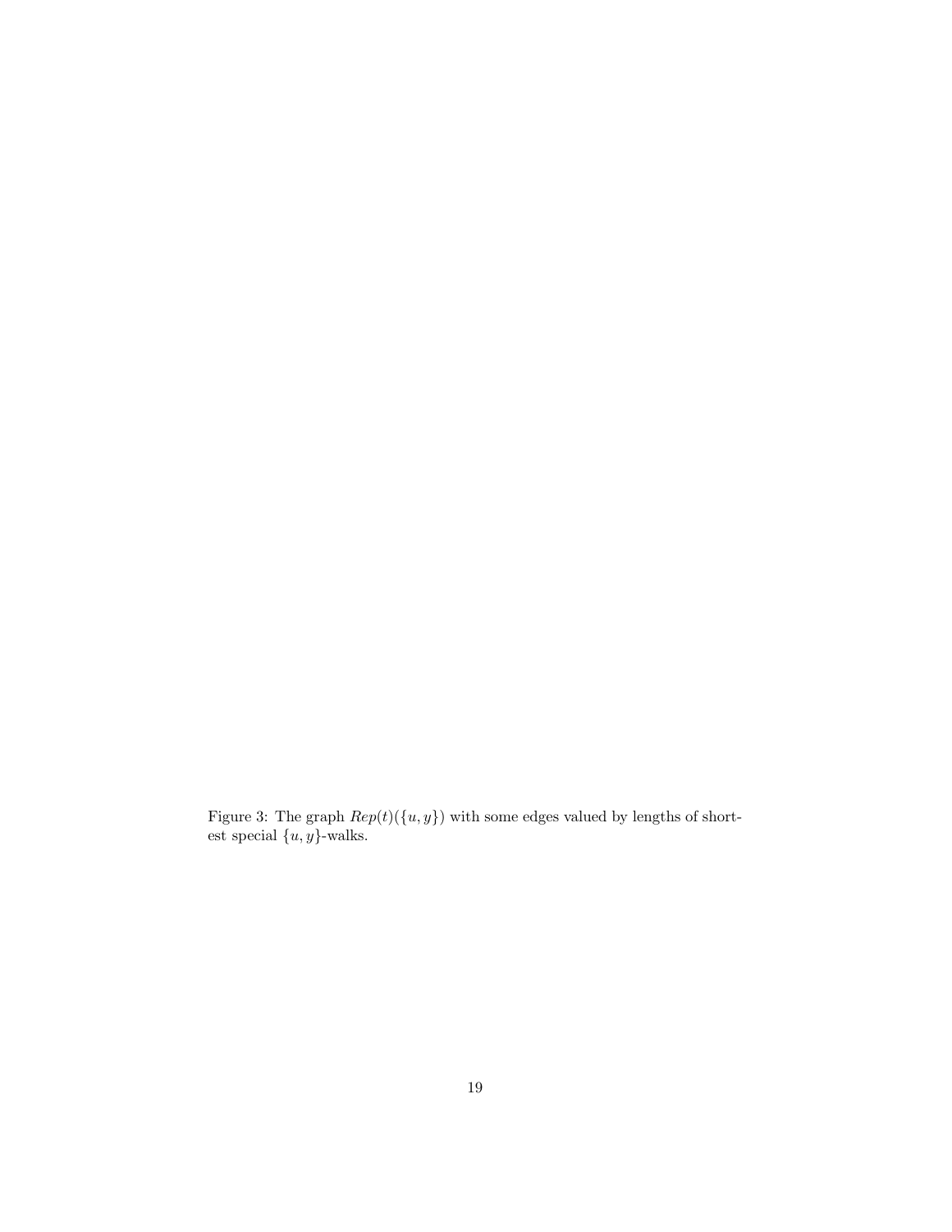Figure 3: The graph $Rep(t)(\{u, y\})$ with some edges valued by lengths of shortest special $\{u, y\}$-walks.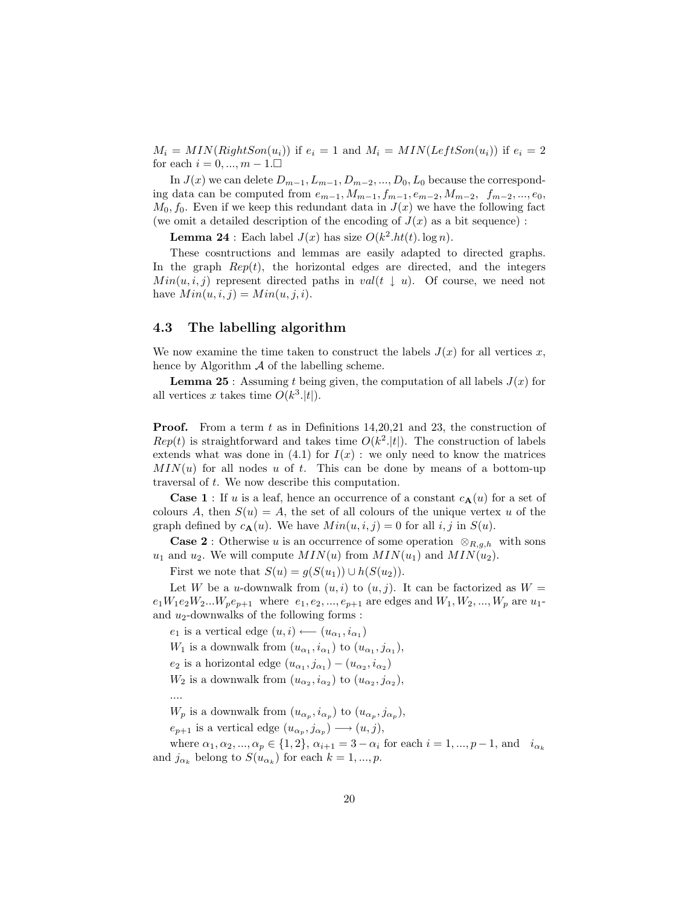$M_i = MIN(RightSon(u_i))$ if $e_i = 1$ and $M_i = MIN(LeftSon(u_i))$ if $e_i = 2$ for each $i = 0, ..., m-1$.□

In $J(x)$ we can delete $D_{m-1}, L_{m-1}, D_{m-2}, ..., D_0, L_0$ because the corresponding data can be computed from $e_{m-1}, M_{m-1}, f_{m-1}, e_{m-2}, M_{m-2}, \ f_{m-2}, ..., e_0, M_0, f_0$. Even if we keep this redundant data in $J(x)$ we have the following fact (we omit a detailed description of the encoding of $J(x)$ as a bit sequence) :

**Lemma 24** : Each label $J(x)$ has size $O(k^2.ht(t).\log n)$.

These cosntructions and lemmas are easily adapted to directed graphs. In the graph $Rep(t)$, the horizontal edges are directed, and the integers $Min(u, i, j)$ represent directed paths in $val(t \downarrow u)$. Of course, we need not have $Min(u, i, j) = Min(u, j, i)$.

### 4.3 The labelling algorithm

We now examine the time taken to construct the labels $J(x)$ for all vertices $x$, hence by Algorithm $\mathcal{A}$ of the labelling scheme.

**Lemma 25** : Assuming $t$ being given, the computation of all labels $J(x)$ for all vertices $x$ takes time $O(k^3.|t|)$.

**Proof.** From a term $t$ as in Definitions 14,20,21 and 23, the construction of $Rep(t)$ is straightforward and takes time $O(k^2.|t|)$. The construction of labels extends what was done in (4.1) for $I(x)$ : we only need to know the matrices $MIN(u)$ for all nodes $u$ of $t$. This can be done by means of a bottom-up traversal of $t$. We now describe this computation.

**Case 1** : If $u$ is a leaf, hence an occurrence of a constant $c_{\mathbf{A}}(u)$ for a set of colours $A$, then $S(u) = A$, the set of all colours of the unique vertex $u$ of the graph defined by $c_{\mathbf{A}}(u)$. We have $Min(u, i, j) = 0$ for all $i, j$ in $S(u)$.

**Case 2** : Otherwise $u$ is an occurrence of some operation $\otimes_{R,g,h}$ with sons $u_1$ and $u_2$. We will compute $MIN(u)$ from $MIN(u_1)$ and $MIN(u_2)$.

First we note that $S(u) = g(S(u_1)) \cup h(S(u_2))$.

Let $W$ be a $u$-downwalk from $(u, i)$ to $(u, j)$. It can be factorized as $W = e_1 W_1 e_2 W_2 ... W_p e_{p+1}$ where $e_1, e_2, ..., e_{p+1}$ are edges and $W_1, W_2, ..., W_p$ are $u_1$- and $u_2$-downwalks of the following forms :

$e_1$ is a vertical edge $(u, i) \longleftarrow (u_{\alpha_1}, i_{\alpha_1})$

$W_1$ is a downwalk from $(u_{\alpha_1}, i_{\alpha_1})$ to $(u_{\alpha_1}, j_{\alpha_1})$,

$e_2$ is a horizontal edge $(u_{\alpha_1}, j_{\alpha_1}) - (u_{\alpha_2}, i_{\alpha_2})$

$W_2$ is a downwalk from $(u_{\alpha_2}, i_{\alpha_2})$ to $(u_{\alpha_2}, j_{\alpha_2})$,

....

$W_p$ is a downwalk from $(u_{\alpha_p}, i_{\alpha_p})$ to $(u_{\alpha_p}, j_{\alpha_p})$,

$e_{p+1}$ is a vertical edge $(u_{\alpha_p}, j_{\alpha_p}) \longrightarrow (u, j)$,

where $\alpha_1, \alpha_2, ..., \alpha_p \in \{1, 2\}$, $\alpha_{i+1} = 3 - \alpha_i$ for each $i = 1, ..., p-1$, and $i_{\alpha_k}$ and $j_{\alpha_k}$ belong to $S(u_{\alpha_k})$ for each $k = 1, ..., p$.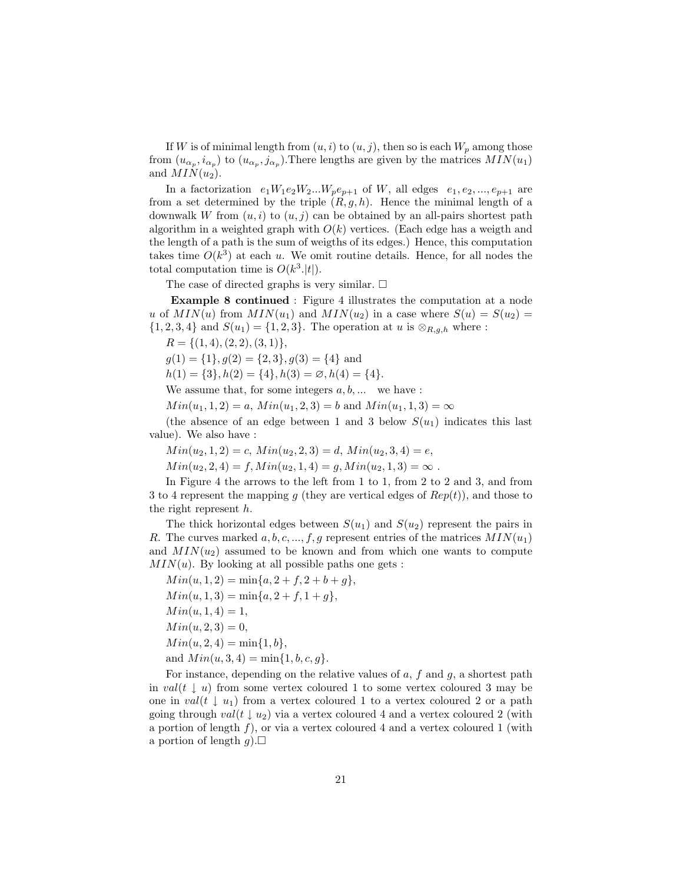If $W$ is of minimal length from $(u, i)$ to $(u, j)$, then so is each $W_p$ among those from $(u_{\alpha_p}, i_{\alpha_p})$ to $(u_{\alpha_p}, j_{\alpha_p})$.There lengths are given by the matrices $MIN(u_1)$ and $MIN(u_2)$.

In a factorization $e_1W_1e_2W_2...W_pe_{p+1}$ of $W$, all edges $e_1, e_2, ..., e_{p+1}$ are from a set determined by the triple $(R, g, h)$. Hence the minimal length of a downwalk $W$ from $(u, i)$ to $(u, j)$ can be obtained by an all-pairs shortest path algorithm in a weighted graph with $O(k)$ vertices. (Each edge has a weigth and the length of a path is the sum of weigths of its edges.) Hence, this computation takes time $O(k^3)$ at each $u$. We omit routine details. Hence, for all nodes the total computation time is $O(k^3.|t|)$.

The case of directed graphs is very similar. □

**Example 8 continued** : Figure 4 illustrates the computation at a node $u$ of $MIN(u)$ from $MIN(u_1)$ and $MIN(u_2)$ in a case where $S(u) = S(u_2) = \{1, 2, 3, 4\}$ and $S(u_1) = \{1, 2, 3\}$. The operation at $u$ is $\otimes_{R,g,h}$ where :

$R = \{(1, 4), (2, 2), (3, 1)\}$,

$g(1) = \{1\}, g(2) = \{2, 3\}, g(3) = \{4\}$ and

$h(1) = \{3\}, h(2) = \{4\}, h(3) = \varnothing, h(4) = \{4\}$.

We assume that, for some integers $a, b, ...$ we have :

$Min(u_1, 1, 2) = a$, $Min(u_1, 2, 3) = b$ and $Min(u_1, 1, 3) = \infty$

(the absence of an edge between 1 and 3 below $S(u_1)$ indicates this last value). We also have :

$Min(u_2, 1, 2) = c$, $Min(u_2, 2, 3) = d$, $Min(u_2, 3, 4) = e$,

$Min(u_2, 2, 4) = f, Min(u_2, 1, 4) = g, Min(u_2, 1, 3) = \infty$ .

In Figure 4 the arrows to the left from 1 to 1, from 2 to 2 and 3, and from 3 to 4 represent the mapping $g$ (they are vertical edges of $Rep(t)$), and those to the right represent $h$.

The thick horizontal edges between $S(u_1)$ and $S(u_2)$ represent the pairs in $R$. The curves marked $a, b, c, ..., f, g$ represent entries of the matrices $MIN(u_1)$ and $MIN(u_2)$ assumed to be known and from which one wants to compute $MIN(u)$. By looking at all possible paths one gets :

$Min(u, 1, 2) = \min\{a, 2 + f, 2 + b + g\}$,

$Min(u, 1, 3) = \min\{a, 2 + f, 1 + g\}$,

$Min(u, 1, 4) = 1$,

$Min(u, 2, 3) = 0$,

$Min(u, 2, 4) = \min\{1, b\}$,

and $Min(u, 3, 4) = \min\{1, b, c, g\}$.

For instance, depending on the relative values of $a$, $f$ and $g$, a shortest path in $val(t \downarrow u)$ from some vertex coloured 1 to some vertex coloured 3 may be one in $val(t \downarrow u_1)$ from a vertex coloured 1 to a vertex coloured 2 or a path going through $val(t \downarrow u_2)$ via a vertex coloured 4 and a vertex coloured 2 (with a portion of length $f$), or via a vertex coloured 4 and a vertex coloured 1 (with a portion of length $g$).□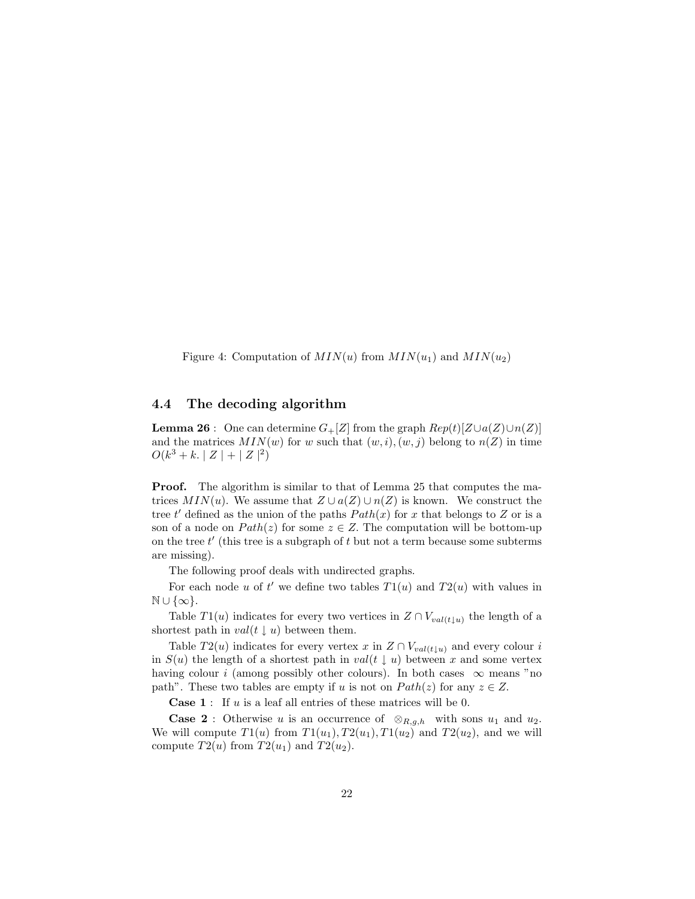Figure 4: Computation of $MIN(u)$ from $MIN(u_1)$ and $MIN(u_2)$

## 4.4 The decoding algorithm

**Lemma 26** : One can determine $G_+[Z]$ from the graph $Rep(t)[Z \cup a(Z) \cup n(Z)]$ and the matrices $MIN(w)$ for $w$ such that $(w, i), (w, j)$ belong to $n(Z)$ in time $O(k^3 + k. \mid Z \mid + \mid Z \mid^2)$

**Proof.** The algorithm is similar to that of Lemma 25 that computes the matrices $MIN(u)$. We assume that $Z \cup a(Z) \cup n(Z)$ is known. We construct the tree $t'$ defined as the union of the paths $Path(x)$ for $x$ that belongs to $Z$ or is a son of a node on $Path(z)$ for some $z \in Z$. The computation will be bottom-up on the tree $t'$ (this tree is a subgraph of $t$ but not a term because some subterms are missing).

The following proof deals with undirected graphs.

For each node $u$ of $t'$ we define two tables $T1(u)$ and $T2(u)$ with values in $\mathbb{N} \cup \{\infty\}$.

Table $T1(u)$ indicates for every two vertices in $Z \cap V_{val(t\downarrow u)}$ the length of a shortest path in $val(t \downarrow u)$ between them.

Table $T2(u)$ indicates for every vertex $x$ in $Z \cap V_{val(t\downarrow u)}$ and every colour $i$ in $S(u)$ the length of a shortest path in $val(t \downarrow u)$ between $x$ and some vertex having colour $i$ (among possibly other colours). In both cases $\infty$ means "no path". These two tables are empty if $u$ is not on $Path(z)$ for any $z \in Z$.

**Case 1** : If $u$ is a leaf all entries of these matrices will be 0.

**Case 2** : Otherwise $u$ is an occurrence of $\otimes_{R,g,h}$ with sons $u_1$ and $u_2$. We will compute $T1(u)$ from $T1(u_1), T2(u_1), T1(u_2)$ and $T2(u_2)$, and we will compute $T2(u)$ from $T2(u_1)$ and $T2(u_2)$.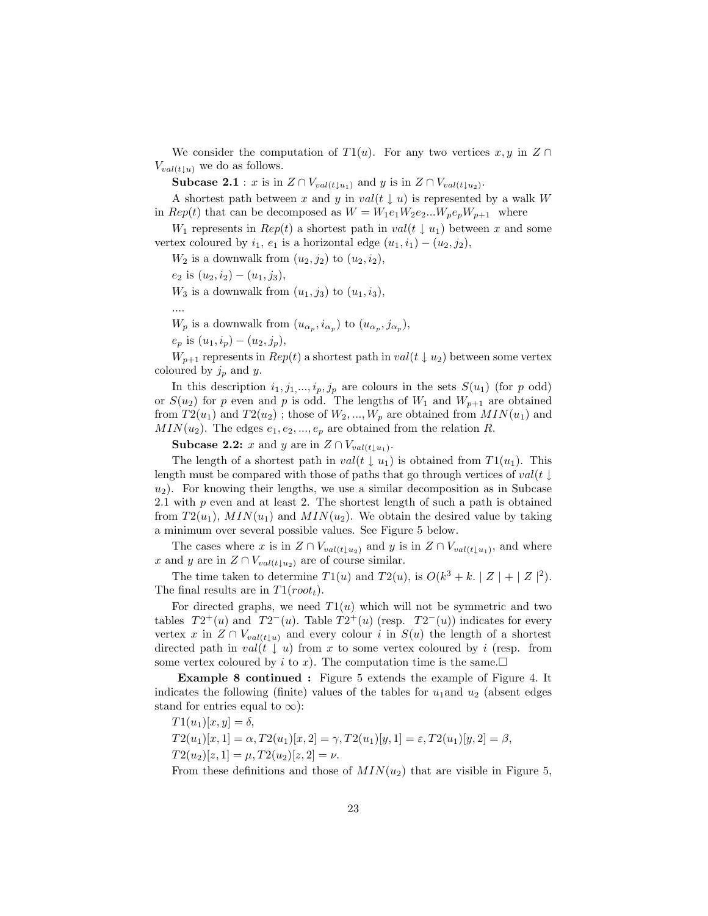We consider the computation of $T1(u)$. For any two vertices $x, y$ in $Z \cap V_{val(t\downarrow u)}$ we do as follows.

**Subcase 2.1** : $x$ is in $Z \cap V_{val(t\downarrow u_1)}$ and $y$ is in $Z \cap V_{val(t\downarrow u_2)}$.

A shortest path between $x$ and $y$ in $val(t \downarrow u)$ is represented by a walk $W$ in $Rep(t)$ that can be decomposed as $W = W_1 e_1 W_2 e_2 ... W_p e_p W_{p+1}$ where

$W_1$ represents in $Rep(t)$ a shortest path in $val(t \downarrow u_1)$ between $x$ and some vertex coloured by $i_1$, $e_1$ is a horizontal edge $(u_1, i_1) - (u_2, j_2)$,

$W_2$ is a downwalk from $(u_2, j_2)$ to $(u_2, i_2)$,

$e_2$ is $(u_2, i_2) - (u_1, j_3)$,

$W_3$ is a downwalk from $(u_1, j_3)$ to $(u_1, i_3)$,

....

$W_p$ is a downwalk from $(u_{\alpha_p}, i_{\alpha_p})$ to $(u_{\alpha_p}, j_{\alpha_p})$,

$e_p$ is $(u_1, i_p) - (u_2, j_p)$,

$W_{p+1}$ represents in $Rep(t)$ a shortest path in $val(t \downarrow u_2)$ between some vertex coloured by $j_p$ and $y$.

In this description $i_1, j_1, ..., i_p, j_p$ are colours in the sets $S(u_1)$ (for $p$ odd) or $S(u_2)$ for $p$ even and $p$ is odd. The lengths of $W_1$ and $W_{p+1}$ are obtained from $T2(u_1)$ and $T2(u_2)$ ; those of $W_2, ..., W_p$ are obtained from $MIN(u_1)$ and $MIN(u_2)$. The edges $e_1, e_2, ..., e_p$ are obtained from the relation $R$.

**Subcase 2.2:** $x$ and $y$ are in $Z \cap V_{val(t\downarrow u_1)}$.

The length of a shortest path in $val(t \downarrow u_1)$ is obtained from $T1(u_1)$. This length must be compared with those of paths that go through vertices of $val(t \downarrow u_2)$. For knowing their lengths, we use a similar decomposition as in Subcase 2.1 with $p$ even and at least 2. The shortest length of such a path is obtained from $T2(u_1)$, $MIN(u_1)$ and $MIN(u_2)$. We obtain the desired value by taking a minimum over several possible values. See Figure 5 below.

The cases where $x$ is in $Z \cap V_{val(t\downarrow u_2)}$ and $y$ is in $Z \cap V_{val(t\downarrow u_1)}$, and where $x$ and $y$ are in $Z \cap V_{val(t\downarrow u_2)}$ are of course similar.

The time taken to determine $T1(u)$ and $T2(u)$, is $O(k^3 + k. \mid Z \mid + \mid Z \mid^2)$. The final results are in $T1(root_t)$.

For directed graphs, we need $T1(u)$ which will not be symmetric and two tables $T2^+(u)$ and $T2^-(u)$. Table $T2^+(u)$ (resp. $T2^-(u)$) indicates for every vertex $x$ in $Z \cap V_{val(t\downarrow u)}$ and every colour $i$ in $S(u)$ the length of a shortest directed path in $val(t \downarrow u)$ from $x$ to some vertex coloured by $i$ (resp. from some vertex coloured by $i$ to $x$). The computation time is the same.□

**Example 8 continued :** Figure 5 extends the example of Figure 4. It indicates the following (finite) values of the tables for $u_1$and $u_2$ (absent edges stand for entries equal to $\infty$):

$T1(u_1)[x, y] = \delta$,

$T2(u_1)[x, 1] = \alpha, T2(u_1)[x, 2] = \gamma, T2(u_1)[y, 1] = \varepsilon, T2(u_1)[y, 2] = \beta$,

$T2(u_2)[z, 1] = \mu, T2(u_2)[z, 2] = \nu$.

From these definitions and those of $MIN(u_2)$ that are visible in Figure 5,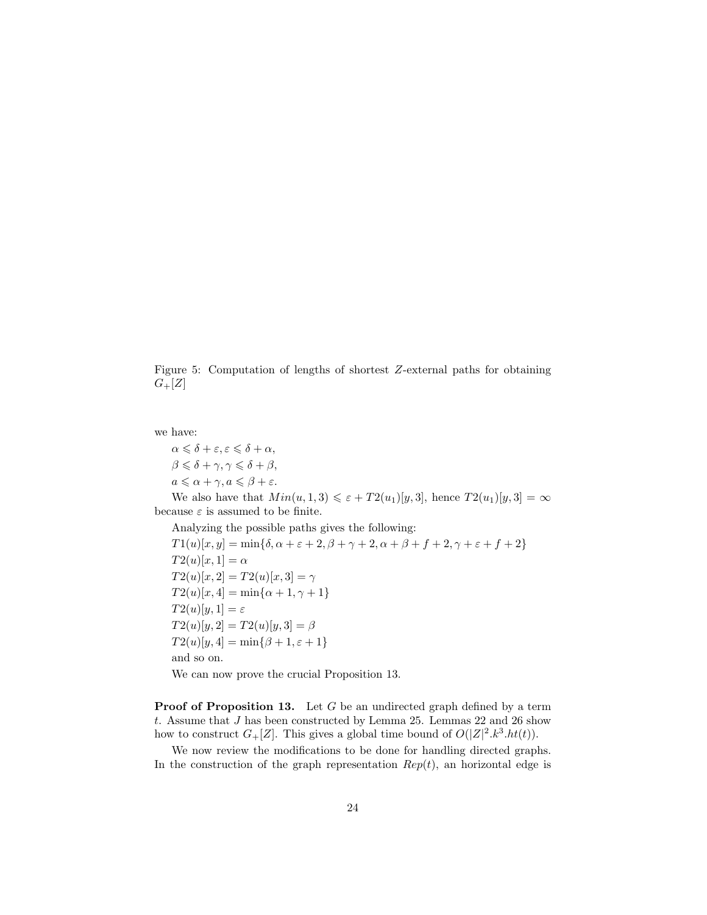Figure 5: Computation of lengths of shortest $Z$-external paths for obtaining $G_+[Z]$

we have:

$\alpha \leqslant \delta + \varepsilon, \varepsilon \leqslant \delta + \alpha,$

$\beta \leqslant \delta + \gamma, \gamma \leqslant \delta + \beta,$

$a \leqslant \alpha + \gamma, a \leqslant \beta + \varepsilon.$

We also have that $Min(u, 1, 3) \leqslant \varepsilon + T2(u_1)[y, 3]$, hence $T2(u_1)[y, 3] = \infty$ because $\varepsilon$ is assumed to be finite.

Analyzing the possible paths gives the following:

$T1(u)[x, y] = \min\{\delta, \alpha + \varepsilon + 2, \beta + \gamma + 2, \alpha + \beta + f + 2, \gamma + \varepsilon + f + 2\}$

$T2(u)[x, 1] = \alpha$

$T2(u)[x, 2] = T2(u)[x, 3] = \gamma$

$T2(u)[x, 4] = \min\{\alpha + 1, \gamma + 1\}$

$T2(u)[y, 1] = \varepsilon$

$T2(u)[y, 2] = T2(u)[y, 3] = \beta$

$T2(u)[y, 4] = \min\{\beta + 1, \varepsilon + 1\}$

and so on.

We can now prove the crucial Proposition 13.

**Proof of Proposition 13.** Let $G$ be an undirected graph defined by a term $t$. Assume that $J$ has been constructed by Lemma 25. Lemmas 22 and 26 show how to construct $G_+[Z]$. This gives a global time bound of $O(|Z|^2.k^3.ht(t))$.

We now review the modifications to be done for handling directed graphs. In the construction of the graph representation $Rep(t)$, an horizontal edge is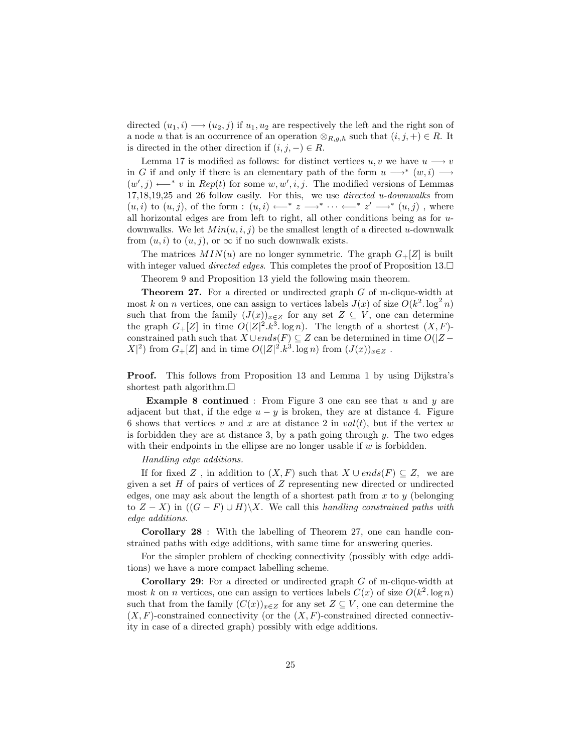directed $(u_1, i) \longrightarrow (u_2, j)$ if $u_1, u_2$ are respectively the left and the right son of a node $u$ that is an occurrence of an operation $\otimes_{R,g,h}$ such that $(i, j, +) \in R$. It is directed in the other direction if $(i, j, -) \in R$.

Lemma 17 is modified as follows: for distinct vertices $u, v$ we have $u \longrightarrow v$ in $G$ if and only if there is an elementary path of the form $u \longrightarrow^* (w, i) \longrightarrow (w', j) \longleftarrow^* v$ in $Rep(t)$ for some $w, w', i, j$. The modified versions of Lemmas 17,18,19,25 and 26 follow easily. For this, we use *directed u-downwalks* from $(u, i)$ to $(u, j)$, of the form : $(u, i) \longleftarrow^* z \longrightarrow^* \cdots \longleftarrow^* z' \longrightarrow^* (u, j)$ , where all horizontal edges are from left to right, all other conditions being as for $u$-downwalks. We let $Min(u, i, j)$ be the smallest length of a directed $u$-downwalk from $(u, i)$ to $(u, j)$, or $\infty$ if no such downwalk exists.

The matrices $MIN(u)$ are no longer symmetric. The graph $G_+[Z]$ is built with integer valued *directed edges*. This completes the proof of Proposition 13.□

Theorem 9 and Proposition 13 yield the following main theorem.

**Theorem 27.** For a directed or undirected graph $G$ of m-clique-width at most $k$ on $n$ vertices, one can assign to vertices labels $J(x)$ of size $O(k^2.\log^2 n)$ such that from the family $(J(x))_{x\in Z}$ for any set $Z \subseteq V$, one can determine the graph $G_+[Z]$ in time $O(|Z|^2.k^3.\log n)$. The length of a shortest $(X, F)$-constrained path such that $X \cup ends(F) \subseteq Z$ can be determined in time $O(|Z - X|^2)$ from $G_+[Z]$ and in time $O(|Z|^2.k^3.\log n)$ from $(J(x))_{x\in Z}$ .

**Proof.** This follows from Proposition 13 and Lemma 1 by using Dijkstra's shortest path algorithm.□

**Example 8 continued** : From Figure 3 one can see that $u$ and $y$ are adjacent but that, if the edge $u - y$ is broken, they are at distance 4. Figure 6 shows that vertices $v$ and $x$ are at distance 2 in $val(t)$, but if the vertex $w$ is forbidden they are at distance 3, by a path going through $y$. The two edges with their endpoints in the ellipse are no longer usable if $w$ is forbidden.

*Handling edge additions.*

If for fixed $Z$ , in addition to $(X, F)$ such that $X \cup ends(F) \subseteq Z$, we are given a set $H$ of pairs of vertices of $Z$ representing new directed or undirected edges, one may ask about the length of a shortest path from $x$ to $y$ (belonging to $Z - X$) in $((G - F) \cup H)\backslash X$. We call this *handling constrained paths with edge additions*.

**Corollary 28** : With the labelling of Theorem 27, one can handle constrained paths with edge additions, with same time for answering queries.

For the simpler problem of checking connectivity (possibly with edge additions) we have a more compact labelling scheme.

**Corollary 29**: For a directed or undirected graph $G$ of m-clique-width at most $k$ on $n$ vertices, one can assign to vertices labels $C(x)$ of size $O(k^2.\log n)$ such that from the family $(C(x))_{x\in Z}$ for any set $Z \subseteq V$, one can determine the $(X, F)$-constrained connectivity (or the $(X, F)$-constrained directed connectivity in case of a directed graph) possibly with edge additions.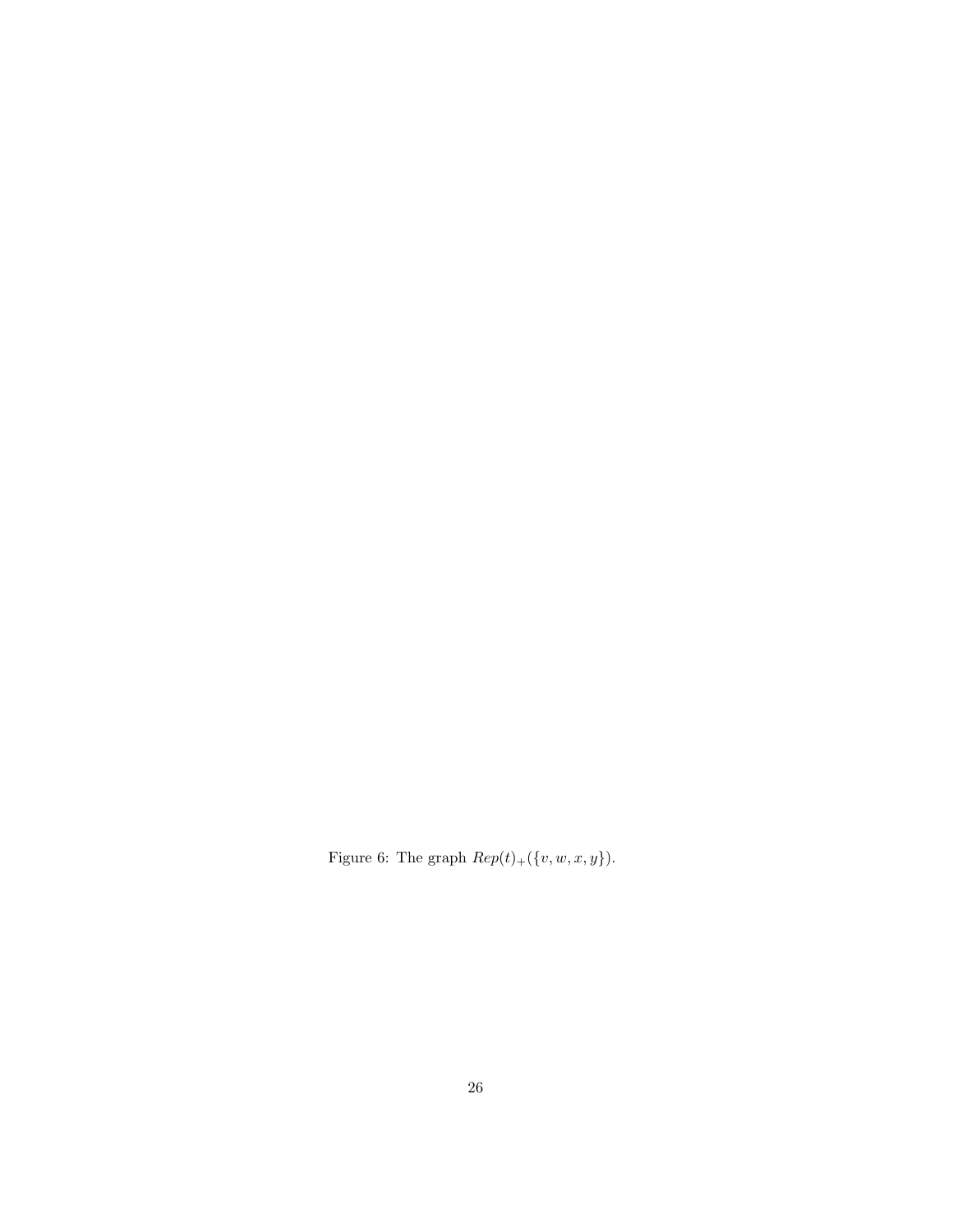Figure 6: The graph $Rep(t)_+(\{v, w, x, y\})$.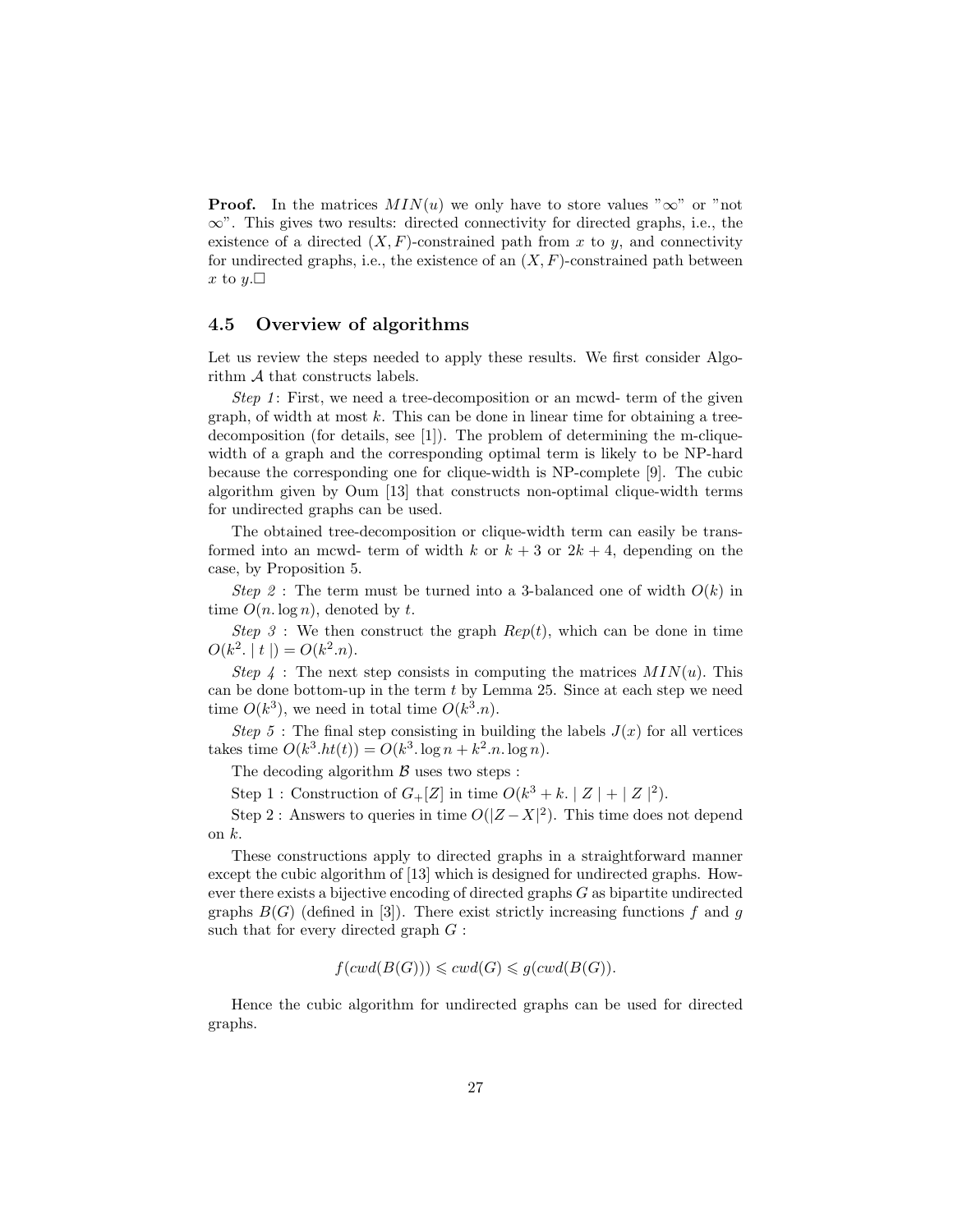**Proof.** In the matrices $MIN(u)$ we only have to store values "$\infty$" or "not $\infty$". This gives two results: directed connectivity for directed graphs, i.e., the existence of a directed $(X, F)$-constrained path from $x$ to $y$, and connectivity for undirected graphs, i.e., the existence of an $(X, F)$-constrained path between $x$ to $y$.□

## 4.5 Overview of algorithms

Let us review the steps needed to apply these results. We first consider Algorithm $\mathcal{A}$ that constructs labels.

*Step 1*: First, we need a tree-decomposition or an mcwd- term of the given graph, of width at most $k$. This can be done in linear time for obtaining a tree-decomposition (for details, see [1]). The problem of determining the m-clique-width of a graph and the corresponding optimal term is likely to be NP-hard because the corresponding one for clique-width is NP-complete [9]. The cubic algorithm given by Oum [13] that constructs non-optimal clique-width terms for undirected graphs can be used.

The obtained tree-decomposition or clique-width term can easily be transformed into an mcwd- term of width $k$ or $k+3$ or $2k+4$, depending on the case, by Proposition 5.

*Step 2* : The term must be turned into a 3-balanced one of width $O(k)$ in time $O(n. \log n)$, denoted by $t$.

*Step 3* : We then construct the graph $Rep(t)$, which can be done in time $O(k^2. \mid t \mid) = O(k^2.n)$.

*Step 4* : The next step consists in computing the matrices $MIN(u)$. This can be done bottom-up in the term $t$ by Lemma 25. Since at each step we need time $O(k^3)$, we need in total time $O(k^3.n)$.

*Step 5* : The final step consisting in building the labels $J(x)$ for all vertices takes time $O(k^3.ht(t)) = O(k^3. \log n + k^2.n. \log n)$.

The decoding algorithm $\mathcal{B}$ uses two steps :

Step 1 : Construction of $G_+[Z]$ in time $O(k^3 + k. \mid Z \mid + \mid Z \mid^2)$.

Step 2 : Answers to queries in time $O(|Z - X|^2)$. This time does not depend on $k$.

These constructions apply to directed graphs in a straightforward manner except the cubic algorithm of [13] which is designed for undirected graphs. However there exists a bijective encoding of directed graphs $G$ as bipartite undirected graphs $B(G)$ (defined in [3]). There exist strictly increasing functions $f$ and $g$ such that for every directed graph $G$ :

$$f(cwd(B(G))) \leqslant cwd(G) \leqslant g(cwd(B(G)).$$

Hence the cubic algorithm for undirected graphs can be used for directed graphs.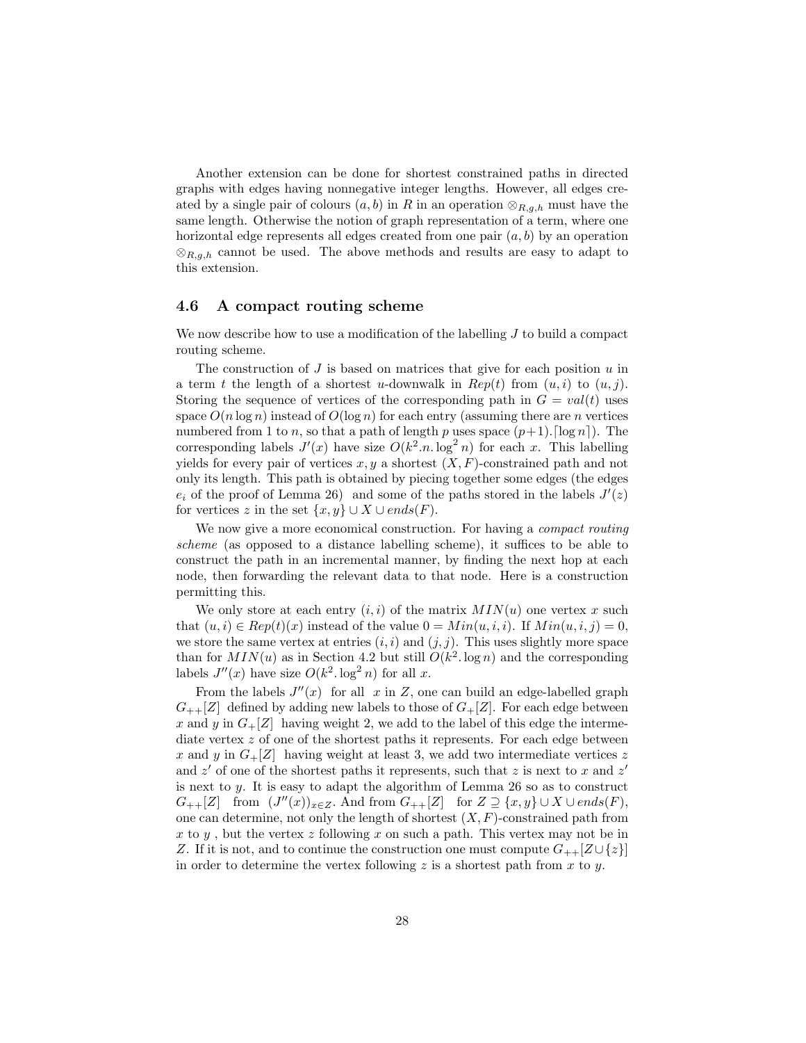Another extension can be done for shortest constrained paths in directed graphs with edges having nonnegative integer lengths. However, all edges created by a single pair of colours $(a, b)$ in $R$ in an operation $\otimes_{R,g,h}$ must have the same length. Otherwise the notion of graph representation of a term, where one horizontal edge represents all edges created from one pair $(a, b)$ by an operation $\otimes_{R,g,h}$ cannot be used. The above methods and results are easy to adapt to this extension.

### 4.6 A compact routing scheme

We now describe how to use a modification of the labelling $J$ to build a compact routing scheme.

The construction of $J$ is based on matrices that give for each position $u$ in a term $t$ the length of a shortest $u$-downwalk in $Rep(t)$ from $(u, i)$ to $(u, j)$. Storing the sequence of vertices of the corresponding path in $G = val(t)$ uses space $O(n \log n)$ instead of $O(\log n)$ for each entry (assuming there are $n$ vertices numbered from 1 to $n$, so that a path of length $p$ uses space $(p+1).\lceil \log n \rceil$). The corresponding labels $J'(x)$ have size $O(k^2.n.\log^2 n)$ for each $x$. This labelling yields for every pair of vertices $x, y$ a shortest $(X, F)$-constrained path and not only its length. This path is obtained by piecing together some edges (the edges $e_i$ of the proof of Lemma 26) and some of the paths stored in the labels $J'(z)$ for vertices $z$ in the set $\{x, y\} \cup X \cup ends(F)$.

We now give a more economical construction. For having a *compact routing scheme* (as opposed to a distance labelling scheme), it suffices to be able to construct the path in an incremental manner, by finding the next hop at each node, then forwarding the relevant data to that node. Here is a construction permitting this.

We only store at each entry $(i, i)$ of the matrix $MIN(u)$ one vertex $x$ such that $(u, i) \in Rep(t)(x)$ instead of the value $0 = Min(u, i, i)$. If $Min(u, i, j) = 0$, we store the same vertex at entries $(i, i)$ and $(j, j)$. This uses slightly more space than for $MIN(u)$ as in Section 4.2 but still $O(k^2.\log n)$ and the corresponding labels $J''(x)$ have size $O(k^2.\log^2 n)$ for all $x$.

From the labels $J''(x)$ for all $x$ in $Z$, one can build an edge-labelled graph $G_{++}[Z]$ defined by adding new labels to those of $G_+[Z]$. For each edge between $x$ and $y$ in $G_+[Z]$ having weight 2, we add to the label of this edge the intermediate vertex $z$ of one of the shortest paths it represents. For each edge between $x$ and $y$ in $G_+[Z]$ having weight at least 3, we add two intermediate vertices $z$ and $z'$ of one of the shortest paths it represents, such that $z$ is next to $x$ and $z'$ is next to $y$. It is easy to adapt the algorithm of Lemma 26 so as to construct $G_{++}[Z]$ from $(J''(x))_{x \in Z}$. And from $G_{++}[Z]$ for $Z \supseteq \{x, y\} \cup X \cup ends(F)$, one can determine, not only the length of shortest $(X, F)$-constrained path from $x$ to $y$, but the vertex $z$ following $x$ on such a path. This vertex may not be in $Z$. If it is not, and to continue the construction one must compute $G_{++}[Z \cup \{z\}]$ in order to determine the vertex following $z$ is a shortest path from $x$ to $y$.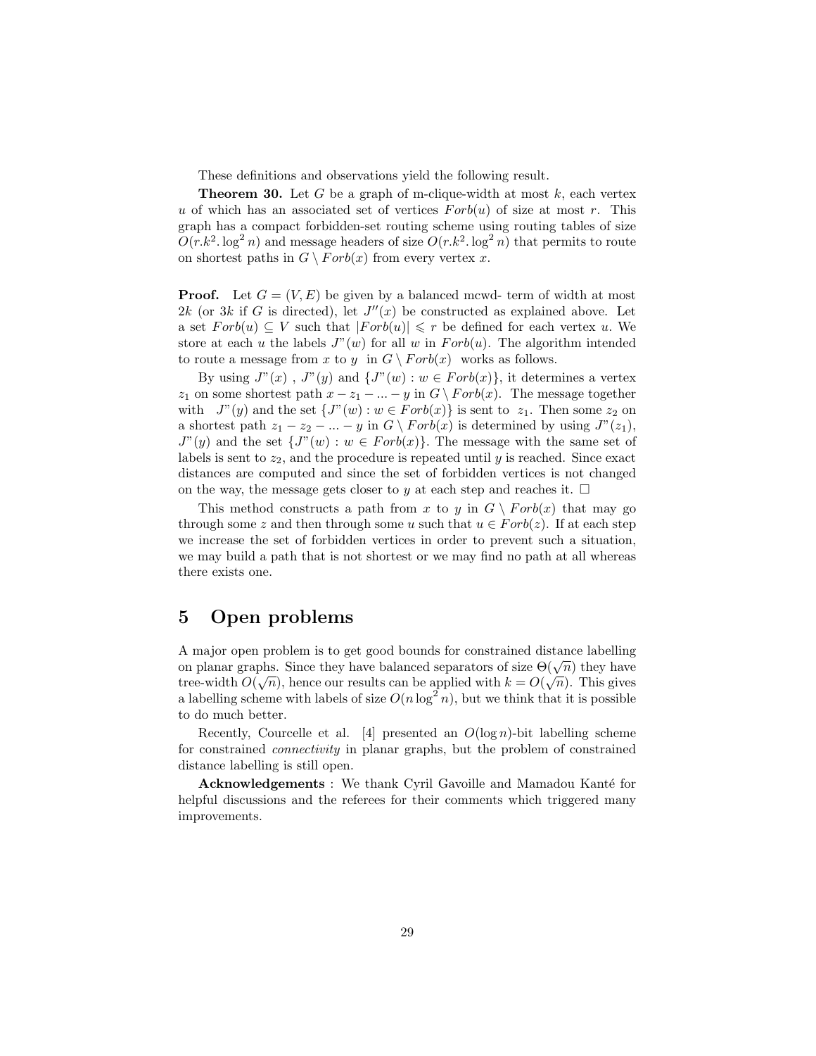These definitions and observations yield the following result.

**Theorem 30.** Let $G$ be a graph of m-clique-width at most $k$, each vertex $u$ of which has an associated set of vertices $Forb(u)$ of size at most $r$. This graph has a compact forbidden-set routing scheme using routing tables of size $O(r.k^2.\log^2 n)$ and message headers of size $O(r.k^2.\log^2 n)$ that permits to route on shortest paths in $G \setminus Forb(x)$ from every vertex $x$.

**Proof.** Let $G = (V, E)$ be given by a balanced mcwd- term of width at most $2k$ (or $3k$ if $G$ is directed), let $J''(x)$ be constructed as explained above. Let a set $Forb(u) \subseteq V$ such that $|Forb(u)| \leqslant r$ be defined for each vertex $u$. We store at each $u$ the labels $J''(w)$ for all $w$ in $Forb(u)$. The algorithm intended to route a message from $x$ to $y$ in $G \setminus Forb(x)$ works as follows.

By using $J''(x)$ , $J''(y)$ and $\{J''(w) : w \in Forb(x)\}$, it determines a vertex $z_1$ on some shortest path $x - z_1 - ... - y$ in $G \setminus Forb(x)$. The message together with $J''(y)$ and the set $\{J''(w) : w \in Forb(x)\}$ is sent to $z_1$. Then some $z_2$ on a shortest path $z_1 - z_2 - ... - y$ in $G \setminus Forb(x)$ is determined by using $J''(z_1)$, $J''(y)$ and the set $\{J''(w) : w \in Forb(x)\}$. The message with the same set of labels is sent to $z_2$, and the procedure is repeated until $y$ is reached. Since exact distances are computed and since the set of forbidden vertices is not changed on the way, the message gets closer to $y$ at each step and reaches it. $\square$

This method constructs a path from $x$ to $y$ in $G \setminus Forb(x)$ that may go through some $z$ and then through some $u$ such that $u \in Forb(z)$. If at each step we increase the set of forbidden vertices in order to prevent such a situation, we may build a path that is not shortest or we may find no path at all whereas there exists one.

# 5 Open problems

A major open problem is to get good bounds for constrained distance labelling on planar graphs. Since they have balanced separators of size $\Theta(\sqrt{n})$ they have tree-width $O(\sqrt{n})$, hence our results can be applied with $k = O(\sqrt{n})$. This gives a labelling scheme with labels of size $O(n \log^2 n)$, but we think that it is possible to do much better.

Recently, Courcelle et al. [4] presented an $O(\log n)$-bit labelling scheme for constrained *connectivity* in planar graphs, but the problem of constrained distance labelling is still open.

**Acknowledgements** : We thank Cyril Gavoille and Mamadou Kanté for helpful discussions and the referees for their comments which triggered many improvements.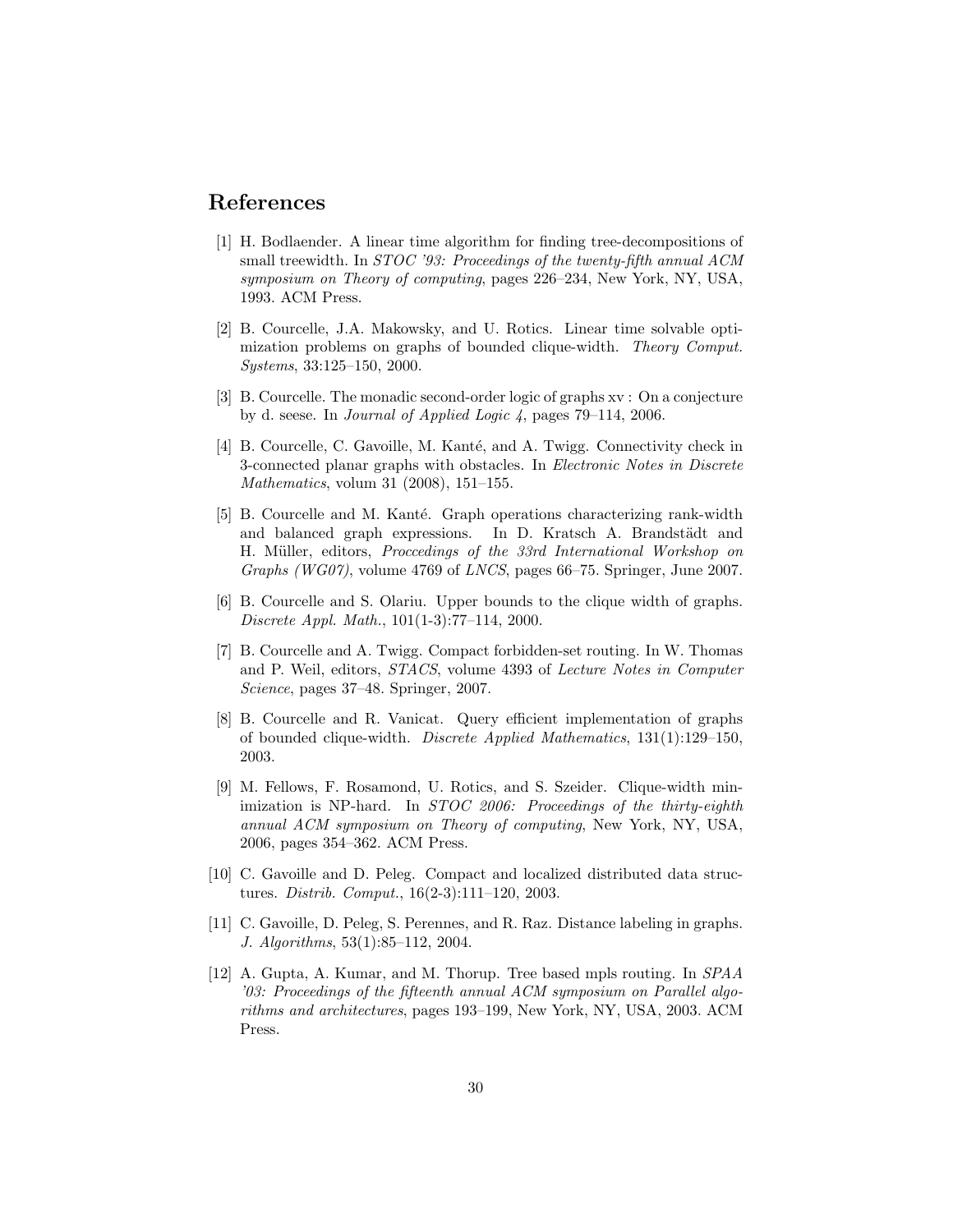## References

[1] H. Bodlaender. A linear time algorithm for finding tree-decompositions of small treewidth. In *STOC '93: Proceedings of the twenty-fifth annual ACM symposium on Theory of computing*, pages 226–234, New York, NY, USA, 1993. ACM Press.

[2] B. Courcelle, J.A. Makowsky, and U. Rotics. Linear time solvable optimization problems on graphs of bounded clique-width. *Theory Comput. Systems*, 33:125–150, 2000.

[3] B. Courcelle. The monadic second-order logic of graphs xv : On a conjecture by d. seese. In *Journal of Applied Logic 4*, pages 79–114, 2006.

[4] B. Courcelle, C. Gavoille, M. Kanté, and A. Twigg. Connectivity check in 3-connected planar graphs with obstacles. In *Electronic Notes in Discrete Mathematics*, volum 31 (2008), 151–155.

[5] B. Courcelle and M. Kanté. Graph operations characterizing rank-width and balanced graph expressions. In D. Kratsch A. Brandstädt and H. Müller, editors, *Proccedings of the 33rd International Workshop on Graphs (WG07)*, volume 4769 of *LNCS*, pages 66–75. Springer, June 2007.

[6] B. Courcelle and S. Olariu. Upper bounds to the clique width of graphs. *Discrete Appl. Math.*, 101(1-3):77–114, 2000.

[7] B. Courcelle and A. Twigg. Compact forbidden-set routing. In W. Thomas and P. Weil, editors, *STACS*, volume 4393 of *Lecture Notes in Computer Science*, pages 37–48. Springer, 2007.

[8] B. Courcelle and R. Vanicat. Query efficient implementation of graphs of bounded clique-width. *Discrete Applied Mathematics*, 131(1):129–150, 2003.

[9] M. Fellows, F. Rosamond, U. Rotics, and S. Szeider. Clique-width minimization is NP-hard. In *STOC 2006: Proceedings of the thirty-eighth annual ACM symposium on Theory of computing*, New York, NY, USA, 2006, pages 354–362. ACM Press.

[10] C. Gavoille and D. Peleg. Compact and localized distributed data structures. *Distrib. Comput.*, 16(2-3):111–120, 2003.

[11] C. Gavoille, D. Peleg, S. Perennes, and R. Raz. Distance labeling in graphs. *J. Algorithms*, 53(1):85–112, 2004.

[12] A. Gupta, A. Kumar, and M. Thorup. Tree based mpls routing. In *SPAA '03: Proceedings of the fifteenth annual ACM symposium on Parallel algorithms and architectures*, pages 193–199, New York, NY, USA, 2003. ACM Press.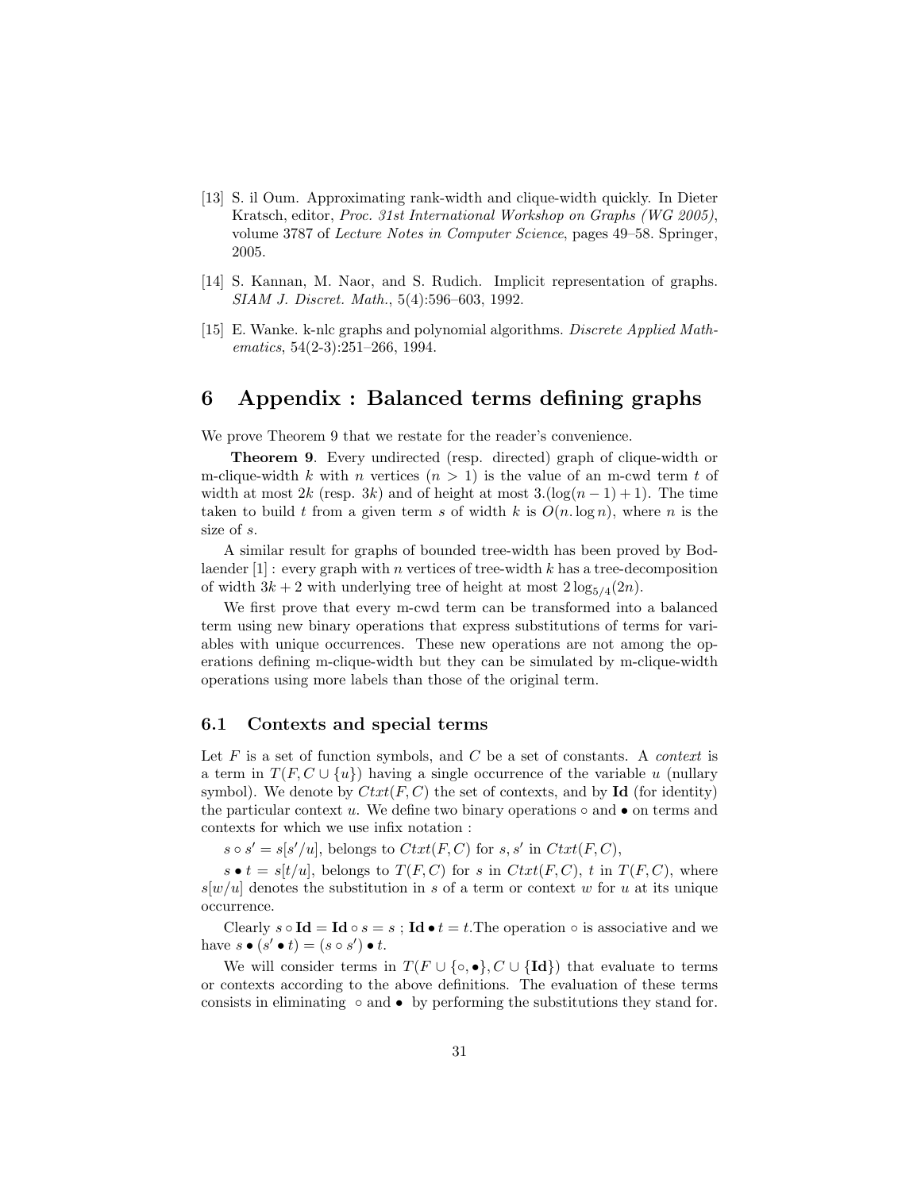[13] S. il Oum. Approximating rank-width and clique-width quickly. In Dieter Kratsch, editor, *Proc. 31st International Workshop on Graphs (WG 2005)*, volume 3787 of *Lecture Notes in Computer Science*, pages 49–58. Springer, 2005.

[14] S. Kannan, M. Naor, and S. Rudich. Implicit representation of graphs. *SIAM J. Discret. Math.*, 5(4):596–603, 1992.

[15] E. Wanke. k-nlc graphs and polynomial algorithms. *Discrete Applied Mathematics*, 54(2-3):251–266, 1994.

# 6 Appendix : Balanced terms defining graphs

We prove Theorem 9 that we restate for the reader's convenience.

**Theorem 9**. Every undirected (resp. directed) graph of clique-width or m-clique-width $k$ with $n$ vertices ($n > 1$) is the value of an m-cwd term $t$ of width at most $2k$ (resp. $3k$) and of height at most $3.(\log(n-1)+1)$. The time taken to build $t$ from a given term $s$ of width $k$ is $O(n.\log n)$, where $n$ is the size of $s$.

A similar result for graphs of bounded tree-width has been proved by Bodlaender [1] : every graph with $n$ vertices of tree-width $k$ has a tree-decomposition of width $3k+2$ with underlying tree of height at most $2\log_{5/4}(2n)$.

We first prove that every m-cwd term can be transformed into a balanced term using new binary operations that express substitutions of terms for variables with unique occurrences. These new operations are not among the operations defining m-clique-width but they can be simulated by m-clique-width operations using more labels than those of the original term.

## 6.1 Contexts and special terms

Let $F$ is a set of function symbols, and $C$ be a set of constants. A *context* is a term in $T(F, C \cup \{u\})$ having a single occurrence of the variable $u$ (nullary symbol). We denote by $Ctxt(F, C)$ the set of contexts, and by **Id** (for identity) the particular context $u$. We define two binary operations $\circ$ and $\bullet$ on terms and contexts for which we use infix notation :

$s \circ s' = s[s'/u]$, belongs to $Ctxt(F, C)$ for $s, s'$ in $Ctxt(F, C)$,

$s \bullet t = s[t/u]$, belongs to $T(F, C)$ for $s$ in $Ctxt(F, C)$, $t$ in $T(F, C)$, where $s[w/u]$ denotes the substitution in $s$ of a term or context $w$ for $u$ at its unique occurrence.

Clearly $s \circ \mathbf{Id} = \mathbf{Id} \circ s = s$ ; $\mathbf{Id} \bullet t = t$.The operation $\circ$ is associative and we have $s \bullet (s' \bullet t) = (s \circ s') \bullet t$.

We will consider terms in $T(F \cup \{\circ, \bullet\}, C \cup \{\mathbf{Id}\})$ that evaluate to terms or contexts according to the above definitions. The evaluation of these terms consists in eliminating $\circ$ and $\bullet$ by performing the substitutions they stand for.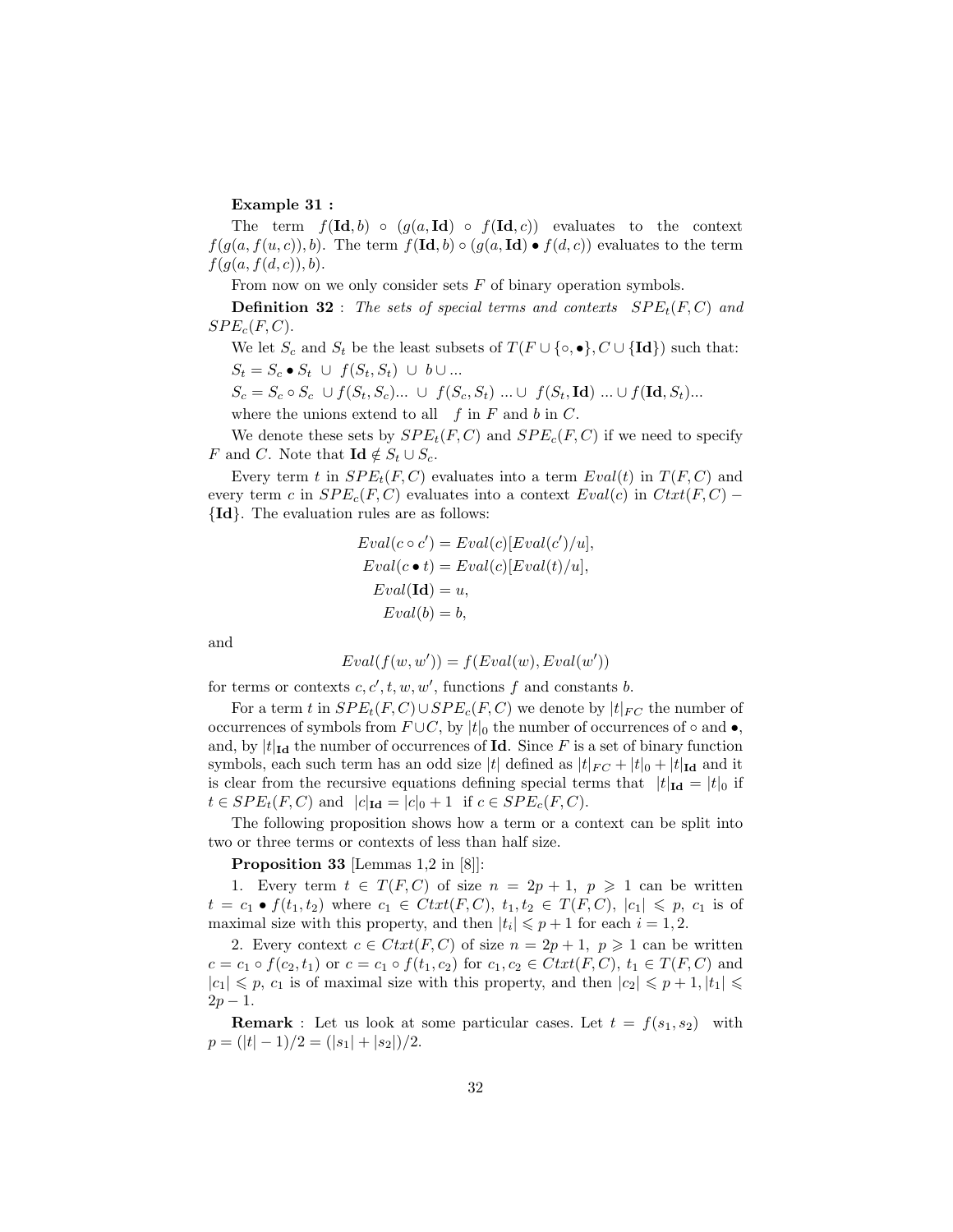**Example 31 :**

The term $f(\mathbf{Id}, b) \circ (g(a, \mathbf{Id}) \circ f(\mathbf{Id}, c))$ evaluates to the context $f(g(a, f(u, c)), b)$. The term $f(\mathbf{Id}, b) \circ (g(a, \mathbf{Id}) \bullet f(d, c))$ evaluates to the term $f(g(a, f(d, c)), b)$.

From now on we only consider sets $F$ of binary operation symbols.

**Definition 32** : *The sets of special terms and contexts* $SPE_t(F, C)$ *and* $SPE_c(F, C)$.

We let $S_c$ and $S_t$ be the least subsets of $T(F \cup \{\circ, \bullet\}, C \cup \{\mathbf{Id}\})$ such that:

$S_t = S_c \bullet S_t \;\cup\; f(S_t, S_t) \;\cup\; b \cup ...$

$S_c = S_c \circ S_c \;\cup f(S_t, S_c) ... \cup\; f(S_c, S_t) \;... \cup\; f(S_t, \mathbf{Id}) \;... \cup f(\mathbf{Id}, S_t)...$

where the unions extend to all $f$ in $F$ and $b$ in $C$.

We denote these sets by $SPE_t(F, C)$ and $SPE_c(F, C)$ if we need to specify $F$ and $C$. Note that $\mathbf{Id} \notin S_t \cup S_c$.

Every term $t$ in $SPE_t(F, C)$ evaluates into a term $Eval(t)$ in $T(F, C)$ and every term $c$ in $SPE_c(F, C)$ evaluates into a context $Eval(c)$ in $Ctxt(F, C) - \{\mathbf{Id}\}$. The evaluation rules are as follows:

$$Eval(c \circ c') = Eval(c)[Eval(c')/u],$$
$$Eval(c \bullet t) = Eval(c)[Eval(t)/u],$$
$$Eval(\mathbf{Id}) = u,$$
$$Eval(b) = b,$$

and

$$Eval(f(w, w')) = f(Eval(w), Eval(w'))$$

for terms or contexts $c, c', t, w, w'$, functions $f$ and constants $b$.

For a term $t$ in $SPE_t(F, C) \cup SPE_c(F, C)$ we denote by $|t|_{FC}$ the number of occurrences of symbols from $F \cup C$, by $|t|_0$ the number of occurrences of $\circ$ and $\bullet$, and, by $|t|_{\mathbf{Id}}$ the number of occurrences of $\mathbf{Id}$. Since $F$ is a set of binary function symbols, each such term has an odd size $|t|$ defined as $|t|_{FC} + |t|_0 + |t|_{\mathbf{Id}}$ and it is clear from the recursive equations defining special terms that $|t|_{\mathbf{Id}} = |t|_0$ if $t \in SPE_t(F, C)$ and $|c|_{\mathbf{Id}} = |c|_0 + 1$ if $c \in SPE_c(F, C)$.

The following proposition shows how a term or a context can be split into two or three terms or contexts of less than half size.

**Proposition 33** [Lemmas 1,2 in [8]]:

1. Every term $t \in T(F, C)$ of size $n = 2p + 1$, $p \geqslant 1$ can be written $t = c_1 \bullet f(t_1, t_2)$ where $c_1 \in Ctxt(F, C)$, $t_1, t_2 \in T(F, C)$, $|c_1| \leqslant p$, $c_1$ is of maximal size with this property, and then $|t_i| \leqslant p + 1$ for each $i = 1, 2$.

2. Every context $c \in Ctxt(F, C)$ of size $n = 2p + 1$, $p \geqslant 1$ can be written $c = c_1 \circ f(c_2, t_1)$ or $c = c_1 \circ f(t_1, c_2)$ for $c_1, c_2 \in Ctxt(F, C)$, $t_1 \in T(F, C)$ and $|c_1| \leqslant p$, $c_1$ is of maximal size with this property, and then $|c_2| \leqslant p + 1, |t_1| \leqslant 2p - 1$.

**Remark** : Let us look at some particular cases. Let $t = f(s_1, s_2)$ with $p = (|t| - 1)/2 = (|s_1| + |s_2|)/2$.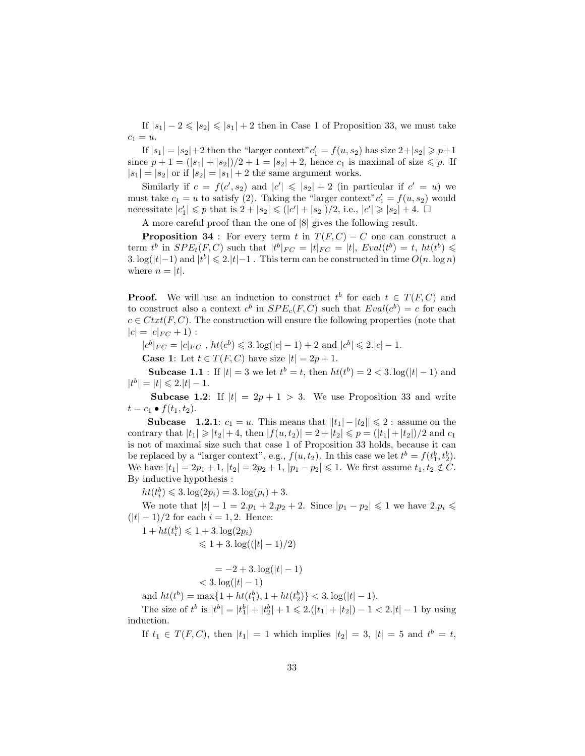If $|s_1| - 2 \leqslant |s_2| \leqslant |s_1| + 2$ then in Case 1 of Proposition 33, we must take $c_1 = u$.

If $|s_1| = |s_2| + 2$ then the "larger context" $c'_1 = f(u, s_2)$ has size $2 + |s_2| \geqslant p + 1$ since $p + 1 = (|s_1| + |s_2|)/2 + 1 = |s_2| + 2$, hence $c_1$ is maximal of size $\leqslant p$. If $|s_1| = |s_2|$ or if $|s_2| = |s_1| + 2$ the same argument works.

Similarly if $c = f(c', s_2)$ and $|c'| \leqslant |s_2| + 2$ (in particular if $c' = u$) we must take $c_1 = u$ to satisfy (2). Taking the "larger context" $c'_1 = f(u, s_2)$ would necessitate $|c'_1| \leqslant p$ that is $2 + |s_2| \leqslant (|c'| + |s_2|)/2$, i.e., $|c'| \geqslant |s_2| + 4$. □

A more careful proof than the one of [8] gives the following result.

**Proposition 34** : For every term $t$ in $T(F, C) - C$ one can construct a term $t^b$ in $SPE_t(F, C)$ such that $|t^b|_{FC} = |t|_{FC} = |t|$, $Eval(t^b) = t$, $ht(t^b) \leqslant 3.\log(|t|-1)$ and $|t^b| \leqslant 2.|t|-1$ . This term can be constructed in time $O(n.\log n)$ where $n = |t|$.

**Proof.** We will use an induction to construct $t^b$ for each $t \in T(F, C)$ and to construct also a context $c^b$ in $SPE_c(F, C)$ such that $Eval(c^b) = c$ for each $c \in Ctxt(F, C)$. The construction will ensure the following properties (note that $|c| = |c|_{FC} + 1)$ :

$|c^b|_{FC} = |c|_{FC}$ , $ht(c^b) \leqslant 3.\log(|c| - 1) + 2$ and $|c^b| \leqslant 2.|c| - 1$.

**Case 1**: Let $t \in T(F, C)$ have size $|t| = 2p + 1$.

**Subcase 1.1** : If $|t| = 3$ we let $t^b = t$, then $ht(t^b) = 2 < 3.\log(|t| - 1)$ and $|t^b| = |t| \leqslant 2.|t| - 1$.

**Subcase 1.2**: If $|t| = 2p + 1 > 3$. We use Proposition 33 and write $t = c_1 \bullet f(t_1, t_2)$.

**Subcase 1.2.1**: $c_1 = u$. This means that $||t_1| - |t_2|| \leqslant 2$ : assume on the contrary that $|t_1| \geqslant |t_2| + 4$, then $|f(u, t_2)| = 2 + |t_2| \leqslant p = (|t_1| + |t_2|)/2$ and $c_1$ is not of maximal size such that case 1 of Proposition 33 holds, because it can be replaced by a "larger context", e.g., $f(u, t_2)$. In this case we let $t^b = f(t^b_1, t^b_2)$. We have $|t_1| = 2p_1 + 1$, $|t_2| = 2p_2 + 1$, $|p_1 - p_2| \leqslant 1$. We first assume $t_1, t_2 \notin C$. By inductive hypothesis :

$ht(t^b_i) \leqslant 3.\log(2p_i) = 3.\log(p_i) + 3$.

We note that $|t| - 1 = 2.p_1 + 2.p_2 + 2$. Since $|p_1 - p_2| \leqslant 1$ we have $2.p_i \leqslant (|t| - 1)/2$ for each $i = 1, 2$. Hence:

$$
\begin{aligned}
1 + ht(t^b_i) &\leqslant 1 + 3.\log(2p_i) \\
&\leqslant 1 + 3.\log((|t| - 1)/2) \\
&= -2 + 3.\log(|t| - 1) \\
&< 3.\log(|t| - 1)
\end{aligned}
$$

and $ht(t^b) = \max\{1 + ht(t^b_1), 1 + ht(t^b_2)\} < 3.\log(|t| - 1)$.

The size of $t^b$ is $|t^b| = |t^b_1| + |t^b_2| + 1 \leqslant 2.(|t_1| + |t_2|) - 1 < 2.|t| - 1$ by using induction.

If $t_1 \in T(F, C)$, then $|t_1| = 1$ which implies $|t_2| = 3$, $|t| = 5$ and $t^b = t$,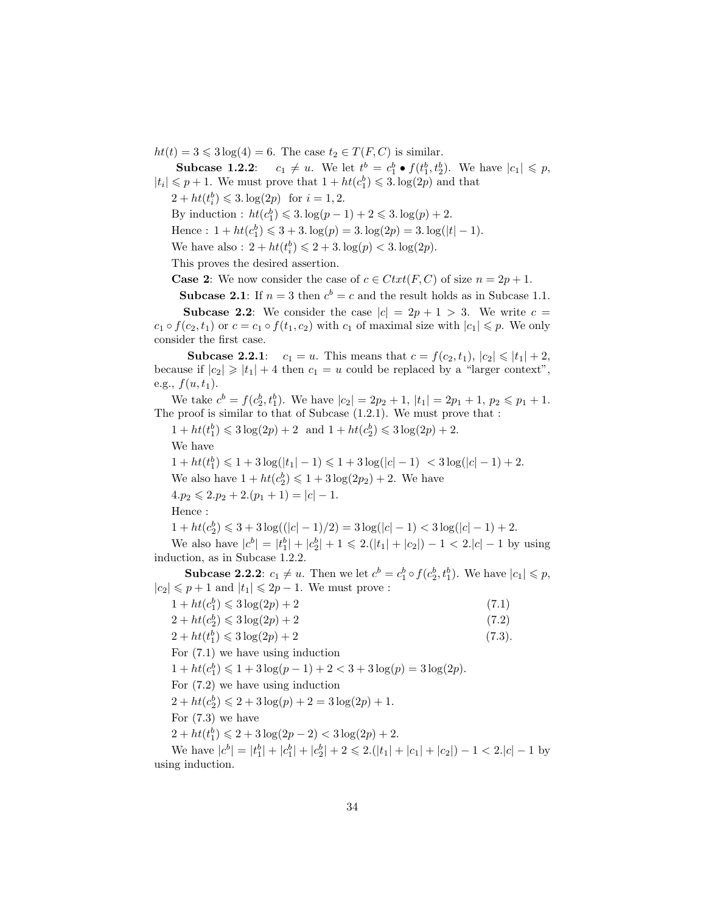$ht(t) = 3 \leqslant 3\log(4) = 6$. The case $t_2 \in T(F,C)$ is similar.

**Subcase 1.2.2**: $c_1 \neq u$. We let $t^b = c_1^b \bullet f(t_1^b, t_2^b)$. We have $|c_1| \leqslant p$, $|t_i| \leqslant p+1$. We must prove that $1 + ht(c_1^b) \leqslant 3.\log(2p)$ and that

$2 + ht(t_i^b) \leqslant 3.\log(2p)$ for $i = 1,2$.

By induction : $ht(c_1^b) \leqslant 3.\log(p-1) + 2 \leqslant 3.\log(p) + 2$.

Hence : $1 + ht(c_1^b) \leqslant 3 + 3.\log(p) = 3.\log(2p) = 3.\log(|t|-1)$.

We have also : $2 + ht(t_i^b) \leqslant 2 + 3.\log(p) < 3.\log(2p)$.

This proves the desired assertion.

**Case 2**: We now consider the case of $c \in Ctxt(F,C)$ of size $n = 2p+1$.

**Subcase 2.1**: If $n = 3$ then $c^b = c$ and the result holds as in Subcase 1.1.

**Subcase 2.2**: We consider the case $|c| = 2p+1 > 3$. We write $c = c_1 \circ f(c_2, t_1)$ or $c = c_1 \circ f(t_1, c_2)$ with $c_1$ of maximal size with $|c_1| \leqslant p$. We only consider the first case.

**Subcase 2.2.1**: $c_1 = u$. This means that $c = f(c_2, t_1)$, $|c_2| \leqslant |t_1| + 2$, because if $|c_2| \geqslant |t_1| + 4$ then $c_1 = u$ could be replaced by a "larger context", e.g., $f(u, t_1)$.

We take $c^b = f(c_2^b, t_1^b)$. We have $|c_2| = 2p_2 + 1$, $|t_1| = 2p_1 + 1$, $p_2 \leqslant p_1 + 1$. The proof is similar to that of Subcase (1.2.1). We must prove that :

$1 + ht(t_1^b) \leqslant 3\log(2p) + 2$ and $1 + ht(c_2^b) \leqslant 3\log(2p) + 2$.

We have

$1 + ht(t_1^b) \leqslant 1 + 3\log(|t_1| - 1) \leqslant 1 + 3\log(|c| - 1) < 3\log(|c| - 1) + 2$.

We also have $1 + ht(c_2^b) \leqslant 1 + 3\log(2p_2) + 2$. We have

$4.p_2 \leqslant 2.p_2 + 2.(p_1 + 1) = |c| - 1$.

Hence :

$1 + ht(c_2^b) \leqslant 3 + 3\log((|c| - 1)/2) = 3\log(|c| - 1) < 3\log(|c| - 1) + 2$.

We also have $|c^b| = |t_1^b| + |c_2^b| + 1 \leqslant 2.(|t_1| + |c_2|) - 1 < 2.|c| - 1$ by using induction, as in Subcase 1.2.2.

**Subcase 2.2.2**: $c_1 \neq u$. Then we let $c^b = c_1^b \circ f(c_2^b, t_1^b)$. We have $|c_1| \leqslant p$, $|c_2| \leqslant p+1$ and $|t_1| \leqslant 2p - 1$. We must prove :

$$1 + ht(c_1^b) \leqslant 3\log(2p) + 2 \quad (7.1)$$

$$2 + ht(c_2^b) \leqslant 3\log(2p) + 2 \quad (7.2)$$

$$2 + ht(t_1^b) \leqslant 3\log(2p) + 2 \quad (7.3).$$

For (7.1) we have using induction

$1 + ht(c_1^b) \leqslant 1 + 3\log(p-1) + 2 < 3 + 3\log(p) = 3\log(2p)$.

For (7.2) we have using induction

$2 + ht(c_2^b) \leqslant 2 + 3\log(p) + 2 = 3\log(2p) + 1$.

For (7.3) we have

$2 + ht(t_1^b) \leqslant 2 + 3\log(2p - 2) < 3\log(2p) + 2$.

We have $|c^b| = |t_1^b| + |c_1^b| + |c_2^b| + 2 \leqslant 2.(|t_1| + |c_1| + |c_2|) - 1 < 2.|c| - 1$ by using induction.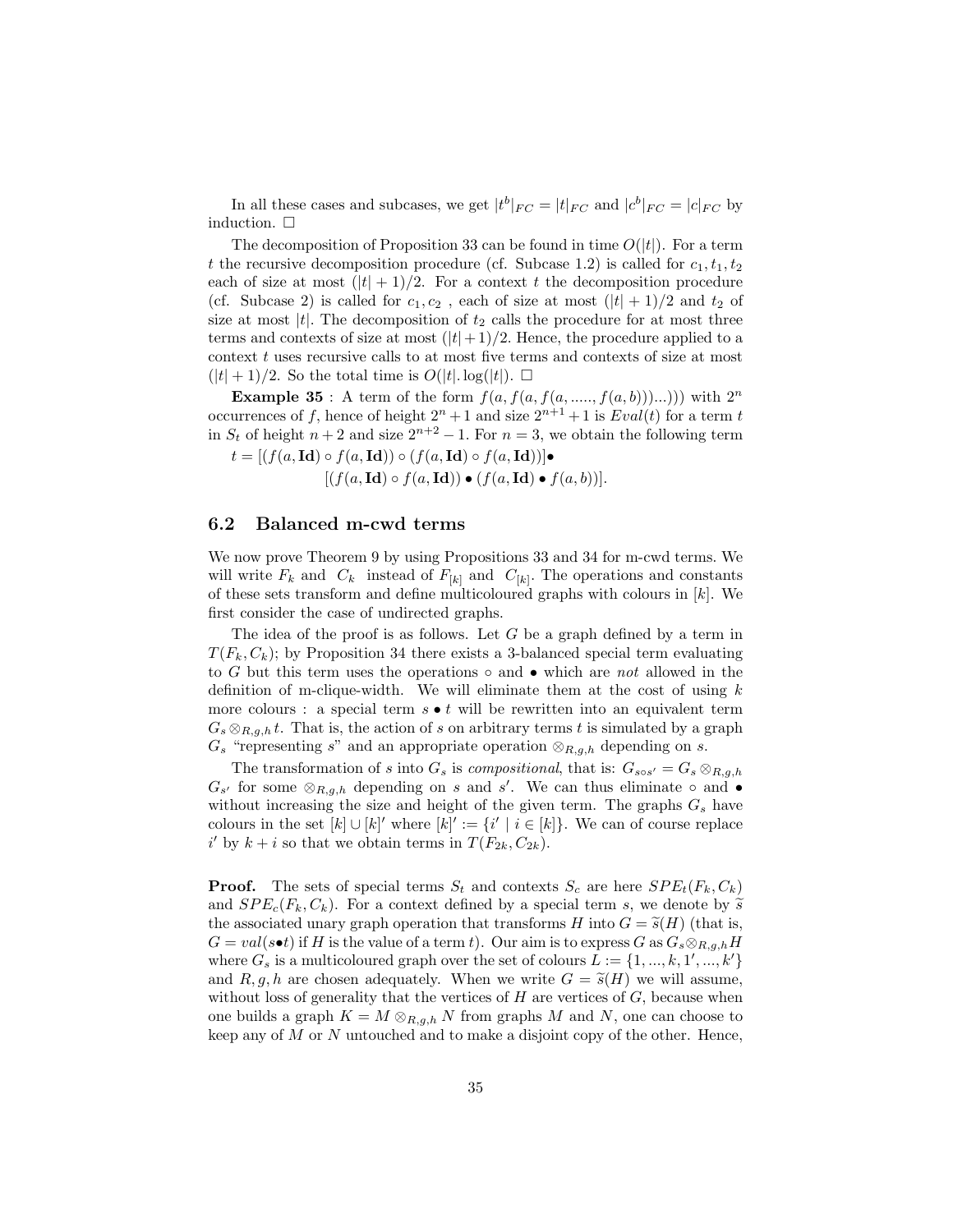In all these cases and subcases, we get $|t^b|_{FC} = |t|_{FC}$ and $|c^b|_{FC} = |c|_{FC}$ by induction. □

The decomposition of Proposition 33 can be found in time $O(|t|)$. For a term $t$ the recursive decomposition procedure (cf. Subcase 1.2) is called for $c_1, t_1, t_2$ each of size at most $(|t|+1)/2$. For a context $t$ the decomposition procedure (cf. Subcase 2) is called for $c_1, c_2$ , each of size at most $(|t|+1)/2$ and $t_2$ of size at most $|t|$. The decomposition of $t_2$ calls the procedure for at most three terms and contexts of size at most $(|t|+1)/2$. Hence, the procedure applied to a context $t$ uses recursive calls to at most five terms and contexts of size at most $(|t|+1)/2$. So the total time is $O(|t|.\log(|t|)$. □

**Example 35** : A term of the form $f(a, f(a, f(a, ....., f(a, b)))...)))$ with $2^n$ occurrences of $f$, hence of height $2^n + 1$ and size $2^{n+1} + 1$ is $Eval(t)$ for a term $t$ in $S_t$ of height $n+2$ and size $2^{n+2} - 1$. For $n = 3$, we obtain the following term

$$t = [(f(a, \mathbf{Id}) \circ f(a, \mathbf{Id})) \circ (f(a, \mathbf{Id}) \circ f(a, \mathbf{Id}))] \bullet$$
$$[(f(a, \mathbf{Id}) \circ f(a, \mathbf{Id})) \bullet (f(a, \mathbf{Id}) \bullet f(a, b))].$$

## 6.2 Balanced m-cwd terms

We now prove Theorem 9 by using Propositions 33 and 34 for m-cwd terms. We will write $F_k$ and $C_k$ instead of $F_{[k]}$ and $C_{[k]}$. The operations and constants of these sets transform and define multicoloured graphs with colours in $[k]$. We first consider the case of undirected graphs.

The idea of the proof is as follows. Let $G$ be a graph defined by a term in $T(F_k, C_k)$; by Proposition 34 there exists a 3-balanced special term evaluating to $G$ but this term uses the operations $\circ$ and $\bullet$ which are *not* allowed in the definition of m-clique-width. We will eliminate them at the cost of using $k$ more colours : a special term $s \bullet t$ will be rewritten into an equivalent term $G_s \otimes_{R,g,h} t$. That is, the action of $s$ on arbitrary terms $t$ is simulated by a graph $G_s$ "representing $s$" and an appropriate operation $\otimes_{R,g,h}$ depending on $s$.

The transformation of $s$ into $G_s$ is *compositional*, that is: $G_{s \circ s'} = G_s \otimes_{R,g,h} G_{s'}$ for some $\otimes_{R,g,h}$ depending on $s$ and $s'$. We can thus eliminate $\circ$ and $\bullet$ without increasing the size and height of the given term. The graphs $G_s$ have colours in the set $[k] \cup [k]'$ where $[k]' := \{i' \mid i \in [k]\}$. We can of course replace $i'$ by $k + i$ so that we obtain terms in $T(F_{2k}, C_{2k})$.

**Proof.** The sets of special terms $S_t$ and contexts $S_c$ are here $SPE_t(F_k, C_k)$ and $SPE_c(F_k, C_k)$. For a context defined by a special term $s$, we denote by $\widetilde{s}$ the associated unary graph operation that transforms $H$ into $G = \widetilde{s}(H)$ (that is, $G = val(s \bullet t)$ if $H$ is the value of a term $t$). Our aim is to express $G$ as $G_s \otimes_{R,g,h} H$ where $G_s$ is a multicoloured graph over the set of colours $L := \{1, ..., k, 1', ..., k'\}$ and $R, g, h$ are chosen adequately. When we write $G = \widetilde{s}(H)$ we will assume, without loss of generality that the vertices of $H$ are vertices of $G$, because when one builds a graph $K = M \otimes_{R,g,h} N$ from graphs $M$ and $N$, one can choose to keep any of $M$ or $N$ untouched and to make a disjoint copy of the other. Hence,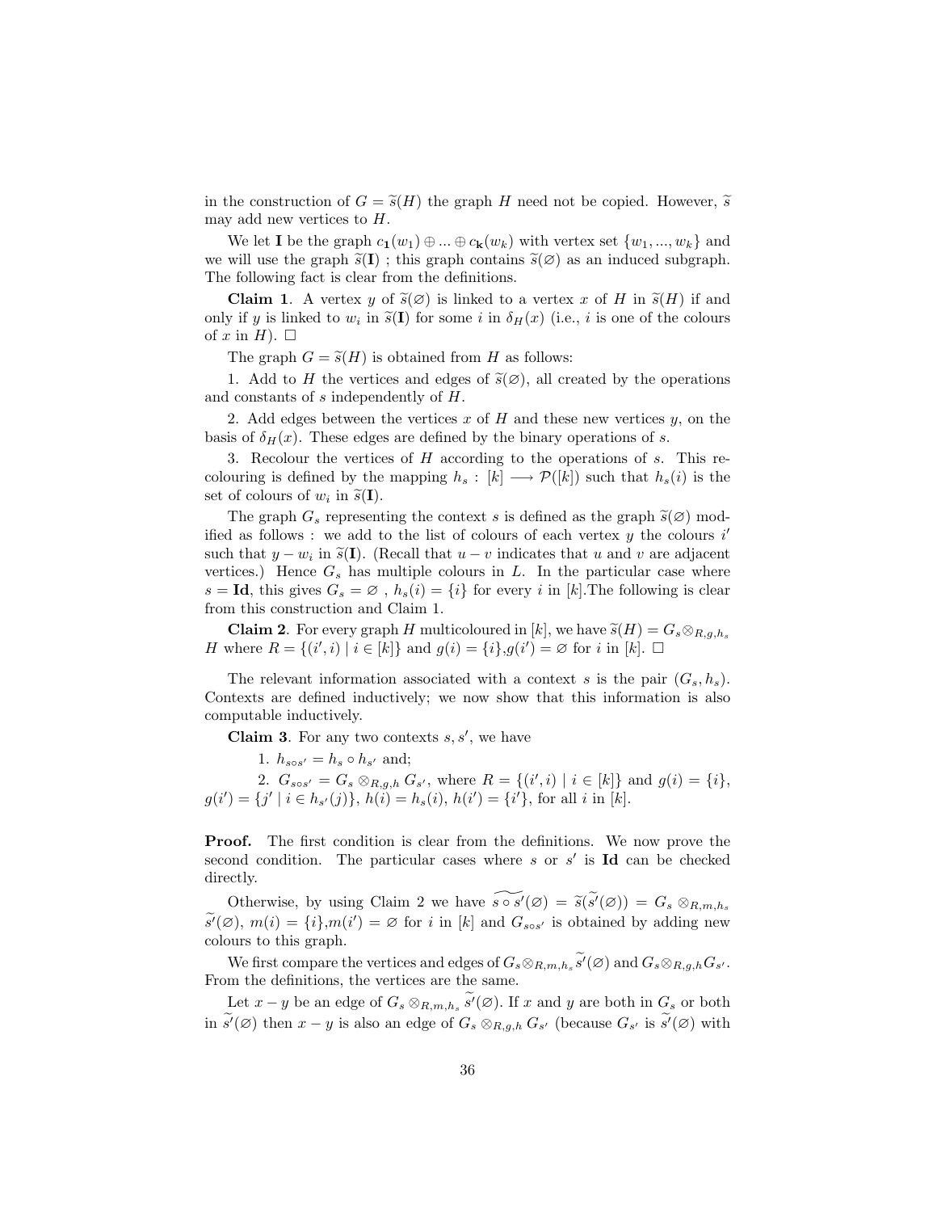in the construction of $G = \widetilde{s}(H)$ the graph $H$ need not be copied. However, $\widetilde{s}$ may add new vertices to $H$.

We let $\mathbf{I}$ be the graph $c_\mathbf{1}(w_1) \oplus ... \oplus c_\mathbf{k}(w_k)$ with vertex set $\{w_1, ..., w_k\}$ and we will use the graph $\widetilde{s}(\mathbf{I})$ ; this graph contains $\widetilde{s}(\varnothing)$ as an induced subgraph. The following fact is clear from the definitions.

**Claim 1**. A vertex $y$ of $\widetilde{s}(\varnothing)$ is linked to a vertex $x$ of $H$ in $\widetilde{s}(H)$ if and only if $y$ is linked to $w_i$ in $\widetilde{s}(\mathbf{I})$ for some $i$ in $\delta_H(x)$ (i.e., $i$ is one of the colours of $x$ in $H$). □

The graph $G = \widetilde{s}(H)$ is obtained from $H$ as follows:

1. Add to $H$ the vertices and edges of $\widetilde{s}(\varnothing)$, all created by the operations and constants of $s$ independently of $H$.

2. Add edges between the vertices $x$ of $H$ and these new vertices $y$, on the basis of $\delta_H(x)$. These edges are defined by the binary operations of $s$.

3. Recolour the vertices of $H$ according to the operations of $s$. This recolouring is defined by the mapping $h_s : [k] \longrightarrow \mathcal{P}([k])$ such that $h_s(i)$ is the set of colours of $w_i$ in $\widetilde{s}(\mathbf{I})$.

The graph $G_s$ representing the context $s$ is defined as the graph $\widetilde{s}(\varnothing)$ modified as follows : we add to the list of colours of each vertex $y$ the colours $i'$ such that $y - w_i$ in $\widetilde{s}(\mathbf{I})$. (Recall that $u - v$ indicates that $u$ and $v$ are adjacent vertices.) Hence $G_s$ has multiple colours in $L$. In the particular case where $s = \mathbf{Id}$, this gives $G_s = \varnothing$ , $h_s(i) = \{i\}$ for every $i$ in $[k]$.The following is clear from this construction and Claim 1.

**Claim 2**. For every graph $H$ multicoloured in $[k]$, we have $\widetilde{s}(H) = G_s \otimes_{R,g,h_s} H$ where $R = \{(i', i) \mid i \in [k]\}$ and $g(i) = \{i\}$,$g(i') = \varnothing$ for $i$ in $[k]$. □

The relevant information associated with a context $s$ is the pair $(G_s, h_s)$. Contexts are defined inductively; we now show that this information is also computable inductively.

**Claim 3**. For any two contexts $s, s'$, we have

1. $h_{s \circ s'} = h_s \circ h_{s'}$ and;

2. $G_{s \circ s'} = G_s \otimes_{R,g,h} G_{s'}$, where $R = \{(i', i) \mid i \in [k]\}$ and $g(i) = \{i\}$, $g(i') = \{j' \mid i \in h_{s'}(j)\}$, $h(i) = h_s(i)$, $h(i') = \{i'\}$, for all $i$ in $[k]$.

**Proof.** The first condition is clear from the definitions. We now prove the second condition. The particular cases where $s$ or $s'$ is $\mathbf{Id}$ can be checked directly.

Otherwise, by using Claim 2 we have $\widetilde{s \circ s'}(\varnothing) = \widetilde{s}(\widetilde{s'}(\varnothing)) = G_s \otimes_{R,m,h_s} \widetilde{s'}(\varnothing)$, $m(i) = \{i\}$,$m(i') = \varnothing$ for $i$ in $[k]$ and $G_{s \circ s'}$ is obtained by adding new colours to this graph.

We first compare the vertices and edges of $G_s \otimes_{R,m,h_s} \widetilde{s'}(\varnothing)$ and $G_s \otimes_{R,g,h} G_{s'}$. From the definitions, the vertices are the same.

Let $x - y$ be an edge of $G_s \otimes_{R,m,h_s} \widetilde{s'}(\varnothing)$. If $x$ and $y$ are both in $G_s$ or both in $\widetilde{s'}(\varnothing)$ then $x - y$ is also an edge of $G_s \otimes_{R,g,h} G_{s'}$ (because $G_{s'}$ is $\widetilde{s'}(\varnothing)$ with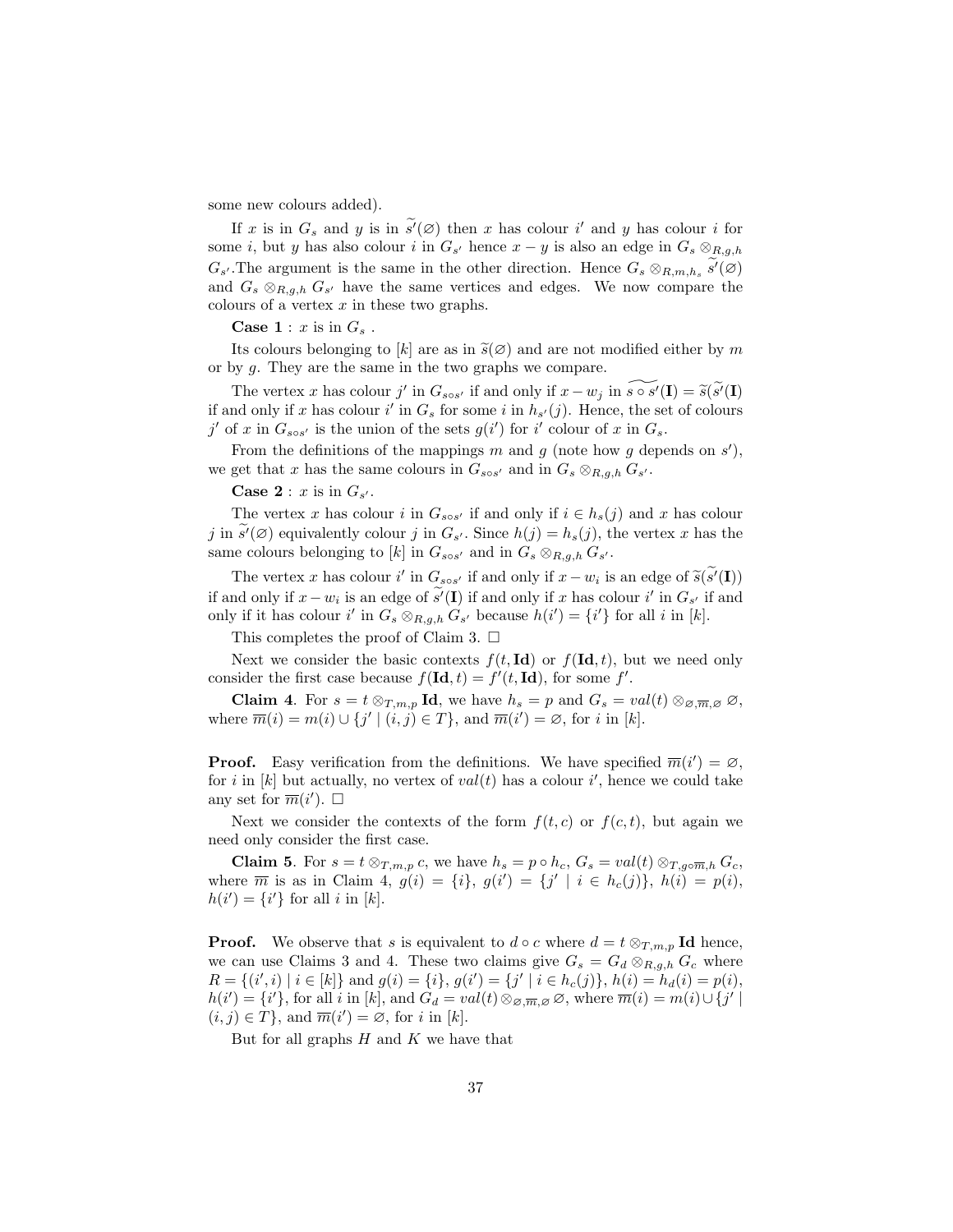some new colours added).

If $x$ is in $G_s$ and $y$ is in $\widetilde{s'}(\varnothing)$ then $x$ has colour $i'$ and $y$ has colour $i$ for some $i$, but $y$ has also colour $i$ in $G_{s'}$ hence $x - y$ is also an edge in $G_s \otimes_{R,g,h} G_{s'}$.The argument is the same in the other direction. Hence $G_s \otimes_{R,m,h_s} \widetilde{s'}(\varnothing)$ and $G_s \otimes_{R,g,h} G_{s'}$ have the same vertices and edges. We now compare the colours of a vertex $x$ in these two graphs.

**Case 1** : $x$ is in $G_s$ .

Its colours belonging to $[k]$ are as in $\widetilde{s}(\varnothing)$ and are not modified either by $m$ or by $g$. They are the same in the two graphs we compare.

The vertex $x$ has colour $j'$ in $G_{s \circ s'}$ if and only if $x - w_j$ in $\widetilde{s \circ s'}(\mathbf{I}) = \widetilde{s}(\widetilde{s'}(\mathbf{I})$ if and only if $x$ has colour $i'$ in $G_s$ for some $i$ in $h_{s'}(j)$. Hence, the set of colours $j'$ of $x$ in $G_{s \circ s'}$ is the union of the sets $g(i')$ for $i'$ colour of $x$ in $G_s$.

From the definitions of the mappings $m$ and $g$ (note how $g$ depends on $s'$), we get that $x$ has the same colours in $G_{s \circ s'}$ and in $G_s \otimes_{R,g,h} G_{s'}$.

**Case 2** : $x$ is in $G_{s'}$.

The vertex $x$ has colour $i$ in $G_{s \circ s'}$ if and only if $i \in h_s(j)$ and $x$ has colour $j$ in $\widetilde{s'}(\varnothing)$ equivalently colour $j$ in $G_{s'}$. Since $h(j) = h_s(j)$, the vertex $x$ has the same colours belonging to $[k]$ in $G_{s \circ s'}$ and in $G_s \otimes_{R,g,h} G_{s'}$.

The vertex $x$ has colour $i'$ in $G_{s \circ s'}$ if and only if $x - w_i$ is an edge of $\widetilde{s}(\widetilde{s'}(\mathbf{I}))$ if and only if $x - w_i$ is an edge of $\widetilde{s'}(\mathbf{I})$ if and only if $x$ has colour $i'$ in $G_{s'}$ if and only if it has colour $i'$ in $G_s \otimes_{R,g,h} G_{s'}$ because $h(i') = \{i'\}$ for all $i$ in $[k]$.

This completes the proof of Claim 3. □

Next we consider the basic contexts $f(t, \mathbf{Id})$ or $f(\mathbf{Id}, t)$, but we need only consider the first case because $f(\mathbf{Id}, t) = f'(t, \mathbf{Id})$, for some $f'$.

**Claim 4**. For $s = t \otimes_{T,m,p} \mathbf{Id}$, we have $h_s = p$ and $G_s = val(t) \otimes_{\varnothing,\overline{m},\varnothing} \varnothing$, where $\overline{m}(i) = m(i) \cup \{j' \mid (i, j) \in T\}$, and $\overline{m}(i') = \varnothing$, for $i$ in $[k]$.

**Proof.** Easy verification from the definitions. We have specified $\overline{m}(i') = \varnothing$, for $i$ in $[k]$ but actually, no vertex of $val(t)$ has a colour $i'$, hence we could take any set for $\overline{m}(i')$. □

Next we consider the contexts of the form $f(t, c)$ or $f(c, t)$, but again we need only consider the first case.

**Claim 5**. For $s = t \otimes_{T,m,p} c$, we have $h_s = p \circ h_c$, $G_s = val(t) \otimes_{T,g \circ \overline{m},h} G_c$, where $\overline{m}$ is as in Claim 4, $g(i) = \{i\}$, $g(i') = \{j' \mid i \in h_c(j)\}$, $h(i) = p(i)$, $h(i') = \{i'\}$ for all $i$ in $[k]$.

**Proof.** We observe that $s$ is equivalent to $d \circ c$ where $d = t \otimes_{T,m,p} \mathbf{Id}$ hence, we can use Claims 3 and 4. These two claims give $G_s = G_d \otimes_{R,g,h} G_c$ where $R = \{(i', i) \mid i \in [k]\}$ and $g(i) = \{i\}$, $g(i') = \{j' \mid i \in h_c(j)\}$, $h(i) = h_d(i) = p(i)$, $h(i') = \{i'\}$, for all $i$ in $[k]$, and $G_d = val(t) \otimes_{\varnothing,\overline{m},\varnothing} \varnothing$, where $\overline{m}(i) = m(i) \cup \{j' \mid (i, j) \in T\}$, and $\overline{m}(i') = \varnothing$, for $i$ in $[k]$.

But for all graphs $H$ and $K$ we have that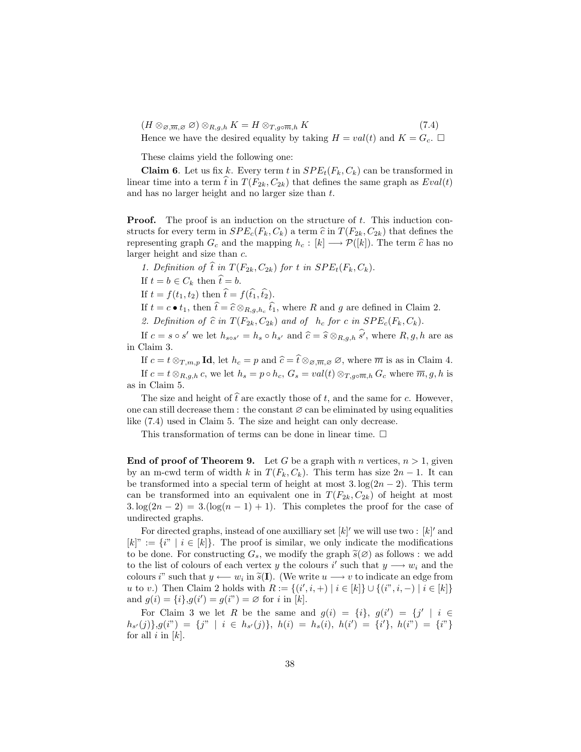$$(H \otimes_{\varnothing,\overline{m},\varnothing} \varnothing) \otimes_{R,g,h} K = H \otimes_{T,g\circ\overline{m},h} K \qquad (7.4)$$

Hence we have the desired equality by taking $H = val(t)$ and $K = G_c$. $\square$

These claims yield the following one:

**Claim 6**. Let us fix $k$. Every term $t$ in $SPE_t(F_k, C_k)$ can be transformed in linear time into a term $\widehat{t}$ in $T(F_{2k}, C_{2k})$ that defines the same graph as $Eval(t)$ and has no larger height and no larger size than $t$.

**Proof.** The proof is an induction on the structure of $t$. This induction constructs for every term in $SPE_c(F_k, C_k)$ a term $\widehat{c}$ in $T(F_{2k}, C_{2k})$ that defines the representing graph $G_c$ and the mapping $h_c : [k] \longrightarrow \mathcal{P}([k])$. The term $\widehat{c}$ has no larger height and size than $c$.

*1. Definition of $\widehat{t}$ in $T(F_{2k}, C_{2k})$ for $t$ in $SPE_t(F_k, C_k)$.*

If $t = b \in C_k$ then $\widehat{t} = b$.

If $t = f(t_1, t_2)$ then $\widehat{t} = f(\widehat{t_1}, \widehat{t_2})$.

If $t = c \bullet t_1$, then $\widehat{t} = \widehat{c} \otimes_{R,g,h_c} \widehat{t_1}$, where $R$ and $g$ are defined in Claim 2.

*2. Definition of $\widehat{c}$ in $T(F_{2k}, C_{2k})$ and of $h_c$ for $c$ in $SPE_c(F_k, C_k)$.*

If $c = s \circ s'$ we let $h_{s\circ s'} = h_s \circ h_{s'}$ and $\widehat{c} = \widehat{s} \otimes_{R,g,h} \widehat{s'}$, where $R, g, h$ are as in Claim 3.

If $c = t \otimes_{T,m,p} \mathbf{Id}$, let $h_c = p$ and $\widehat{c} = \widehat{t} \otimes_{\varnothing,\overline{m},\varnothing} \varnothing$, where $\overline{m}$ is as in Claim 4.

If $c = t \otimes_{R,g,h} c$, we let $h_s = p \circ h_c$, $G_s = val(t) \otimes_{T,g\circ\overline{m},h} G_c$ where $\overline{m}, g, h$ is as in Claim 5.

The size and height of $\widehat{t}$ are exactly those of $t$, and the same for $c$. However, one can still decrease them : the constant $\varnothing$ can be eliminated by using equalities like (7.4) used in Claim 5. The size and height can only decrease.

This transformation of terms can be done in linear time. $\square$

**End of proof of Theorem 9.** Let $G$ be a graph with $n$ vertices, $n > 1$, given by an m-cwd term of width $k$ in $T(F_k, C_k)$. This term has size $2n - 1$. It can be transformed into a special term of height at most $3.\log(2n - 2)$. This term can be transformed into an equivalent one in $T(F_{2k}, C_{2k})$ of height at most $3.\log(2n - 2) = 3.(\log(n - 1) + 1)$. This completes the proof for the case of undirected graphs.

For directed graphs, instead of one auxilliary set $[k]'$ we will use two : $[k]'$ and $[k]" := \{i" \mid i \in [k]\}$. The proof is similar, we only indicate the modifications to be done. For constructing $G_s$, we modify the graph $\widetilde{s}(\varnothing)$ as follows : we add to the list of colours of each vertex $y$ the colours $i'$ such that $y \longrightarrow w_i$ and the colours $i"$ such that $y \longleftarrow w_i$ in $\widetilde{s}(\mathbf{I})$. (We write $u \longrightarrow v$ to indicate an edge from $u$ to $v$.) Then Claim 2 holds with $R := \{(i', i, +) \mid i \in [k]\} \cup \{(i", i, -) \mid i \in [k]\}$ and $g(i) = \{i\}, g(i') = g(i") = \varnothing$ for $i$ in $[k]$.

For Claim 3 we let $R$ be the same and $g(i) = \{i\}$, $g(i') = \{j' \mid i \in h_{s'}(j)\}$, $g(i") = \{j" \mid i \in h_{s'}(j)\}$, $h(i) = h_s(i)$, $h(i') = \{i'\}$, $h(i") = \{i"\}$ for all $i$ in $[k]$.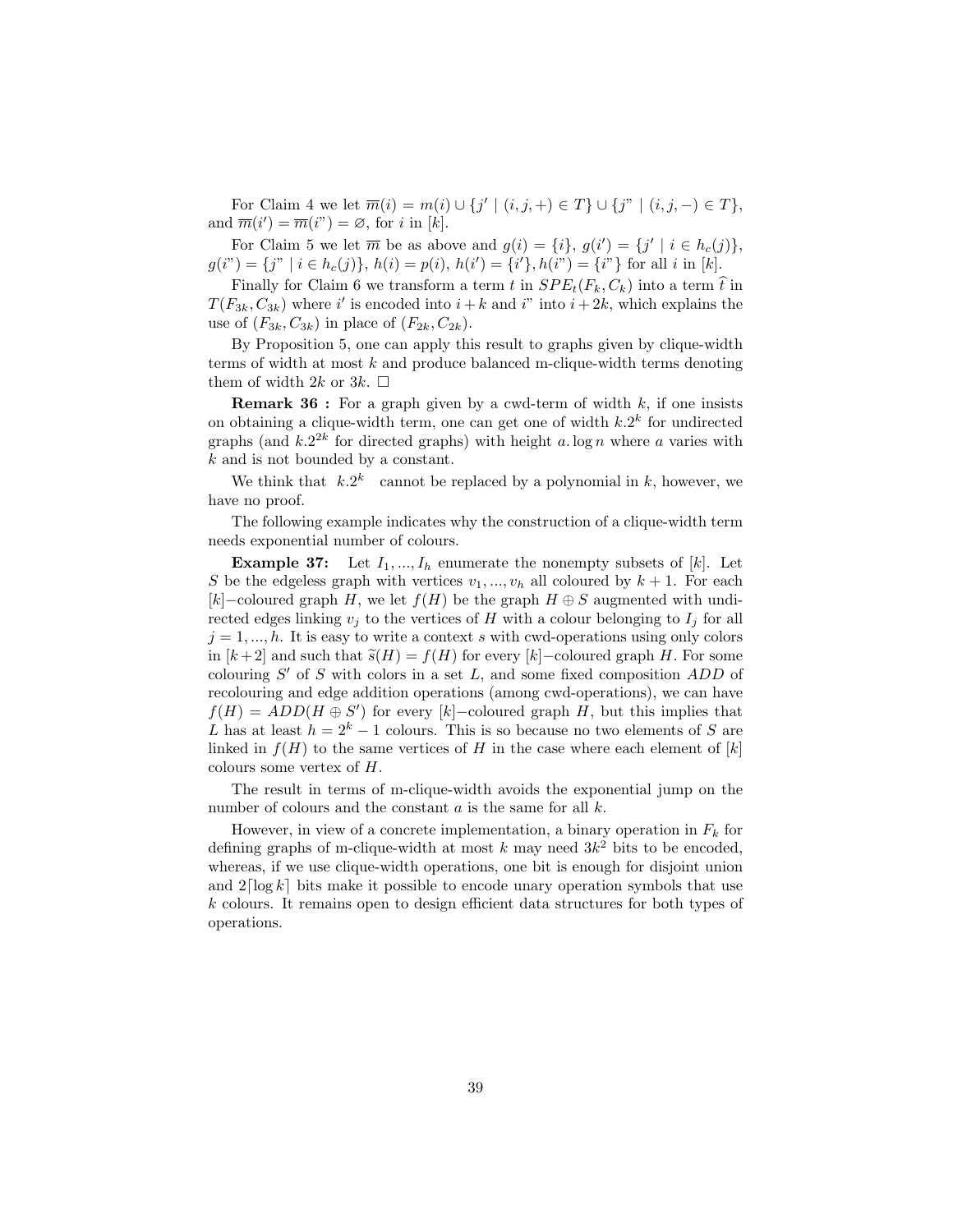For Claim 4 we let $\overline{m}(i) = m(i) \cup \{j' \mid (i,j,+) \in T\} \cup \{j" \mid (i,j,-) \in T\}$, and $\overline{m}(i') = \overline{m}(i") = \varnothing$, for $i$ in $[k]$.

For Claim 5 we let $\overline{m}$ be as above and $g(i) = \{i\}$, $g(i') = \{j' \mid i \in h_c(j)\}$, $g(i") = \{j" \mid i \in h_c(j)\}$, $h(i) = p(i)$, $h(i') = \{i'\}, h(i") = \{i"\}$ for all $i$ in $[k]$.

Finally for Claim 6 we transform a term $t$ in $SPE_t(F_k, C_k)$ into a term $\widehat{t}$ in $T(F_{3k}, C_{3k})$ where $i'$ is encoded into $i+k$ and $i"$ into $i+2k$, which explains the use of $(F_{3k}, C_{3k})$ in place of $(F_{2k}, C_{2k})$.

By Proposition 5, one can apply this result to graphs given by clique-width terms of width at most $k$ and produce balanced m-clique-width terms denoting them of width $2k$ or $3k$. □

**Remark 36 :** For a graph given by a cwd-term of width $k$, if one insists on obtaining a clique-width term, one can get one of width $k.2^k$ for undirected graphs (and $k.2^{2k}$ for directed graphs) with height $a. \log n$ where $a$ varies with $k$ and is not bounded by a constant.

We think that $k.2^k$ cannot be replaced by a polynomial in $k$, however, we have no proof.

The following example indicates why the construction of a clique-width term needs exponential number of colours.

**Example 37:** Let $I_1, ..., I_h$ enumerate the nonempty subsets of $[k]$. Let $S$ be the edgeless graph with vertices $v_1, ..., v_h$ all coloured by $k+1$. For each $[k]-$coloured graph $H$, we let $f(H)$ be the graph $H \oplus S$ augmented with undirected edges linking $v_j$ to the vertices of $H$ with a colour belonging to $I_j$ for all $j = 1, ..., h$. It is easy to write a context $s$ with cwd-operations using only colors in $[k+2]$ and such that $\widetilde{s}(H) = f(H)$ for every $[k]-$coloured graph $H$. For some colouring $S'$ of $S$ with colors in a set $L$, and some fixed composition $ADD$ of recolouring and edge addition operations (among cwd-operations), we can have $f(H) = ADD(H \oplus S')$ for every $[k]-$coloured graph $H$, but this implies that $L$ has at least $h = 2^k - 1$ colours. This is so because no two elements of $S$ are linked in $f(H)$ to the same vertices of $H$ in the case where each element of $[k]$ colours some vertex of $H$.

The result in terms of m-clique-width avoids the exponential jump on the number of colours and the constant $a$ is the same for all $k$.

However, in view of a concrete implementation, a binary operation in $F_k$ for defining graphs of m-clique-width at most $k$ may need $3k^2$ bits to be encoded, whereas, if we use clique-width operations, one bit is enough for disjoint union and $2\lceil \log k \rceil$ bits make it possible to encode unary operation symbols that use $k$ colours. It remains open to design efficient data structures for both types of operations.